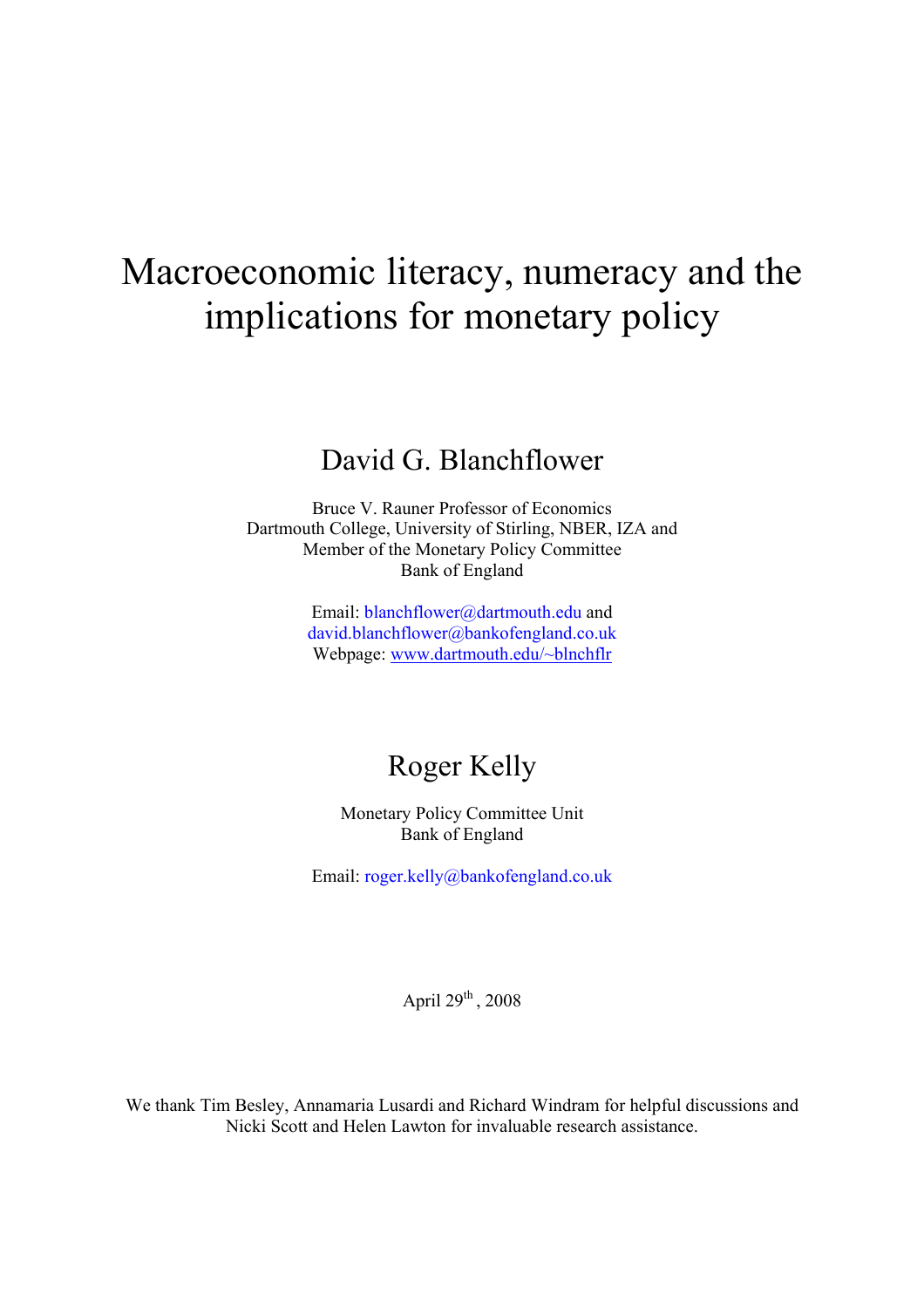# Macroeconomic literacy, numeracy and the implications for monetary policy

## David G. Blanchflower

Bruce V. Rauner Professor of Economics
Dartmouth College, University of Stirling, NBER, IZA and
Member of the Monetary Policy Committee
Bank of England

Email: blanchflower@dartmouth.edu and
david.blanchflower@bankofengland.co.uk
Webpage: www.dartmouth.edu/~blnchflr

## Roger Kelly

Monetary Policy Committee Unit
Bank of England

Email: roger.kelly@bankofengland.co.uk

April 29th, 2008

We thank Tim Besley, Annamaria Lusardi and Richard Windram for helpful discussions and Nicki Scott and Helen Lawton for invaluable research assistance.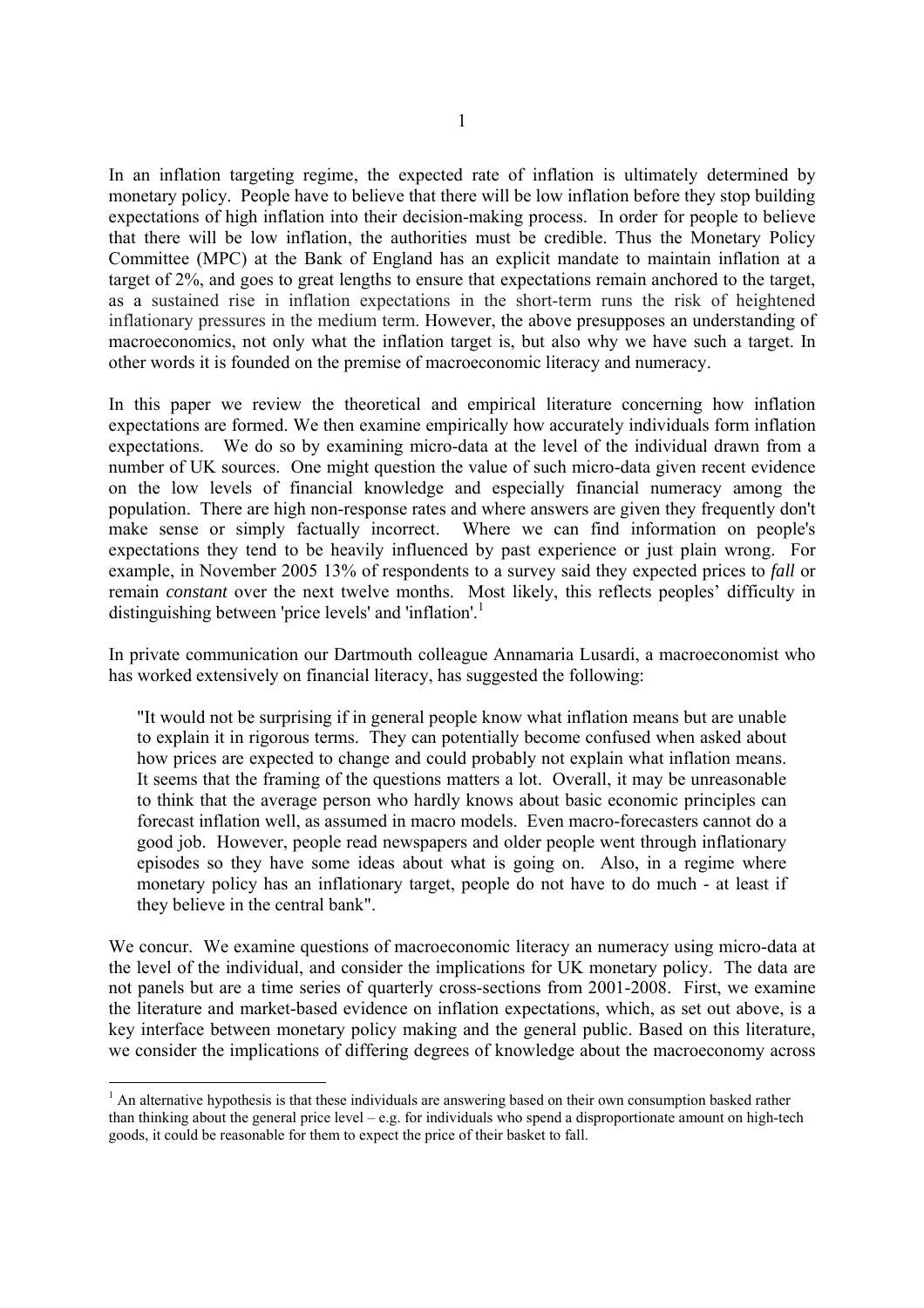In an inflation targeting regime, the expected rate of inflation is ultimately determined by monetary policy. People have to believe that there will be low inflation before they stop building expectations of high inflation into their decision-making process. In order for people to believe that there will be low inflation, the authorities must be credible. Thus the Monetary Policy Committee (MPC) at the Bank of England has an explicit mandate to maintain inflation at a target of 2%, and goes to great lengths to ensure that expectations remain anchored to the target, as a sustained rise in inflation expectations in the short-term runs the risk of heightened inflationary pressures in the medium term. However, the above presupposes an understanding of macroeconomics, not only what the inflation target is, but also why we have such a target. In other words it is founded on the premise of macroeconomic literacy and numeracy.

In this paper we review the theoretical and empirical literature concerning how inflation expectations are formed. We then examine empirically how accurately individuals form inflation expectations. We do so by examining micro-data at the level of the individual drawn from a number of UK sources. One might question the value of such micro-data given recent evidence on the low levels of financial knowledge and especially financial numeracy among the population. There are high non-response rates and where answers are given they frequently don't make sense or simply factually incorrect. Where we can find information on people's expectations they tend to be heavily influenced by past experience or just plain wrong. For example, in November 2005 13% of respondents to a survey said they expected prices to *fall* or remain *constant* over the next twelve months. Most likely, this reflects peoples' difficulty in distinguishing between 'price levels' and 'inflation'.[1]

In private communication our Dartmouth colleague Annamaria Lusardi, a macroeconomist who has worked extensively on financial literacy, has suggested the following:

> "It would not be surprising if in general people know what inflation means but are unable to explain it in rigorous terms. They can potentially become confused when asked about how prices are expected to change and could probably not explain what inflation means. It seems that the framing of the questions matters a lot. Overall, it may be unreasonable to think that the average person who hardly knows about basic economic principles can forecast inflation well, as assumed in macro models. Even macro-forecasters cannot do a good job. However, people read newspapers and older people went through inflationary episodes so they have some ideas about what is going on. Also, in a regime where monetary policy has an inflationary target, people do not have to do much - at least if they believe in the central bank".

We concur. We examine questions of macroeconomic literacy an numeracy using micro-data at the level of the individual, and consider the implications for UK monetary policy. The data are not panels but are a time series of quarterly cross-sections from 2001-2008. First, we examine the literature and market-based evidence on inflation expectations, which, as set out above, is a key interface between monetary policy making and the general public. Based on this literature, we consider the implications of differing degrees of knowledge about the macroeconomy across

---

[1] An alternative hypothesis is that these individuals are answering based on their own consumption basked rather than thinking about the general price level – e.g. for individuals who spend a disproportionate amount on high-tech goods, it could be reasonable for them to expect the price of their basket to fall.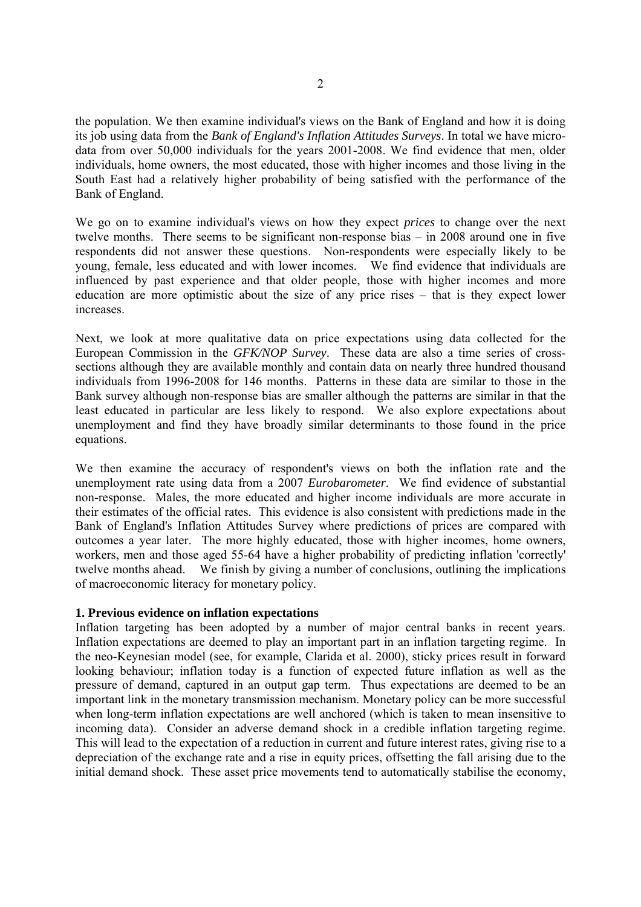the population. We then examine individual's views on the Bank of England and how it is doing its job using data from the *Bank of England's Inflation Attitudes Surveys*. In total we have micro-data from over 50,000 individuals for the years 2001-2008. We find evidence that men, older individuals, home owners, the most educated, those with higher incomes and those living in the South East had a relatively higher probability of being satisfied with the performance of the Bank of England.

We go on to examine individual's views on how they expect *prices* to change over the next twelve months. There seems to be significant non-response bias – in 2008 around one in five respondents did not answer these questions. Non-respondents were especially likely to be young, female, less educated and with lower incomes. We find evidence that individuals are influenced by past experience and that older people, those with higher incomes and more education are more optimistic about the size of any price rises – that is they expect lower increases.

Next, we look at more qualitative data on price expectations using data collected for the European Commission in the *GFK/NOP Survey*. These data are also a time series of cross-sections although they are available monthly and contain data on nearly three hundred thousand individuals from 1996-2008 for 146 months. Patterns in these data are similar to those in the Bank survey although non-response bias are smaller although the patterns are similar in that the least educated in particular are less likely to respond. We also explore expectations about unemployment and find they have broadly similar determinants to those found in the price equations.

We then examine the accuracy of respondent's views on both the inflation rate and the unemployment rate using data from a 2007 *Eurobarometer*. We find evidence of substantial non-response. Males, the more educated and higher income individuals are more accurate in their estimates of the official rates. This evidence is also consistent with predictions made in the Bank of England's Inflation Attitudes Survey where predictions of prices are compared with outcomes a year later. The more highly educated, those with higher incomes, home owners, workers, men and those aged 55-64 have a higher probability of predicting inflation 'correctly' twelve months ahead. We finish by giving a number of conclusions, outlining the implications of macroeconomic literacy for monetary policy.

## 1. Previous evidence on inflation expectations

Inflation targeting has been adopted by a number of major central banks in recent years. Inflation expectations are deemed to play an important part in an inflation targeting regime. In the neo-Keynesian model (see, for example, Clarida et al. 2000), sticky prices result in forward looking behaviour; inflation today is a function of expected future inflation as well as the pressure of demand, captured in an output gap term. Thus expectations are deemed to be an important link in the monetary transmission mechanism. Monetary policy can be more successful when long-term inflation expectations are well anchored (which is taken to mean insensitive to incoming data). Consider an adverse demand shock in a credible inflation targeting regime. This will lead to the expectation of a reduction in current and future interest rates, giving rise to a depreciation of the exchange rate and a rise in equity prices, offsetting the fall arising due to the initial demand shock. These asset price movements tend to automatically stabilise the economy,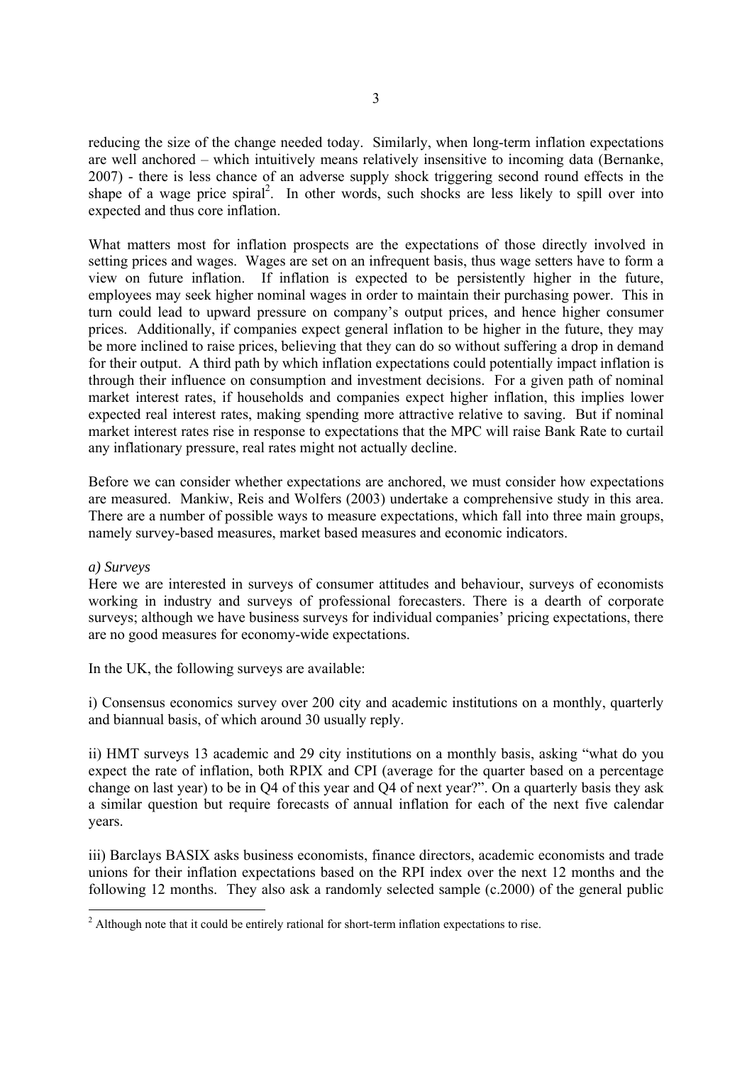reducing the size of the change needed today. Similarly, when long-term inflation expectations are well anchored – which intuitively means relatively insensitive to incoming data (Bernanke, 2007) - there is less chance of an adverse supply shock triggering second round effects in the shape of a wage price spiral[2]. In other words, such shocks are less likely to spill over into expected and thus core inflation.

What matters most for inflation prospects are the expectations of those directly involved in setting prices and wages. Wages are set on an infrequent basis, thus wage setters have to form a view on future inflation. If inflation is expected to be persistently higher in the future, employees may seek higher nominal wages in order to maintain their purchasing power. This in turn could lead to upward pressure on company's output prices, and hence higher consumer prices. Additionally, if companies expect general inflation to be higher in the future, they may be more inclined to raise prices, believing that they can do so without suffering a drop in demand for their output. A third path by which inflation expectations could potentially impact inflation is through their influence on consumption and investment decisions. For a given path of nominal market interest rates, if households and companies expect higher inflation, this implies lower expected real interest rates, making spending more attractive relative to saving. But if nominal market interest rates rise in response to expectations that the MPC will raise Bank Rate to curtail any inflationary pressure, real rates might not actually decline.

Before we can consider whether expectations are anchored, we must consider how expectations are measured. Mankiw, Reis and Wolfers (2003) undertake a comprehensive study in this area. There are a number of possible ways to measure expectations, which fall into three main groups, namely survey-based measures, market based measures and economic indicators.

*a) Surveys*

Here we are interested in surveys of consumer attitudes and behaviour, surveys of economists working in industry and surveys of professional forecasters. There is a dearth of corporate surveys; although we have business surveys for individual companies' pricing expectations, there are no good measures for economy-wide expectations.

In the UK, the following surveys are available:

i) Consensus economics survey over 200 city and academic institutions on a monthly, quarterly and biannual basis, of which around 30 usually reply.

ii) HMT surveys 13 academic and 29 city institutions on a monthly basis, asking "what do you expect the rate of inflation, both RPIX and CPI (average for the quarter based on a percentage change on last year) to be in Q4 of this year and Q4 of next year?". On a quarterly basis they ask a similar question but require forecasts of annual inflation for each of the next five calendar years.

iii) Barclays BASIX asks business economists, finance directors, academic economists and trade unions for their inflation expectations based on the RPI index over the next 12 months and the following 12 months. They also ask a randomly selected sample (c.2000) of the general public

[2] Although note that it could be entirely rational for short-term inflation expectations to rise.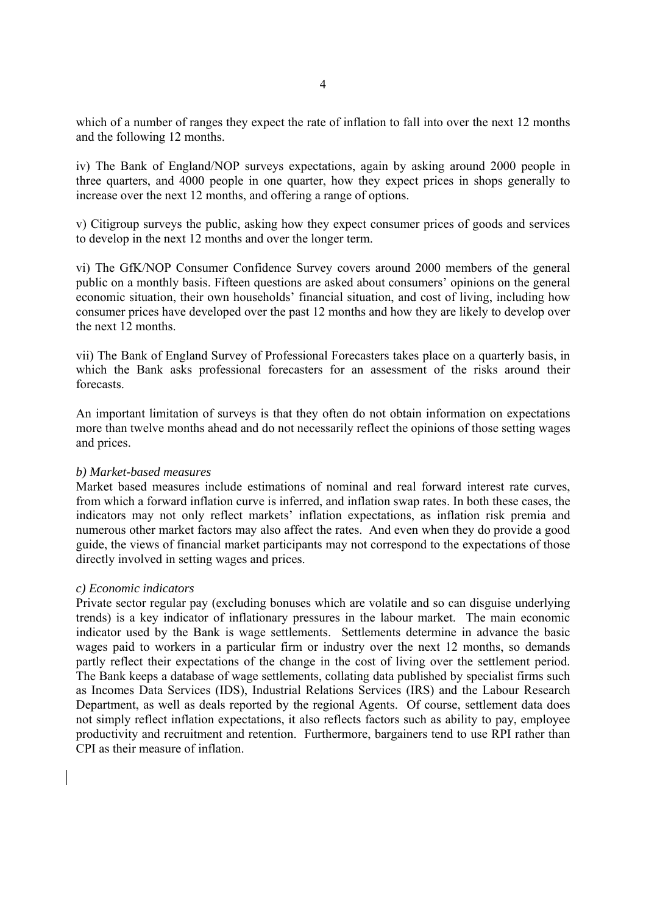which of a number of ranges they expect the rate of inflation to fall into over the next 12 months and the following 12 months.

iv) The Bank of England/NOP surveys expectations, again by asking around 2000 people in three quarters, and 4000 people in one quarter, how they expect prices in shops generally to increase over the next 12 months, and offering a range of options.

v) Citigroup surveys the public, asking how they expect consumer prices of goods and services to develop in the next 12 months and over the longer term.

vi) The GfK/NOP Consumer Confidence Survey covers around 2000 members of the general public on a monthly basis. Fifteen questions are asked about consumers' opinions on the general economic situation, their own households' financial situation, and cost of living, including how consumer prices have developed over the past 12 months and how they are likely to develop over the next 12 months.

vii) The Bank of England Survey of Professional Forecasters takes place on a quarterly basis, in which the Bank asks professional forecasters for an assessment of the risks around their forecasts.

An important limitation of surveys is that they often do not obtain information on expectations more than twelve months ahead and do not necessarily reflect the opinions of those setting wages and prices.

*b) Market-based measures*

Market based measures include estimations of nominal and real forward interest rate curves, from which a forward inflation curve is inferred, and inflation swap rates. In both these cases, the indicators may not only reflect markets' inflation expectations, as inflation risk premia and numerous other market factors may also affect the rates. And even when they do provide a good guide, the views of financial market participants may not correspond to the expectations of those directly involved in setting wages and prices.

*c) Economic indicators*

Private sector regular pay (excluding bonuses which are volatile and so can disguise underlying trends) is a key indicator of inflationary pressures in the labour market. The main economic indicator used by the Bank is wage settlements. Settlements determine in advance the basic wages paid to workers in a particular firm or industry over the next 12 months, so demands partly reflect their expectations of the change in the cost of living over the settlement period. The Bank keeps a database of wage settlements, collating data published by specialist firms such as Incomes Data Services (IDS), Industrial Relations Services (IRS) and the Labour Research Department, as well as deals reported by the regional Agents. Of course, settlement data does not simply reflect inflation expectations, it also reflects factors such as ability to pay, employee productivity and recruitment and retention. Furthermore, bargainers tend to use RPI rather than CPI as their measure of inflation.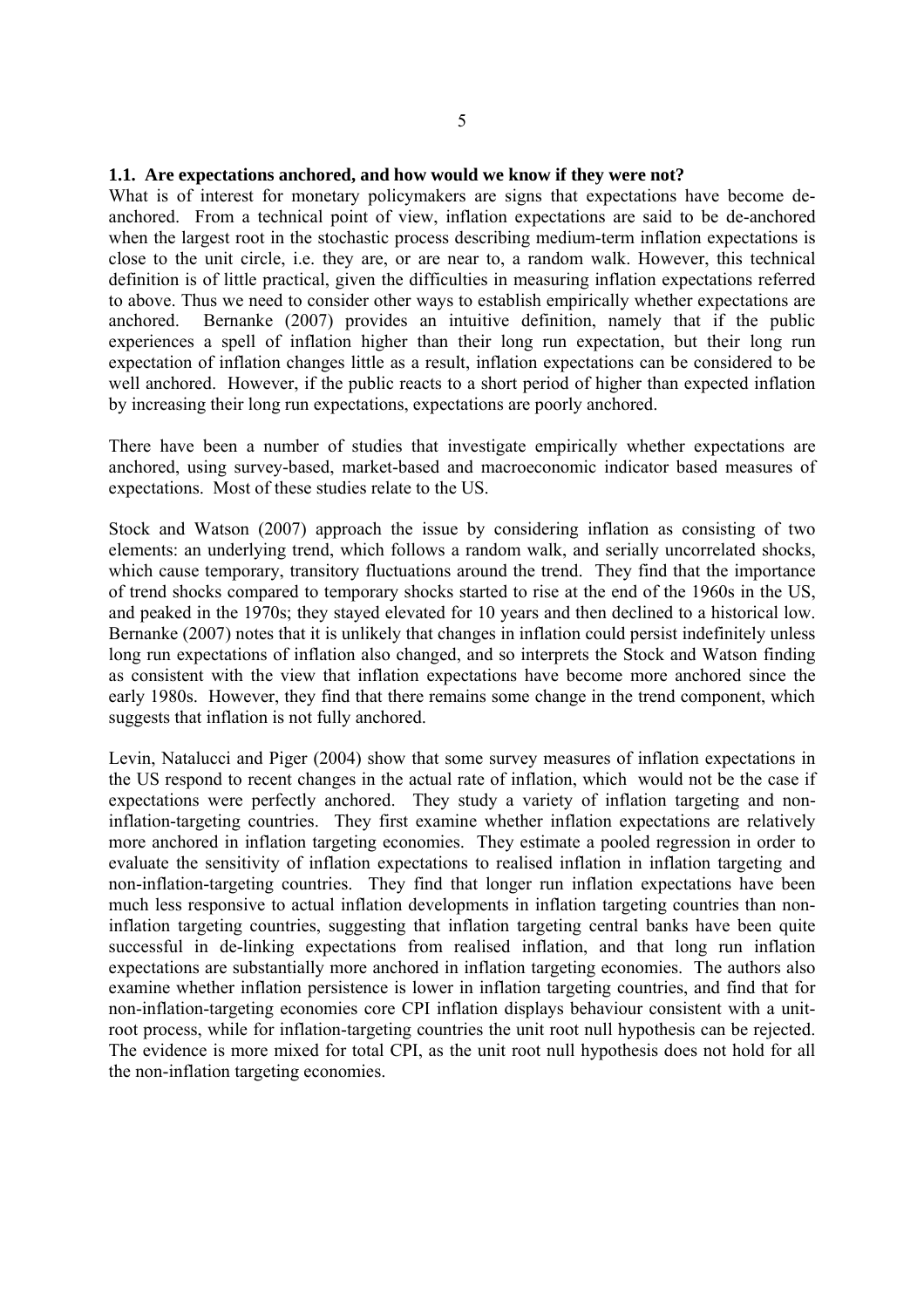### 1.1. Are expectations anchored, and how would we know if they were not?

What is of interest for monetary policymakers are signs that expectations have become de-anchored. From a technical point of view, inflation expectations are said to be de-anchored when the largest root in the stochastic process describing medium-term inflation expectations is close to the unit circle, i.e. they are, or are near to, a random walk. However, this technical definition is of little practical, given the difficulties in measuring inflation expectations referred to above. Thus we need to consider other ways to establish empirically whether expectations are anchored. Bernanke (2007) provides an intuitive definition, namely that if the public experiences a spell of inflation higher than their long run expectation, but their long run expectation of inflation changes little as a result, inflation expectations can be considered to be well anchored. However, if the public reacts to a short period of higher than expected inflation by increasing their long run expectations, expectations are poorly anchored.

There have been a number of studies that investigate empirically whether expectations are anchored, using survey-based, market-based and macroeconomic indicator based measures of expectations. Most of these studies relate to the US.

Stock and Watson (2007) approach the issue by considering inflation as consisting of two elements: an underlying trend, which follows a random walk, and serially uncorrelated shocks, which cause temporary, transitory fluctuations around the trend. They find that the importance of trend shocks compared to temporary shocks started to rise at the end of the 1960s in the US, and peaked in the 1970s; they stayed elevated for 10 years and then declined to a historical low. Bernanke (2007) notes that it is unlikely that changes in inflation could persist indefinitely unless long run expectations of inflation also changed, and so interprets the Stock and Watson finding as consistent with the view that inflation expectations have become more anchored since the early 1980s. However, they find that there remains some change in the trend component, which suggests that inflation is not fully anchored.

Levin, Natalucci and Piger (2004) show that some survey measures of inflation expectations in the US respond to recent changes in the actual rate of inflation, which would not be the case if expectations were perfectly anchored. They study a variety of inflation targeting and non-inflation-targeting countries. They first examine whether inflation expectations are relatively more anchored in inflation targeting economies. They estimate a pooled regression in order to evaluate the sensitivity of inflation expectations to realised inflation in inflation targeting and non-inflation-targeting countries. They find that longer run inflation expectations have been much less responsive to actual inflation developments in inflation targeting countries than non-inflation targeting countries, suggesting that inflation targeting central banks have been quite successful in de-linking expectations from realised inflation, and that long run inflation expectations are substantially more anchored in inflation targeting economies. The authors also examine whether inflation persistence is lower in inflation targeting countries, and find that for non-inflation-targeting economies core CPI inflation displays behaviour consistent with a unit-root process, while for inflation-targeting countries the unit root null hypothesis can be rejected. The evidence is more mixed for total CPI, as the unit root null hypothesis does not hold for all the non-inflation targeting economies.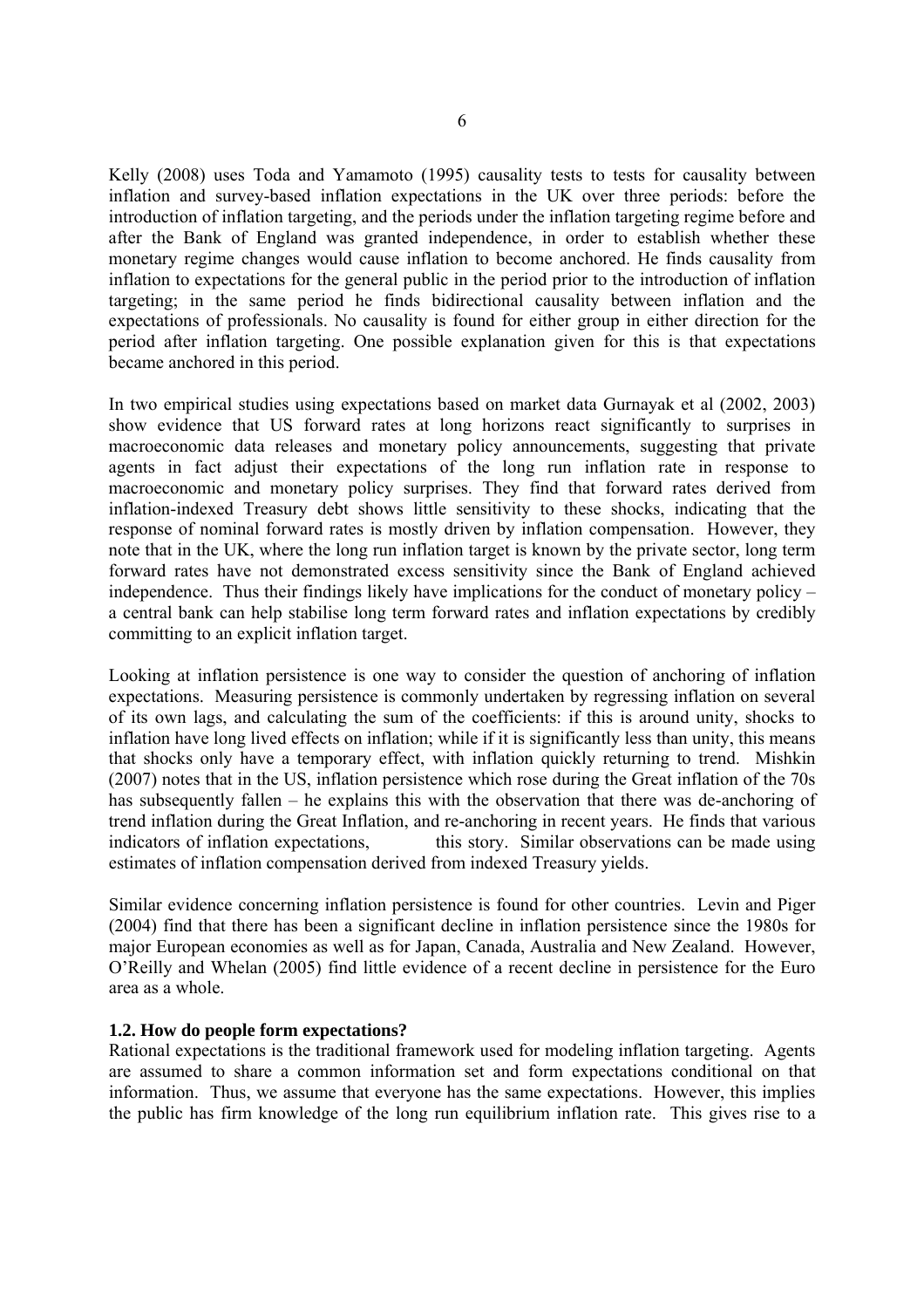Kelly (2008) uses Toda and Yamamoto (1995) causality tests to tests for causality between inflation and survey-based inflation expectations in the UK over three periods: before the introduction of inflation targeting, and the periods under the inflation targeting regime before and after the Bank of England was granted independence, in order to establish whether these monetary regime changes would cause inflation to become anchored. He finds causality from inflation to expectations for the general public in the period prior to the introduction of inflation targeting; in the same period he finds bidirectional causality between inflation and the expectations of professionals. No causality is found for either group in either direction for the period after inflation targeting. One possible explanation given for this is that expectations became anchored in this period.

In two empirical studies using expectations based on market data Gurnayak et al (2002, 2003) show evidence that US forward rates at long horizons react significantly to surprises in macroeconomic data releases and monetary policy announcements, suggesting that private agents in fact adjust their expectations of the long run inflation rate in response to macroeconomic and monetary policy surprises. They find that forward rates derived from inflation-indexed Treasury debt shows little sensitivity to these shocks, indicating that the response of nominal forward rates is mostly driven by inflation compensation. However, they note that in the UK, where the long run inflation target is known by the private sector, long term forward rates have not demonstrated excess sensitivity since the Bank of England achieved independence. Thus their findings likely have implications for the conduct of monetary policy – a central bank can help stabilise long term forward rates and inflation expectations by credibly committing to an explicit inflation target.

Looking at inflation persistence is one way to consider the question of anchoring of inflation expectations. Measuring persistence is commonly undertaken by regressing inflation on several of its own lags, and calculating the sum of the coefficients: if this is around unity, shocks to inflation have long lived effects on inflation; while if it is significantly less than unity, this means that shocks only have a temporary effect, with inflation quickly returning to trend. Mishkin (2007) notes that in the US, inflation persistence which rose during the Great inflation of the 70s has subsequently fallen – he explains this with the observation that there was de-anchoring of trend inflation during the Great Inflation, and re-anchoring in recent years. He finds that various indicators of inflation expectations, this story. Similar observations can be made using estimates of inflation compensation derived from indexed Treasury yields.

Similar evidence concerning inflation persistence is found for other countries. Levin and Piger (2004) find that there has been a significant decline in inflation persistence since the 1980s for major European economies as well as for Japan, Canada, Australia and New Zealand. However, O'Reilly and Whelan (2005) find little evidence of a recent decline in persistence for the Euro area as a whole.

### 1.2. How do people form expectations?

Rational expectations is the traditional framework used for modeling inflation targeting. Agents are assumed to share a common information set and form expectations conditional on that information. Thus, we assume that everyone has the same expectations. However, this implies the public has firm knowledge of the long run equilibrium inflation rate. This gives rise to a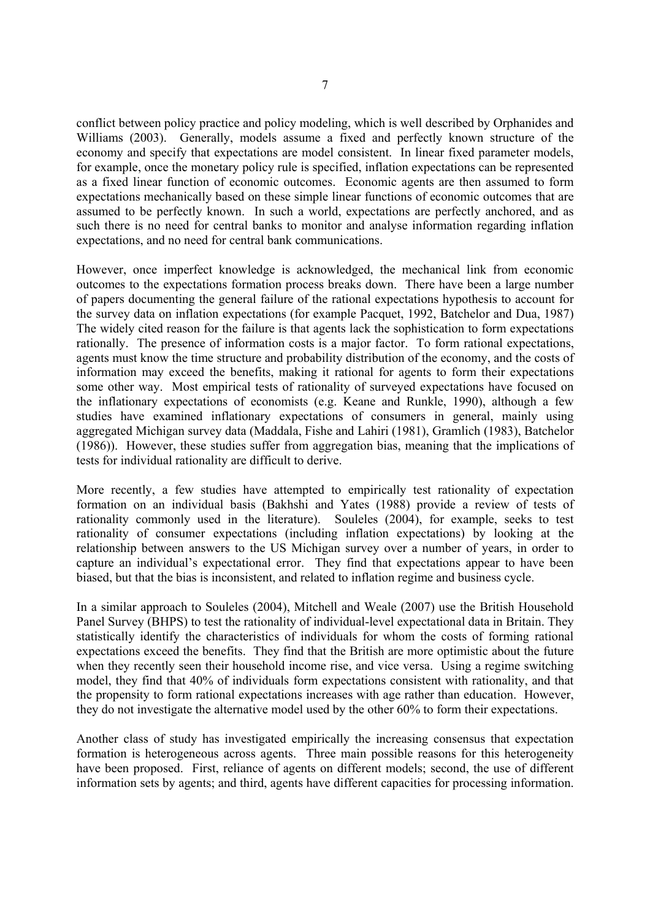conflict between policy practice and policy modeling, which is well described by Orphanides and Williams (2003). Generally, models assume a fixed and perfectly known structure of the economy and specify that expectations are model consistent. In linear fixed parameter models, for example, once the monetary policy rule is specified, inflation expectations can be represented as a fixed linear function of economic outcomes. Economic agents are then assumed to form expectations mechanically based on these simple linear functions of economic outcomes that are assumed to be perfectly known. In such a world, expectations are perfectly anchored, and as such there is no need for central banks to monitor and analyse information regarding inflation expectations, and no need for central bank communications.

However, once imperfect knowledge is acknowledged, the mechanical link from economic outcomes to the expectations formation process breaks down. There have been a large number of papers documenting the general failure of the rational expectations hypothesis to account for the survey data on inflation expectations (for example Pacquet, 1992, Batchelor and Dua, 1987) The widely cited reason for the failure is that agents lack the sophistication to form expectations rationally. The presence of information costs is a major factor. To form rational expectations, agents must know the time structure and probability distribution of the economy, and the costs of information may exceed the benefits, making it rational for agents to form their expectations some other way. Most empirical tests of rationality of surveyed expectations have focused on the inflationary expectations of economists (e.g. Keane and Runkle, 1990), although a few studies have examined inflationary expectations of consumers in general, mainly using aggregated Michigan survey data (Maddala, Fishe and Lahiri (1981), Gramlich (1983), Batchelor (1986)). However, these studies suffer from aggregation bias, meaning that the implications of tests for individual rationality are difficult to derive.

More recently, a few studies have attempted to empirically test rationality of expectation formation on an individual basis (Bakhshi and Yates (1988) provide a review of tests of rationality commonly used in the literature). Souleles (2004), for example, seeks to test rationality of consumer expectations (including inflation expectations) by looking at the relationship between answers to the US Michigan survey over a number of years, in order to capture an individual's expectational error. They find that expectations appear to have been biased, but that the bias is inconsistent, and related to inflation regime and business cycle.

In a similar approach to Souleles (2004), Mitchell and Weale (2007) use the British Household Panel Survey (BHPS) to test the rationality of individual-level expectational data in Britain. They statistically identify the characteristics of individuals for whom the costs of forming rational expectations exceed the benefits. They find that the British are more optimistic about the future when they recently seen their household income rise, and vice versa. Using a regime switching model, they find that 40% of individuals form expectations consistent with rationality, and that the propensity to form rational expectations increases with age rather than education. However, they do not investigate the alternative model used by the other 60% to form their expectations.

Another class of study has investigated empirically the increasing consensus that expectation formation is heterogeneous across agents. Three main possible reasons for this heterogeneity have been proposed. First, reliance of agents on different models; second, the use of different information sets by agents; and third, agents have different capacities for processing information.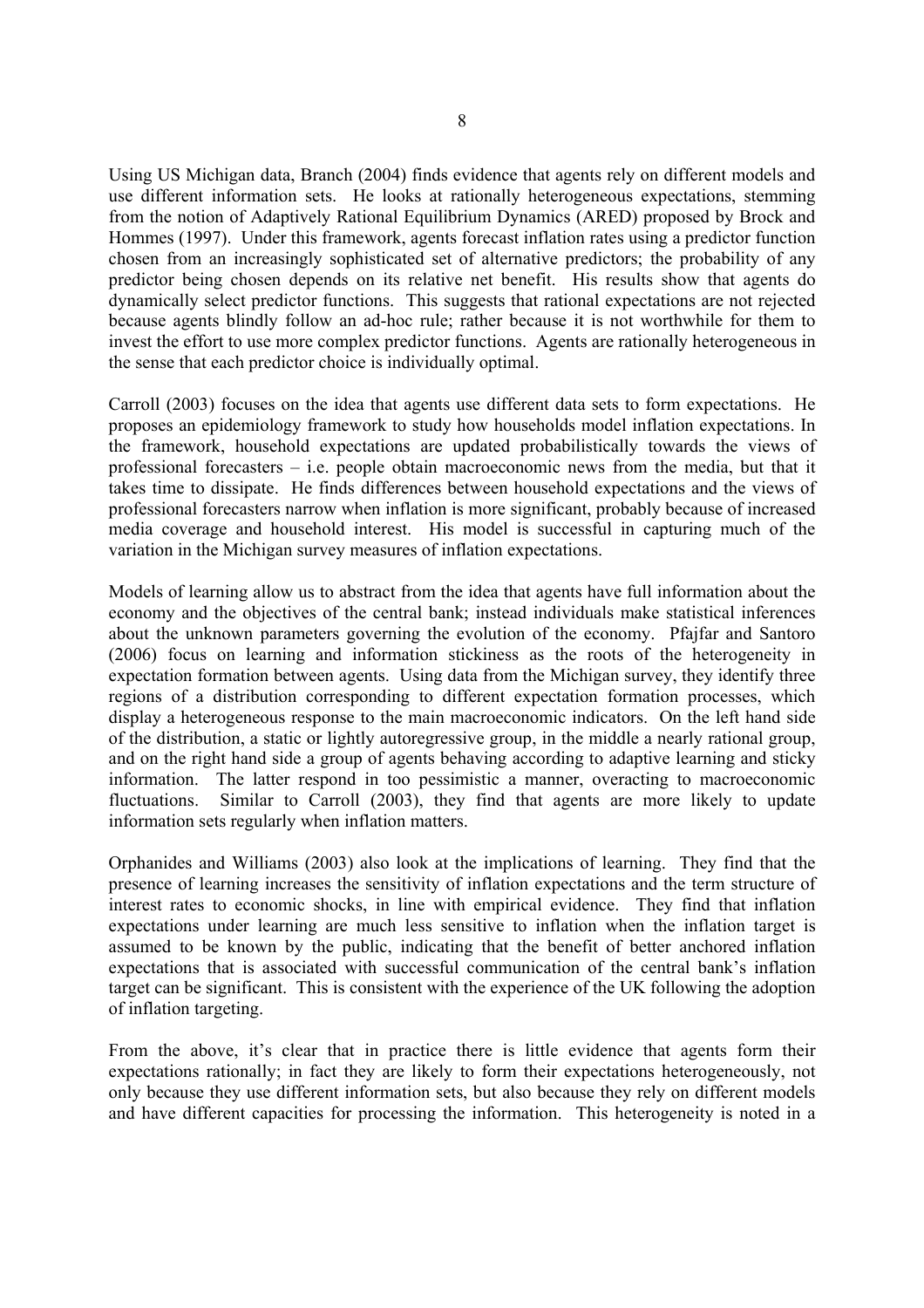Using US Michigan data, Branch (2004) finds evidence that agents rely on different models and use different information sets. He looks at rationally heterogeneous expectations, stemming from the notion of Adaptively Rational Equilibrium Dynamics (ARED) proposed by Brock and Hommes (1997). Under this framework, agents forecast inflation rates using a predictor function chosen from an increasingly sophisticated set of alternative predictors; the probability of any predictor being chosen depends on its relative net benefit. His results show that agents do dynamically select predictor functions. This suggests that rational expectations are not rejected because agents blindly follow an ad-hoc rule; rather because it is not worthwhile for them to invest the effort to use more complex predictor functions. Agents are rationally heterogeneous in the sense that each predictor choice is individually optimal.

Carroll (2003) focuses on the idea that agents use different data sets to form expectations. He proposes an epidemiology framework to study how households model inflation expectations. In the framework, household expectations are updated probabilistically towards the views of professional forecasters – i.e. people obtain macroeconomic news from the media, but that it takes time to dissipate. He finds differences between household expectations and the views of professional forecasters narrow when inflation is more significant, probably because of increased media coverage and household interest. His model is successful in capturing much of the variation in the Michigan survey measures of inflation expectations.

Models of learning allow us to abstract from the idea that agents have full information about the economy and the objectives of the central bank; instead individuals make statistical inferences about the unknown parameters governing the evolution of the economy. Pfajfar and Santoro (2006) focus on learning and information stickiness as the roots of the heterogeneity in expectation formation between agents. Using data from the Michigan survey, they identify three regions of a distribution corresponding to different expectation formation processes, which display a heterogeneous response to the main macroeconomic indicators. On the left hand side of the distribution, a static or lightly autoregressive group, in the middle a nearly rational group, and on the right hand side a group of agents behaving according to adaptive learning and sticky information. The latter respond in too pessimistic a manner, overacting to macroeconomic fluctuations. Similar to Carroll (2003), they find that agents are more likely to update information sets regularly when inflation matters.

Orphanides and Williams (2003) also look at the implications of learning. They find that the presence of learning increases the sensitivity of inflation expectations and the term structure of interest rates to economic shocks, in line with empirical evidence. They find that inflation expectations under learning are much less sensitive to inflation when the inflation target is assumed to be known by the public, indicating that the benefit of better anchored inflation expectations that is associated with successful communication of the central bank's inflation target can be significant. This is consistent with the experience of the UK following the adoption of inflation targeting.

From the above, it's clear that in practice there is little evidence that agents form their expectations rationally; in fact they are likely to form their expectations heterogeneously, not only because they use different information sets, but also because they rely on different models and have different capacities for processing the information. This heterogeneity is noted in a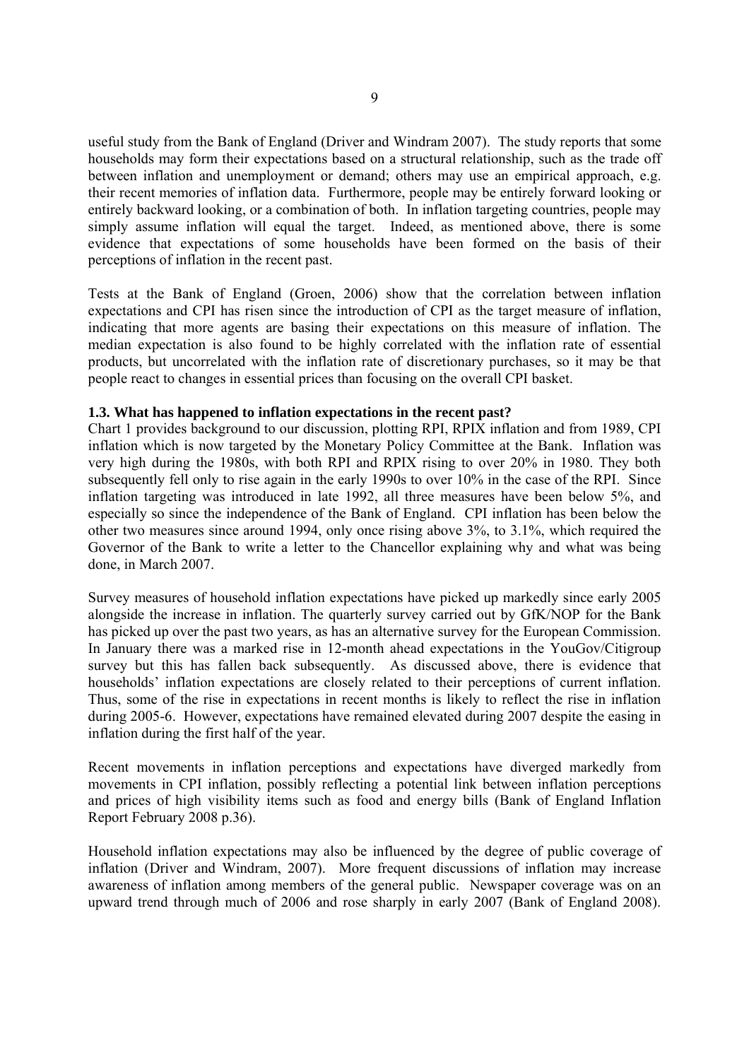useful study from the Bank of England (Driver and Windram 2007). The study reports that some households may form their expectations based on a structural relationship, such as the trade off between inflation and unemployment or demand; others may use an empirical approach, e.g. their recent memories of inflation data. Furthermore, people may be entirely forward looking or entirely backward looking, or a combination of both. In inflation targeting countries, people may simply assume inflation will equal the target. Indeed, as mentioned above, there is some evidence that expectations of some households have been formed on the basis of their perceptions of inflation in the recent past.

Tests at the Bank of England (Groen, 2006) show that the correlation between inflation expectations and CPI has risen since the introduction of CPI as the target measure of inflation, indicating that more agents are basing their expectations on this measure of inflation. The median expectation is also found to be highly correlated with the inflation rate of essential products, but uncorrelated with the inflation rate of discretionary purchases, so it may be that people react to changes in essential prices than focusing on the overall CPI basket.

### 1.3. What has happened to inflation expectations in the recent past?

Chart 1 provides background to our discussion, plotting RPI, RPIX inflation and from 1989, CPI inflation which is now targeted by the Monetary Policy Committee at the Bank. Inflation was very high during the 1980s, with both RPI and RPIX rising to over 20% in 1980. They both subsequently fell only to rise again in the early 1990s to over 10% in the case of the RPI. Since inflation targeting was introduced in late 1992, all three measures have been below 5%, and especially so since the independence of the Bank of England. CPI inflation has been below the other two measures since around 1994, only once rising above 3%, to 3.1%, which required the Governor of the Bank to write a letter to the Chancellor explaining why and what was being done, in March 2007.

Survey measures of household inflation expectations have picked up markedly since early 2005 alongside the increase in inflation. The quarterly survey carried out by GfK/NOP for the Bank has picked up over the past two years, as has an alternative survey for the European Commission. In January there was a marked rise in 12-month ahead expectations in the YouGov/Citigroup survey but this has fallen back subsequently. As discussed above, there is evidence that households' inflation expectations are closely related to their perceptions of current inflation. Thus, some of the rise in expectations in recent months is likely to reflect the rise in inflation during 2005-6. However, expectations have remained elevated during 2007 despite the easing in inflation during the first half of the year.

Recent movements in inflation perceptions and expectations have diverged markedly from movements in CPI inflation, possibly reflecting a potential link between inflation perceptions and prices of high visibility items such as food and energy bills (Bank of England Inflation Report February 2008 p.36).

Household inflation expectations may also be influenced by the degree of public coverage of inflation (Driver and Windram, 2007). More frequent discussions of inflation may increase awareness of inflation among members of the general public. Newspaper coverage was on an upward trend through much of 2006 and rose sharply in early 2007 (Bank of England 2008).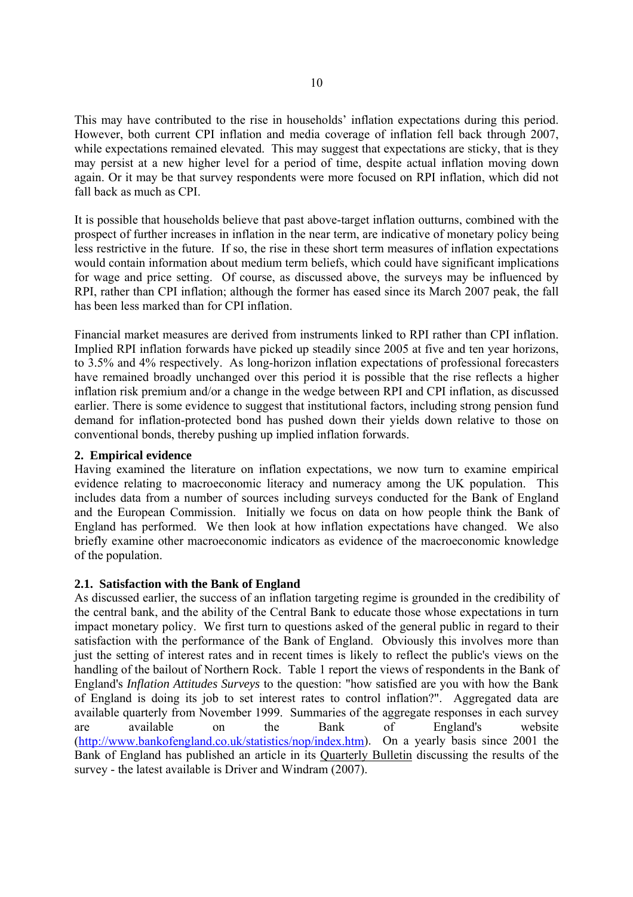This may have contributed to the rise in households' inflation expectations during this period. However, both current CPI inflation and media coverage of inflation fell back through 2007, while expectations remained elevated. This may suggest that expectations are sticky, that is they may persist at a new higher level for a period of time, despite actual inflation moving down again. Or it may be that survey respondents were more focused on RPI inflation, which did not fall back as much as CPI.

It is possible that households believe that past above-target inflation outturns, combined with the prospect of further increases in inflation in the near term, are indicative of monetary policy being less restrictive in the future. If so, the rise in these short term measures of inflation expectations would contain information about medium term beliefs, which could have significant implications for wage and price setting. Of course, as discussed above, the surveys may be influenced by RPI, rather than CPI inflation; although the former has eased since its March 2007 peak, the fall has been less marked than for CPI inflation.

Financial market measures are derived from instruments linked to RPI rather than CPI inflation. Implied RPI inflation forwards have picked up steadily since 2005 at five and ten year horizons, to 3.5% and 4% respectively. As long-horizon inflation expectations of professional forecasters have remained broadly unchanged over this period it is possible that the rise reflects a higher inflation risk premium and/or a change in the wedge between RPI and CPI inflation, as discussed earlier. There is some evidence to suggest that institutional factors, including strong pension fund demand for inflation-protected bond has pushed down their yields down relative to those on conventional bonds, thereby pushing up implied inflation forwards.

## 2. Empirical evidence

Having examined the literature on inflation expectations, we now turn to examine empirical evidence relating to macroeconomic literacy and numeracy among the UK population. This includes data from a number of sources including surveys conducted for the Bank of England and the European Commission. Initially we focus on data on how people think the Bank of England has performed. We then look at how inflation expectations have changed. We also briefly examine other macroeconomic indicators as evidence of the macroeconomic knowledge of the population.

### 2.1. Satisfaction with the Bank of England

As discussed earlier, the success of an inflation targeting regime is grounded in the credibility of the central bank, and the ability of the Central Bank to educate those whose expectations in turn impact monetary policy. We first turn to questions asked of the general public in regard to their satisfaction with the performance of the Bank of England. Obviously this involves more than just the setting of interest rates and in recent times is likely to reflect the public's views on the handling of the bailout of Northern Rock. Table 1 report the views of respondents in the Bank of England's *Inflation Attitudes Surveys* to the question: "how satisfied are you with how the Bank of England is doing its job to set interest rates to control inflation?". Aggregated data are available quarterly from November 1999. Summaries of the aggregate responses in each survey are available on the Bank of England's website (http://www.bankofengland.co.uk/statistics/nop/index.htm). On a yearly basis since 2001 the Bank of England has published an article in its Quarterly Bulletin discussing the results of the survey - the latest available is Driver and Windram (2007).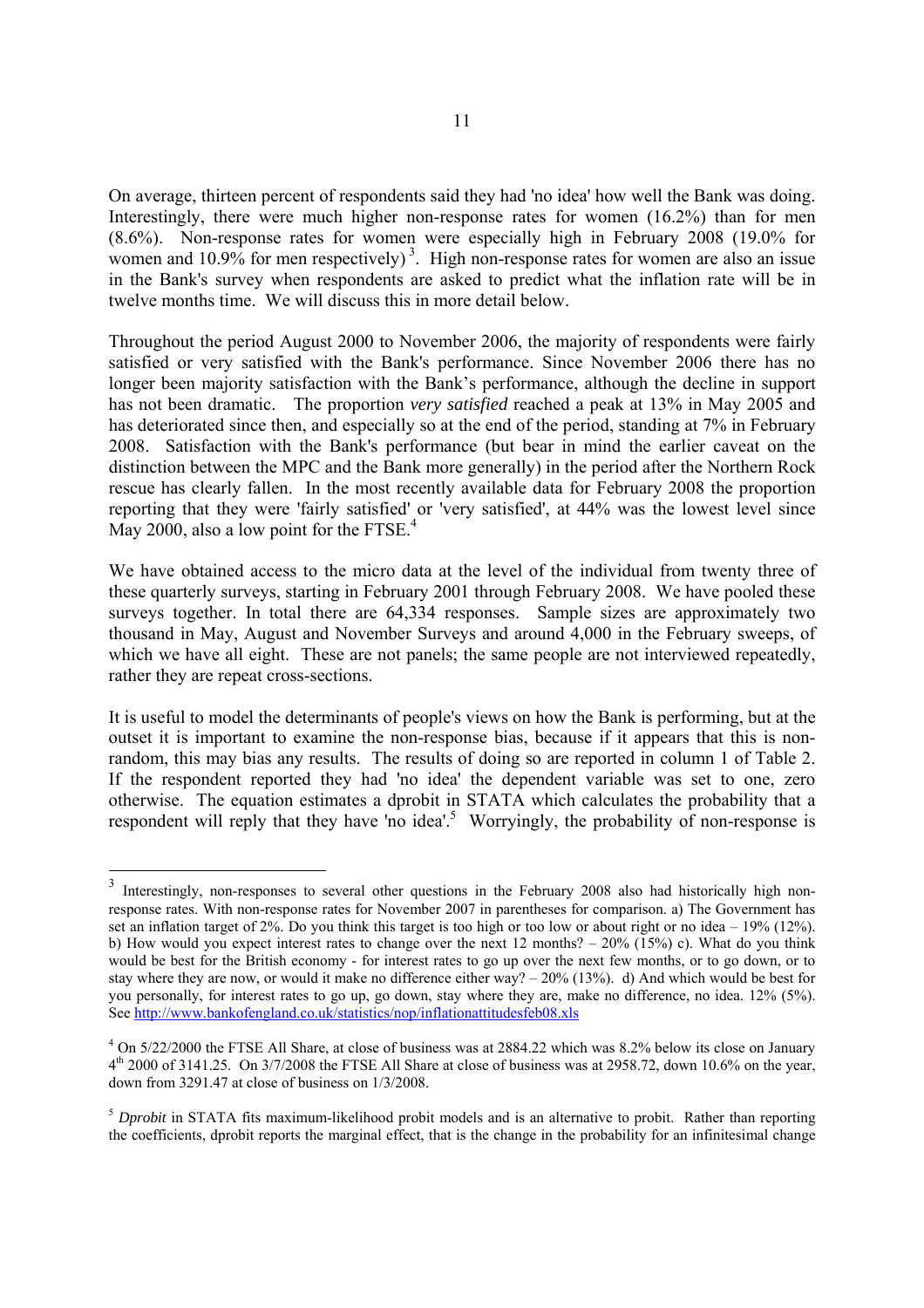On average, thirteen percent of respondents said they had 'no idea' how well the Bank was doing. Interestingly, there were much higher non-response rates for women (16.2%) than for men (8.6%). Non-response rates for women were especially high in February 2008 (19.0% for women and 10.9% for men respectively)[3]. High non-response rates for women are also an issue in the Bank's survey when respondents are asked to predict what the inflation rate will be in twelve months time. We will discuss this in more detail below.

Throughout the period August 2000 to November 2006, the majority of respondents were fairly satisfied or very satisfied with the Bank's performance. Since November 2006 there has no longer been majority satisfaction with the Bank's performance, although the decline in support has not been dramatic. The proportion *very satisfied* reached a peak at 13% in May 2005 and has deteriorated since then, and especially so at the end of the period, standing at 7% in February 2008. Satisfaction with the Bank's performance (but bear in mind the earlier caveat on the distinction between the MPC and the Bank more generally) in the period after the Northern Rock rescue has clearly fallen. In the most recently available data for February 2008 the proportion reporting that they were 'fairly satisfied' or 'very satisfied', at 44% was the lowest level since May 2000, also a low point for the FTSE.[4]

We have obtained access to the micro data at the level of the individual from twenty three of these quarterly surveys, starting in February 2001 through February 2008. We have pooled these surveys together. In total there are 64,334 responses. Sample sizes are approximately two thousand in May, August and November Surveys and around 4,000 in the February sweeps, of which we have all eight. These are not panels; the same people are not interviewed repeatedly, rather they are repeat cross-sections.

It is useful to model the determinants of people's views on how the Bank is performing, but at the outset it is important to examine the non-response bias, because if it appears that this is non-random, this may bias any results. The results of doing so are reported in column 1 of Table 2. If the respondent reported they had 'no idea' the dependent variable was set to one, zero otherwise. The equation estimates a dprobit in STATA which calculates the probability that a respondent will reply that they have 'no idea'.[5] Worryingly, the probability of non-response is

---

[3] Interestingly, non-responses to several other questions in the February 2008 also had historically high non-response rates. With non-response rates for November 2007 in parentheses for comparison. a) The Government has set an inflation target of 2%. Do you think this target is too high or too low or about right or no idea – 19% (12%). b) How would you expect interest rates to change over the next 12 months? – 20% (15%) c). What do you think would be best for the British economy - for interest rates to go up over the next few months, or to go down, or to stay where they are now, or would it make no difference either way? – 20% (13%). d) And which would be best for you personally, for interest rates to go up, go down, stay where they are, make no difference, no idea. 12% (5%). See http://www.bankofengland.co.uk/statistics/nop/inflationattitudesfeb08.xls

[4] On 5/22/2000 the FTSE All Share, at close of business was at 2884.22 which was 8.2% below its close on January 4th 2000 of 3141.25. On 3/7/2008 the FTSE All Share at close of business was at 2958.72, down 10.6% on the year, down from 3291.47 at close of business on 1/3/2008.

[5] *Dprobit* in STATA fits maximum-likelihood probit models and is an alternative to probit. Rather than reporting the coefficients, dprobit reports the marginal effect, that is the change in the probability for an infinitesimal change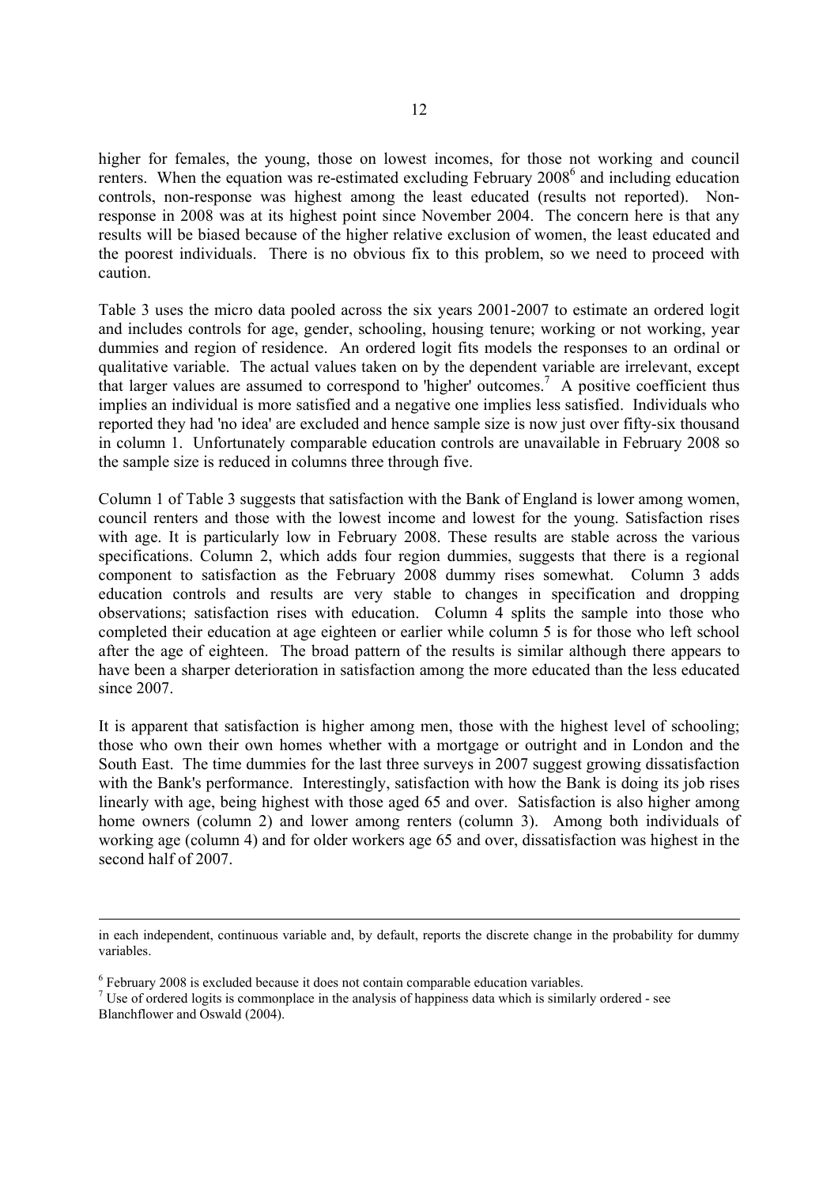higher for females, the young, those on lowest incomes, for those not working and council renters. When the equation was re-estimated excluding February 2008[6] and including education controls, non-response was highest among the least educated (results not reported). Non-response in 2008 was at its highest point since November 2004. The concern here is that any results will be biased because of the higher relative exclusion of women, the least educated and the poorest individuals. There is no obvious fix to this problem, so we need to proceed with caution.

Table 3 uses the micro data pooled across the six years 2001-2007 to estimate an ordered logit and includes controls for age, gender, schooling, housing tenure; working or not working, year dummies and region of residence. An ordered logit fits models the responses to an ordinal or qualitative variable. The actual values taken on by the dependent variable are irrelevant, except that larger values are assumed to correspond to 'higher' outcomes.[7] A positive coefficient thus implies an individual is more satisfied and a negative one implies less satisfied. Individuals who reported they had 'no idea' are excluded and hence sample size is now just over fifty-six thousand in column 1. Unfortunately comparable education controls are unavailable in February 2008 so the sample size is reduced in columns three through five.

Column 1 of Table 3 suggests that satisfaction with the Bank of England is lower among women, council renters and those with the lowest income and lowest for the young. Satisfaction rises with age. It is particularly low in February 2008. These results are stable across the various specifications. Column 2, which adds four region dummies, suggests that there is a regional component to satisfaction as the February 2008 dummy rises somewhat. Column 3 adds education controls and results are very stable to changes in specification and dropping observations; satisfaction rises with education. Column 4 splits the sample into those who completed their education at age eighteen or earlier while column 5 is for those who left school after the age of eighteen. The broad pattern of the results is similar although there appears to have been a sharper deterioration in satisfaction among the more educated than the less educated since 2007.

It is apparent that satisfaction is higher among men, those with the highest level of schooling; those who own their own homes whether with a mortgage or outright and in London and the South East. The time dummies for the last three surveys in 2007 suggest growing dissatisfaction with the Bank's performance. Interestingly, satisfaction with how the Bank is doing its job rises linearly with age, being highest with those aged 65 and over. Satisfaction is also higher among home owners (column 2) and lower among renters (column 3). Among both individuals of working age (column 4) and for older workers age 65 and over, dissatisfaction was highest in the second half of 2007.

---

in each independent, continuous variable and, by default, reports the discrete change in the probability for dummy variables.

[6] February 2008 is excluded because it does not contain comparable education variables.

[7] Use of ordered logits is commonplace in the analysis of happiness data which is similarly ordered - see Blanchflower and Oswald (2004).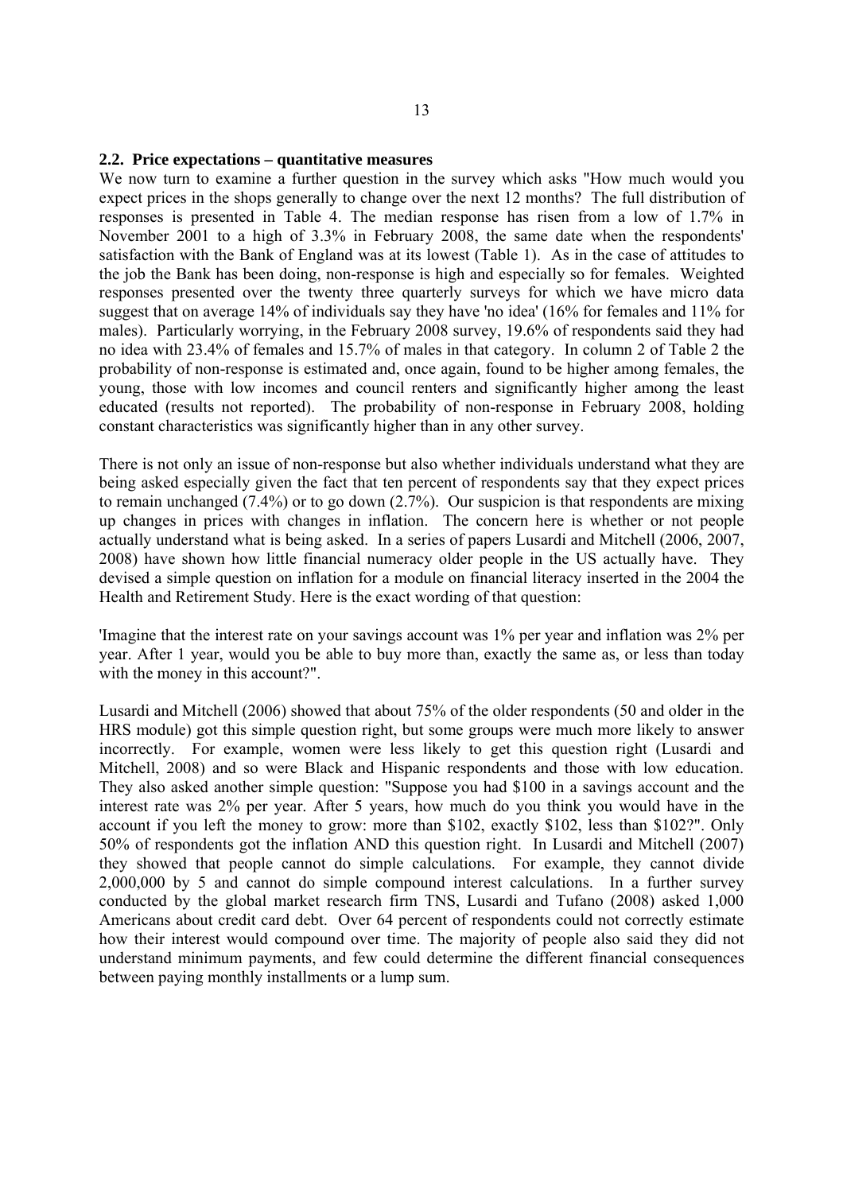### 2.2. Price expectations – quantitative measures

We now turn to examine a further question in the survey which asks "How much would you expect prices in the shops generally to change over the next 12 months? The full distribution of responses is presented in Table 4. The median response has risen from a low of 1.7% in November 2001 to a high of 3.3% in February 2008, the same date when the respondents' satisfaction with the Bank of England was at its lowest (Table 1). As in the case of attitudes to the job the Bank has been doing, non-response is high and especially so for females. Weighted responses presented over the twenty three quarterly surveys for which we have micro data suggest that on average 14% of individuals say they have 'no idea' (16% for females and 11% for males). Particularly worrying, in the February 2008 survey, 19.6% of respondents said they had no idea with 23.4% of females and 15.7% of males in that category. In column 2 of Table 2 the probability of non-response is estimated and, once again, found to be higher among females, the young, those with low incomes and council renters and significantly higher among the least educated (results not reported). The probability of non-response in February 2008, holding constant characteristics was significantly higher than in any other survey.

There is not only an issue of non-response but also whether individuals understand what they are being asked especially given the fact that ten percent of respondents say that they expect prices to remain unchanged (7.4%) or to go down (2.7%). Our suspicion is that respondents are mixing up changes in prices with changes in inflation. The concern here is whether or not people actually understand what is being asked. In a series of papers Lusardi and Mitchell (2006, 2007, 2008) have shown how little financial numeracy older people in the US actually have. They devised a simple question on inflation for a module on financial literacy inserted in the 2004 the Health and Retirement Study. Here is the exact wording of that question:

'Imagine that the interest rate on your savings account was 1% per year and inflation was 2% per year. After 1 year, would you be able to buy more than, exactly the same as, or less than today with the money in this account?".

Lusardi and Mitchell (2006) showed that about 75% of the older respondents (50 and older in the HRS module) got this simple question right, but some groups were much more likely to answer incorrectly. For example, women were less likely to get this question right (Lusardi and Mitchell, 2008) and so were Black and Hispanic respondents and those with low education. They also asked another simple question: "Suppose you had $100 in a savings account and the interest rate was 2% per year. After 5 years, how much do you think you would have in the account if you left the money to grow: more than $102, exactly $102, less than $102?". Only 50% of respondents got the inflation AND this question right. In Lusardi and Mitchell (2007) they showed that people cannot do simple calculations. For example, they cannot divide 2,000,000 by 5 and cannot do simple compound interest calculations. In a further survey conducted by the global market research firm TNS, Lusardi and Tufano (2008) asked 1,000 Americans about credit card debt. Over 64 percent of respondents could not correctly estimate how their interest would compound over time. The majority of people also said they did not understand minimum payments, and few could determine the different financial consequences between paying monthly installments or a lump sum.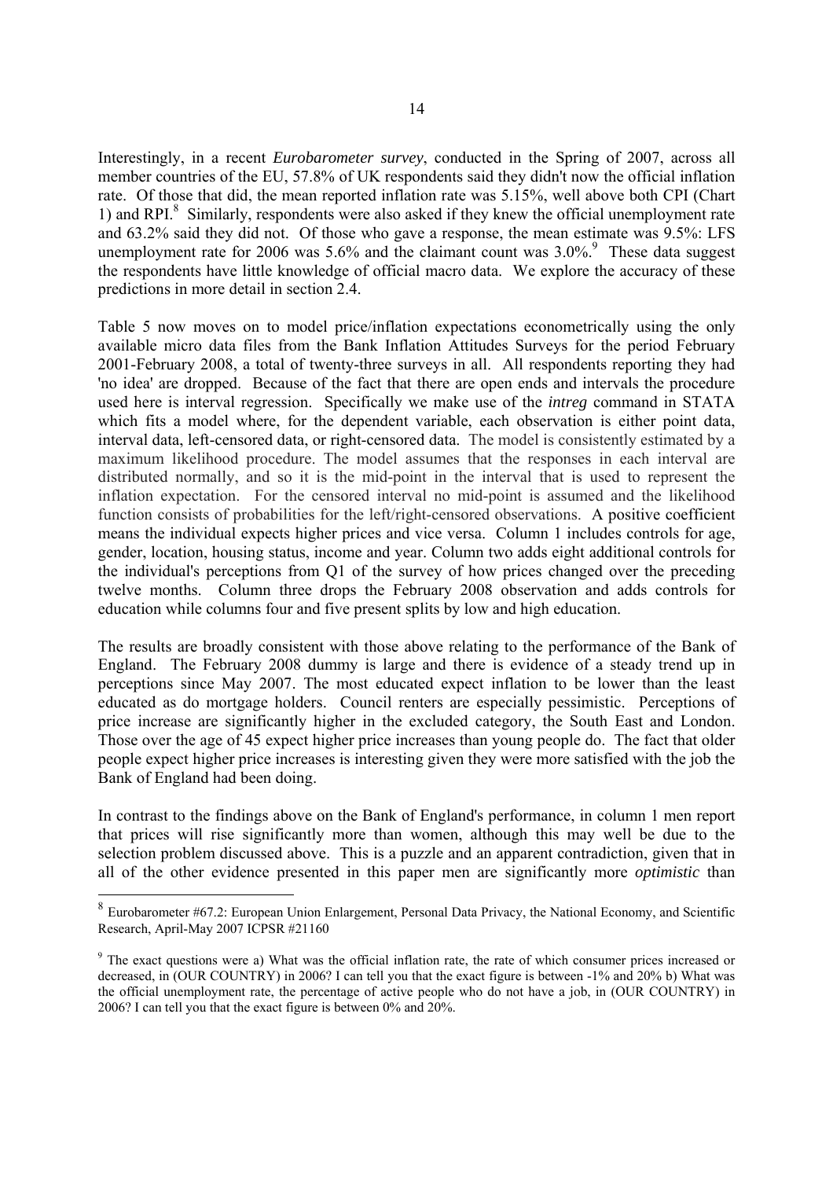Interestingly, in a recent *Eurobarometer survey*, conducted in the Spring of 2007, across all member countries of the EU, 57.8% of UK respondents said they didn't now the official inflation rate. Of those that did, the mean reported inflation rate was 5.15%, well above both CPI (Chart 1) and RPI.[8] Similarly, respondents were also asked if they knew the official unemployment rate and 63.2% said they did not. Of those who gave a response, the mean estimate was 9.5%: LFS unemployment rate for 2006 was 5.6% and the claimant count was 3.0%.[9] These data suggest the respondents have little knowledge of official macro data. We explore the accuracy of these predictions in more detail in section 2.4.

Table 5 now moves on to model price/inflation expectations econometrically using the only available micro data files from the Bank Inflation Attitudes Surveys for the period February 2001-February 2008, a total of twenty-three surveys in all. All respondents reporting they had 'no idea' are dropped. Because of the fact that there are open ends and intervals the procedure used here is interval regression. Specifically we make use of the *intreg* command in STATA which fits a model where, for the dependent variable, each observation is either point data, interval data, left-censored data, or right-censored data. The model is consistently estimated by a maximum likelihood procedure. The model assumes that the responses in each interval are distributed normally, and so it is the mid-point in the interval that is used to represent the inflation expectation. For the censored interval no mid-point is assumed and the likelihood function consists of probabilities for the left/right-censored observations. A positive coefficient means the individual expects higher prices and vice versa. Column 1 includes controls for age, gender, location, housing status, income and year. Column two adds eight additional controls for the individual's perceptions from Q1 of the survey of how prices changed over the preceding twelve months. Column three drops the February 2008 observation and adds controls for education while columns four and five present splits by low and high education.

The results are broadly consistent with those above relating to the performance of the Bank of England. The February 2008 dummy is large and there is evidence of a steady trend up in perceptions since May 2007. The most educated expect inflation to be lower than the least educated as do mortgage holders. Council renters are especially pessimistic. Perceptions of price increase are significantly higher in the excluded category, the South East and London. Those over the age of 45 expect higher price increases than young people do. The fact that older people expect higher price increases is interesting given they were more satisfied with the job the Bank of England had been doing.

In contrast to the findings above on the Bank of England's performance, in column 1 men report that prices will rise significantly more than women, although this may well be due to the selection problem discussed above. This is a puzzle and an apparent contradiction, given that in all of the other evidence presented in this paper men are significantly more *optimistic* than

[8] Eurobarometer #67.2: European Union Enlargement, Personal Data Privacy, the National Economy, and Scientific Research, April-May 2007 ICPSR #21160

[9] The exact questions were a) What was the official inflation rate, the rate of which consumer prices increased or decreased, in (OUR COUNTRY) in 2006? I can tell you that the exact figure is between -1% and 20% b) What was the official unemployment rate, the percentage of active people who do not have a job, in (OUR COUNTRY) in 2006? I can tell you that the exact figure is between 0% and 20%.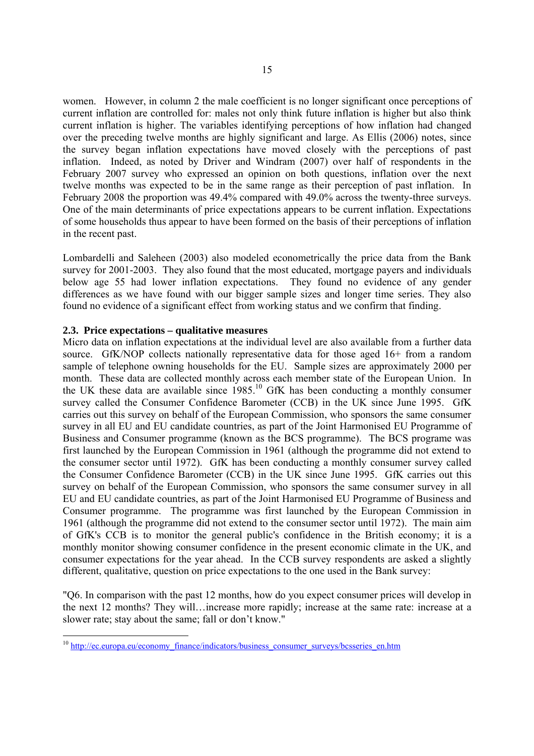women. However, in column 2 the male coefficient is no longer significant once perceptions of current inflation are controlled for: males not only think future inflation is higher but also think current inflation is higher. The variables identifying perceptions of how inflation had changed over the preceding twelve months are highly significant and large. As Ellis (2006) notes, since the survey began inflation expectations have moved closely with the perceptions of past inflation. Indeed, as noted by Driver and Windram (2007) over half of respondents in the February 2007 survey who expressed an opinion on both questions, inflation over the next twelve months was expected to be in the same range as their perception of past inflation. In February 2008 the proportion was 49.4% compared with 49.0% across the twenty-three surveys. One of the main determinants of price expectations appears to be current inflation. Expectations of some households thus appear to have been formed on the basis of their perceptions of inflation in the recent past.

Lombardelli and Saleheen (2003) also modeled econometrically the price data from the Bank survey for 2001-2003. They also found that the most educated, mortgage payers and individuals below age 55 had lower inflation expectations. They found no evidence of any gender differences as we have found with our bigger sample sizes and longer time series. They also found no evidence of a significant effect from working status and we confirm that finding.

### 2.3. Price expectations – qualitative measures

Micro data on inflation expectations at the individual level are also available from a further data source. GfK/NOP collects nationally representative data for those aged 16+ from a random sample of telephone owning households for the EU. Sample sizes are approximately 2000 per month. These data are collected monthly across each member state of the European Union. In the UK these data are available since 1985.[10] GfK has been conducting a monthly consumer survey called the Consumer Confidence Barometer (CCB) in the UK since June 1995. GfK carries out this survey on behalf of the European Commission, who sponsors the same consumer survey in all EU and EU candidate countries, as part of the Joint Harmonised EU Programme of Business and Consumer programme (known as the BCS programme). The BCS programe was first launched by the European Commission in 1961 (although the programme did not extend to the consumer sector until 1972). GfK has been conducting a monthly consumer survey called the Consumer Confidence Barometer (CCB) in the UK since June 1995. GfK carries out this survey on behalf of the European Commission, who sponsors the same consumer survey in all EU and EU candidate countries, as part of the Joint Harmonised EU Programme of Business and Consumer programme. The programme was first launched by the European Commission in 1961 (although the programme did not extend to the consumer sector until 1972). The main aim of GfK's CCB is to monitor the general public's confidence in the British economy; it is a monthly monitor showing consumer confidence in the present economic climate in the UK, and consumer expectations for the year ahead. In the CCB survey respondents are asked a slightly different, qualitative, question on price expectations to the one used in the Bank survey:

"Q6. In comparison with the past 12 months, how do you expect consumer prices will develop in the next 12 months? They will…increase more rapidly; increase at the same rate: increase at a slower rate; stay about the same; fall or don't know."

---

[10] http://ec.europa.eu/economy_finance/indicators/business_consumer_surveys/bcsseries_en.htm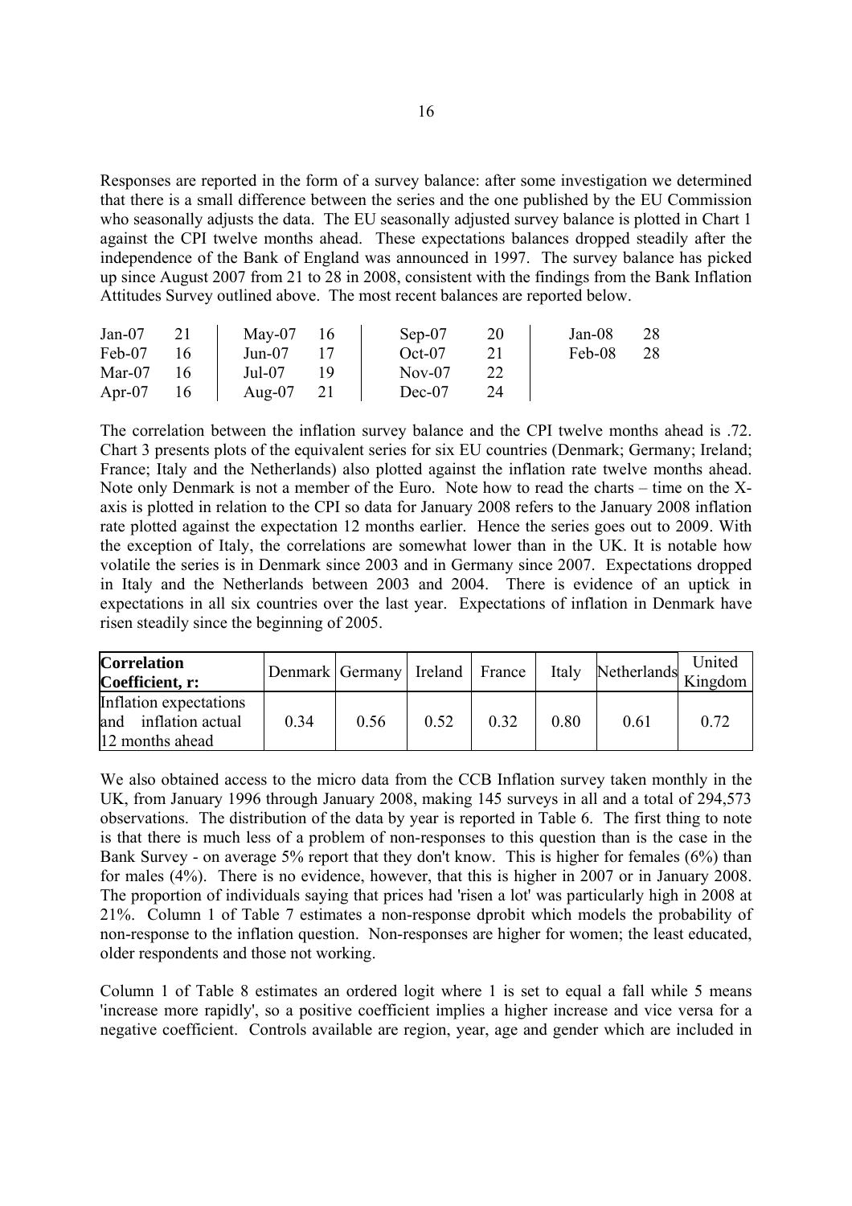Responses are reported in the form of a survey balance: after some investigation we determined that there is a small difference between the series and the one published by the EU Commission who seasonally adjusts the data. The EU seasonally adjusted survey balance is plotted in Chart 1 against the CPI twelve months ahead. These expectations balances dropped steadily after the independence of the Bank of England was announced in 1997. The survey balance has picked up since August 2007 from 21 to 28 in 2008, consistent with the findings from the Bank Inflation Attitudes Survey outlined above. The most recent balances are reported below.

| | | | | | | | |
|---|---|---|---|---|---|---|---|
| Jan-07 | 21 | May-07 | 16 | Sep-07 | 20 | Jan-08 | 28 |
| Feb-07 | 16 | Jun-07 | 17 | Oct-07 | 21 | Feb-08 | 28 |
| Mar-07 | 16 | Jul-07 | 19 | Nov-07 | 22 | | |
| Apr-07 | 16 | Aug-07 | 21 | Dec-07 | 24 | | |

The correlation between the inflation survey balance and the CPI twelve months ahead is .72. Chart 3 presents plots of the equivalent series for six EU countries (Denmark; Germany; Ireland; France; Italy and the Netherlands) also plotted against the inflation rate twelve months ahead. Note only Denmark is not a member of the Euro. Note how to read the charts – time on the X-axis is plotted in relation to the CPI so data for January 2008 refers to the January 2008 inflation rate plotted against the expectation 12 months earlier. Hence the series goes out to 2009. With the exception of Italy, the correlations are somewhat lower than in the UK. It is notable how volatile the series is in Denmark since 2003 and in Germany since 2007. Expectations dropped in Italy and the Netherlands between 2003 and 2004. There is evidence of an uptick in expectations in all six countries over the last year. Expectations of inflation in Denmark have risen steadily since the beginning of 2005.

| **Correlation Coefficient, r:** | Denmark | Germany | Ireland | France | Italy | Netherlands | United Kingdom |
|---|---|---|---|---|---|---|---|
| Inflation expectations and inflation actual 12 months ahead | 0.34 | 0.56 | 0.52 | 0.32 | 0.80 | 0.61 | 0.72 |

We also obtained access to the micro data from the CCB Inflation survey taken monthly in the UK, from January 1996 through January 2008, making 145 surveys in all and a total of 294,573 observations. The distribution of the data by year is reported in Table 6. The first thing to note is that there is much less of a problem of non-responses to this question than is the case in the Bank Survey - on average 5% report that they don't know. This is higher for females (6%) than for males (4%). There is no evidence, however, that this is higher in 2007 or in January 2008. The proportion of individuals saying that prices had 'risen a lot' was particularly high in 2008 at 21%. Column 1 of Table 7 estimates a non-response dprobit which models the probability of non-response to the inflation question. Non-responses are higher for women; the least educated, older respondents and those not working.

Column 1 of Table 8 estimates an ordered logit where 1 is set to equal a fall while 5 means 'increase more rapidly', so a positive coefficient implies a higher increase and vice versa for a negative coefficient. Controls available are region, year, age and gender which are included in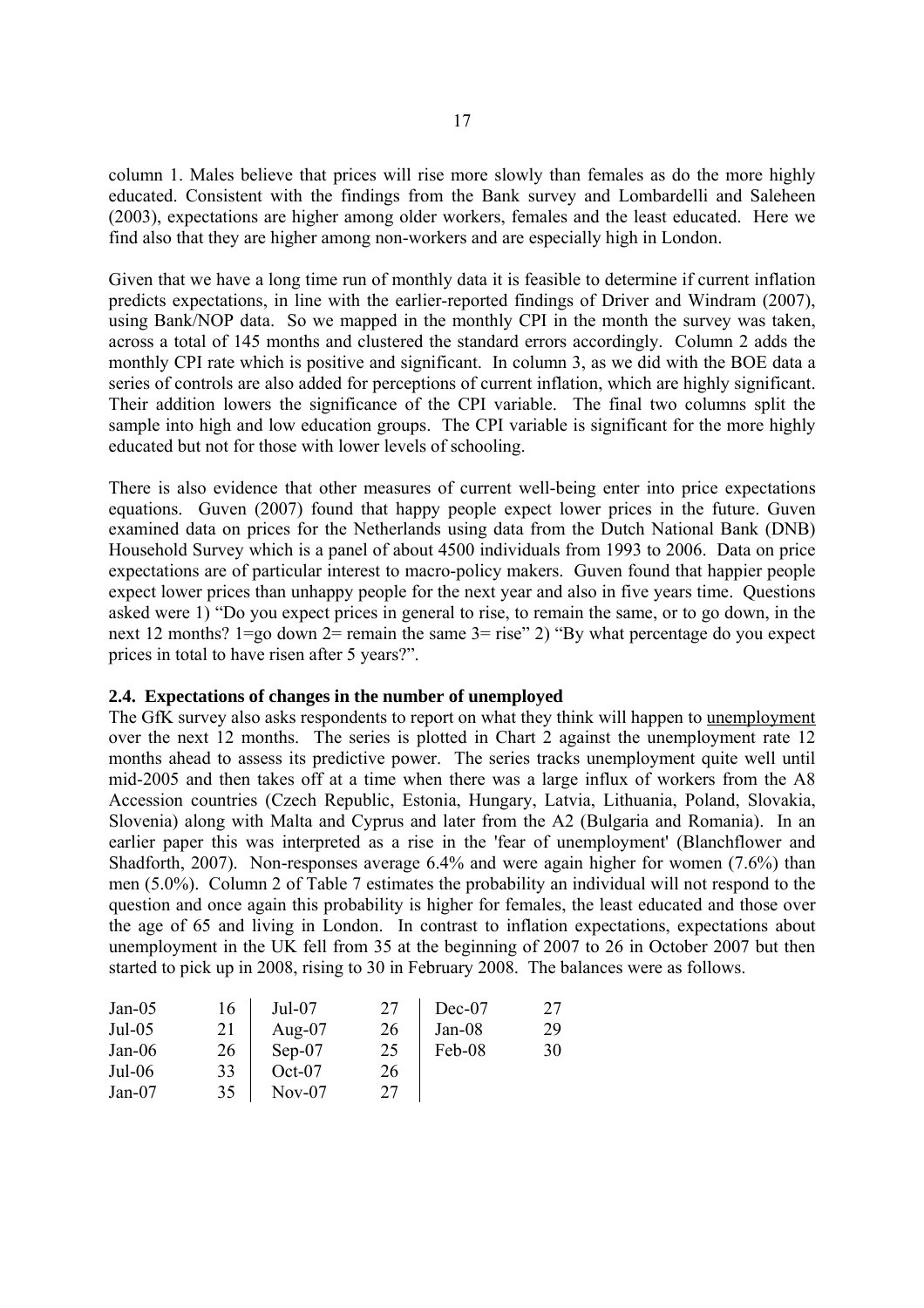column 1. Males believe that prices will rise more slowly than females as do the more highly educated. Consistent with the findings from the Bank survey and Lombardelli and Saleheen (2003), expectations are higher among older workers, females and the least educated. Here we find also that they are higher among non-workers and are especially high in London.

Given that we have a long time run of monthly data it is feasible to determine if current inflation predicts expectations, in line with the earlier-reported findings of Driver and Windram (2007), using Bank/NOP data. So we mapped in the monthly CPI in the month the survey was taken, across a total of 145 months and clustered the standard errors accordingly. Column 2 adds the monthly CPI rate which is positive and significant. In column 3, as we did with the BOE data a series of controls are also added for perceptions of current inflation, which are highly significant. Their addition lowers the significance of the CPI variable. The final two columns split the sample into high and low education groups. The CPI variable is significant for the more highly educated but not for those with lower levels of schooling.

There is also evidence that other measures of current well-being enter into price expectations equations. Guven (2007) found that happy people expect lower prices in the future. Guven examined data on prices for the Netherlands using data from the Dutch National Bank (DNB) Household Survey which is a panel of about 4500 individuals from 1993 to 2006. Data on price expectations are of particular interest to macro-policy makers. Guven found that happier people expect lower prices than unhappy people for the next year and also in five years time. Questions asked were 1) "Do you expect prices in general to rise, to remain the same, or to go down, in the next 12 months? 1=go down 2= remain the same 3= rise" 2) "By what percentage do you expect prices in total to have risen after 5 years?".

### 2.4. Expectations of changes in the number of unemployed

The GfK survey also asks respondents to report on what they think will happen to unemployment over the next 12 months. The series is plotted in Chart 2 against the unemployment rate 12 months ahead to assess its predictive power. The series tracks unemployment quite well until mid-2005 and then takes off at a time when there was a large influx of workers from the A8 Accession countries (Czech Republic, Estonia, Hungary, Latvia, Lithuania, Poland, Slovakia, Slovenia) along with Malta and Cyprus and later from the A2 (Bulgaria and Romania). In an earlier paper this was interpreted as a rise in the 'fear of unemployment' (Blanchflower and Shadforth, 2007). Non-responses average 6.4% and were again higher for women (7.6%) than men (5.0%). Column 2 of Table 7 estimates the probability an individual will not respond to the question and once again this probability is higher for females, the least educated and those over the age of 65 and living in London. In contrast to inflation expectations, expectations about unemployment in the UK fell from 35 at the beginning of 2007 to 26 in October 2007 but then started to pick up in 2008, rising to 30 in February 2008. The balances were as follows.

| | | | | | |
|---|---|---|---|---|---|
| Jan-05 | 16 | Jul-07 | 27 | Dec-07 | 27 |
| Jul-05 | 21 | Aug-07 | 26 | Jan-08 | 29 |
| Jan-06 | 26 | Sep-07 | 25 | Feb-08 | 30 |
| Jul-06 | 33 | Oct-07 | 26 | | |
| Jan-07 | 35 | Nov-07 | 27 | | |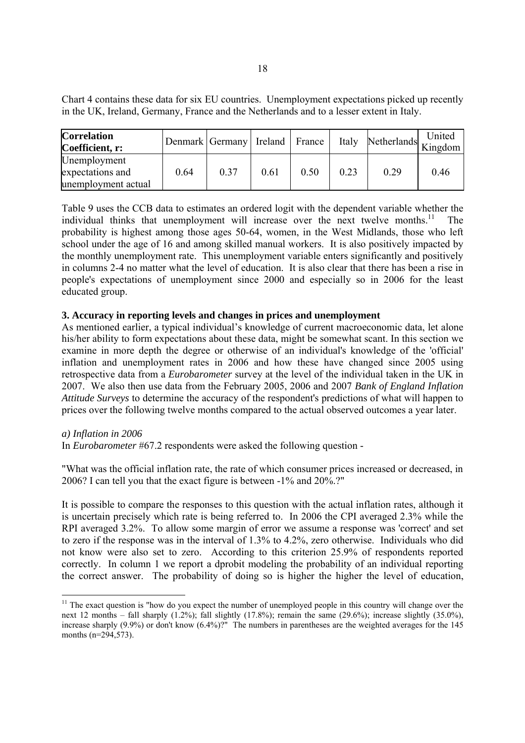Chart 4 contains these data for six EU countries. Unemployment expectations picked up recently in the UK, Ireland, Germany, France and the Netherlands and to a lesser extent in Italy.

| **Correlation Coefficient, r:** | Denmark | Germany | Ireland | France | Italy | Netherlands | United Kingdom |
|---|---|---|---|---|---|---|---|
| Unemployment expectations and unemployment actual | 0.64 | 0.37 | 0.61 | 0.50 | 0.23 | 0.29 | 0.46 |

Table 9 uses the CCB data to estimates an ordered logit with the dependent variable whether the individual thinks that unemployment will increase over the next twelve months.[11] The probability is highest among those ages 50-64, women, in the West Midlands, those who left school under the age of 16 and among skilled manual workers. It is also positively impacted by the monthly unemployment rate. This unemployment variable enters significantly and positively in columns 2-4 no matter what the level of education. It is also clear that there has been a rise in people's expectations of unemployment since 2000 and especially so in 2006 for the least educated group.

### 3. Accuracy in reporting levels and changes in prices and unemployment

As mentioned earlier, a typical individual's knowledge of current macroeconomic data, let alone his/her ability to form expectations about these data, might be somewhat scant. In this section we examine in more depth the degree or otherwise of an individual's knowledge of the 'official' inflation and unemployment rates in 2006 and how these have changed since 2005 using retrospective data from a *Eurobarometer* survey at the level of the individual taken in the UK in 2007. We also then use data from the February 2005, 2006 and 2007 *Bank of England Inflation Attitude Surveys* to determine the accuracy of the respondent's predictions of what will happen to prices over the following twelve months compared to the actual observed outcomes a year later.

*a) Inflation in 2006*

In *Eurobarometer* #67.2 respondents were asked the following question -

"What was the official inflation rate, the rate of which consumer prices increased or decreased, in 2006? I can tell you that the exact figure is between -1% and 20%.?"

It is possible to compare the responses to this question with the actual inflation rates, although it is uncertain precisely which rate is being referred to. In 2006 the CPI averaged 2.3% while the RPI averaged 3.2%. To allow some margin of error we assume a response was 'correct' and set to zero if the response was in the interval of 1.3% to 4.2%, zero otherwise. Individuals who did not know were also set to zero. According to this criterion 25.9% of respondents reported correctly. In column 1 we report a dprobit modeling the probability of an individual reporting the correct answer. The probability of doing so is higher the higher the level of education,

[11] The exact question is "how do you expect the number of unemployed people in this country will change over the next 12 months – fall sharply (1.2%); fall slightly (17.8%); remain the same (29.6%); increase slightly (35.0%), increase sharply (9.9%) or don't know (6.4%)?" The numbers in parentheses are the weighted averages for the 145 months (n=294,573).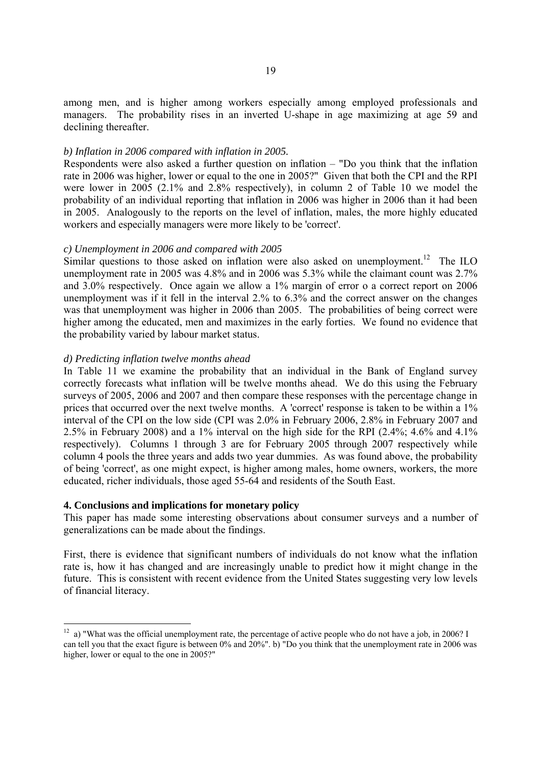among men, and is higher among workers especially among employed professionals and managers. The probability rises in an inverted U-shape in age maximizing at age 59 and declining thereafter.

*b) Inflation in 2006 compared with inflation in 2005.*

Respondents were also asked a further question on inflation – "Do you think that the inflation rate in 2006 was higher, lower or equal to the one in 2005?" Given that both the CPI and the RPI were lower in 2005 (2.1% and 2.8% respectively), in column 2 of Table 10 we model the probability of an individual reporting that inflation in 2006 was higher in 2006 than it had been in 2005. Analogously to the reports on the level of inflation, males, the more highly educated workers and especially managers were more likely to be 'correct'.

*c) Unemployment in 2006 and compared with 2005*

Similar questions to those asked on inflation were also asked on unemployment.[12] The ILO unemployment rate in 2005 was 4.8% and in 2006 was 5.3% while the claimant count was 2.7% and 3.0% respectively. Once again we allow a 1% margin of error o a correct report on 2006 unemployment was if it fell in the interval 2.% to 6.3% and the correct answer on the changes was that unemployment was higher in 2006 than 2005. The probabilities of being correct were higher among the educated, men and maximizes in the early forties. We found no evidence that the probability varied by labour market status.

*d) Predicting inflation twelve months ahead*

In Table 11 we examine the probability that an individual in the Bank of England survey correctly forecasts what inflation will be twelve months ahead. We do this using the February surveys of 2005, 2006 and 2007 and then compare these responses with the percentage change in prices that occurred over the next twelve months. A 'correct' response is taken to be within a 1% interval of the CPI on the low side (CPI was 2.0% in February 2006, 2.8% in February 2007 and 2.5% in February 2008) and a 1% interval on the high side for the RPI (2.4%; 4.6% and 4.1% respectively). Columns 1 through 3 are for February 2005 through 2007 respectively while column 4 pools the three years and adds two year dummies. As was found above, the probability of being 'correct', as one might expect, is higher among males, home owners, workers, the more educated, richer individuals, those aged 55-64 and residents of the South East.

## 4. Conclusions and implications for monetary policy

This paper has made some interesting observations about consumer surveys and a number of generalizations can be made about the findings.

First, there is evidence that significant numbers of individuals do not know what the inflation rate is, how it has changed and are increasingly unable to predict how it might change in the future. This is consistent with recent evidence from the United States suggesting very low levels of financial literacy.

[12] a) "What was the official unemployment rate, the percentage of active people who do not have a job, in 2006? I can tell you that the exact figure is between 0% and 20%". b) "Do you think that the unemployment rate in 2006 was higher, lower or equal to the one in 2005?"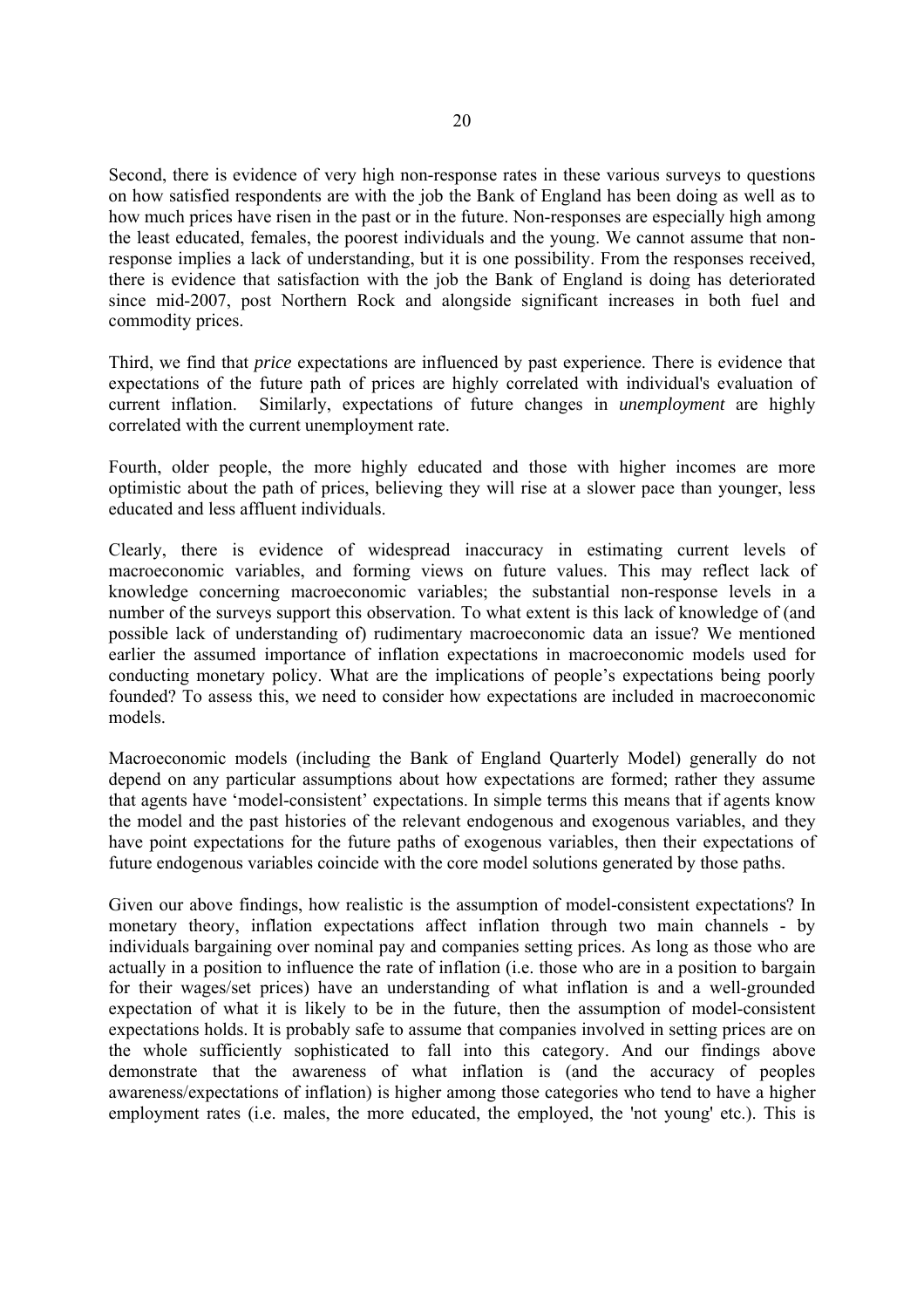Second, there is evidence of very high non-response rates in these various surveys to questions on how satisfied respondents are with the job the Bank of England has been doing as well as to how much prices have risen in the past or in the future. Non-responses are especially high among the least educated, females, the poorest individuals and the young. We cannot assume that non-response implies a lack of understanding, but it is one possibility. From the responses received, there is evidence that satisfaction with the job the Bank of England is doing has deteriorated since mid-2007, post Northern Rock and alongside significant increases in both fuel and commodity prices.

Third, we find that *price* expectations are influenced by past experience. There is evidence that expectations of the future path of prices are highly correlated with individual's evaluation of current inflation. Similarly, expectations of future changes in *unemployment* are highly correlated with the current unemployment rate.

Fourth, older people, the more highly educated and those with higher incomes are more optimistic about the path of prices, believing they will rise at a slower pace than younger, less educated and less affluent individuals.

Clearly, there is evidence of widespread inaccuracy in estimating current levels of macroeconomic variables, and forming views on future values. This may reflect lack of knowledge concerning macroeconomic variables; the substantial non-response levels in a number of the surveys support this observation. To what extent is this lack of knowledge of (and possible lack of understanding of) rudimentary macroeconomic data an issue? We mentioned earlier the assumed importance of inflation expectations in macroeconomic models used for conducting monetary policy. What are the implications of people's expectations being poorly founded? To assess this, we need to consider how expectations are included in macroeconomic models.

Macroeconomic models (including the Bank of England Quarterly Model) generally do not depend on any particular assumptions about how expectations are formed; rather they assume that agents have 'model-consistent' expectations. In simple terms this means that if agents know the model and the past histories of the relevant endogenous and exogenous variables, and they have point expectations for the future paths of exogenous variables, then their expectations of future endogenous variables coincide with the core model solutions generated by those paths.

Given our above findings, how realistic is the assumption of model-consistent expectations? In monetary theory, inflation expectations affect inflation through two main channels - by individuals bargaining over nominal pay and companies setting prices. As long as those who are actually in a position to influence the rate of inflation (i.e. those who are in a position to bargain for their wages/set prices) have an understanding of what inflation is and a well-grounded expectation of what it is likely to be in the future, then the assumption of model-consistent expectations holds. It is probably safe to assume that companies involved in setting prices are on the whole sufficiently sophisticated to fall into this category. And our findings above demonstrate that the awareness of what inflation is (and the accuracy of peoples awareness/expectations of inflation) is higher among those categories who tend to have a higher employment rates (i.e. males, the more educated, the employed, the 'not young' etc.). This is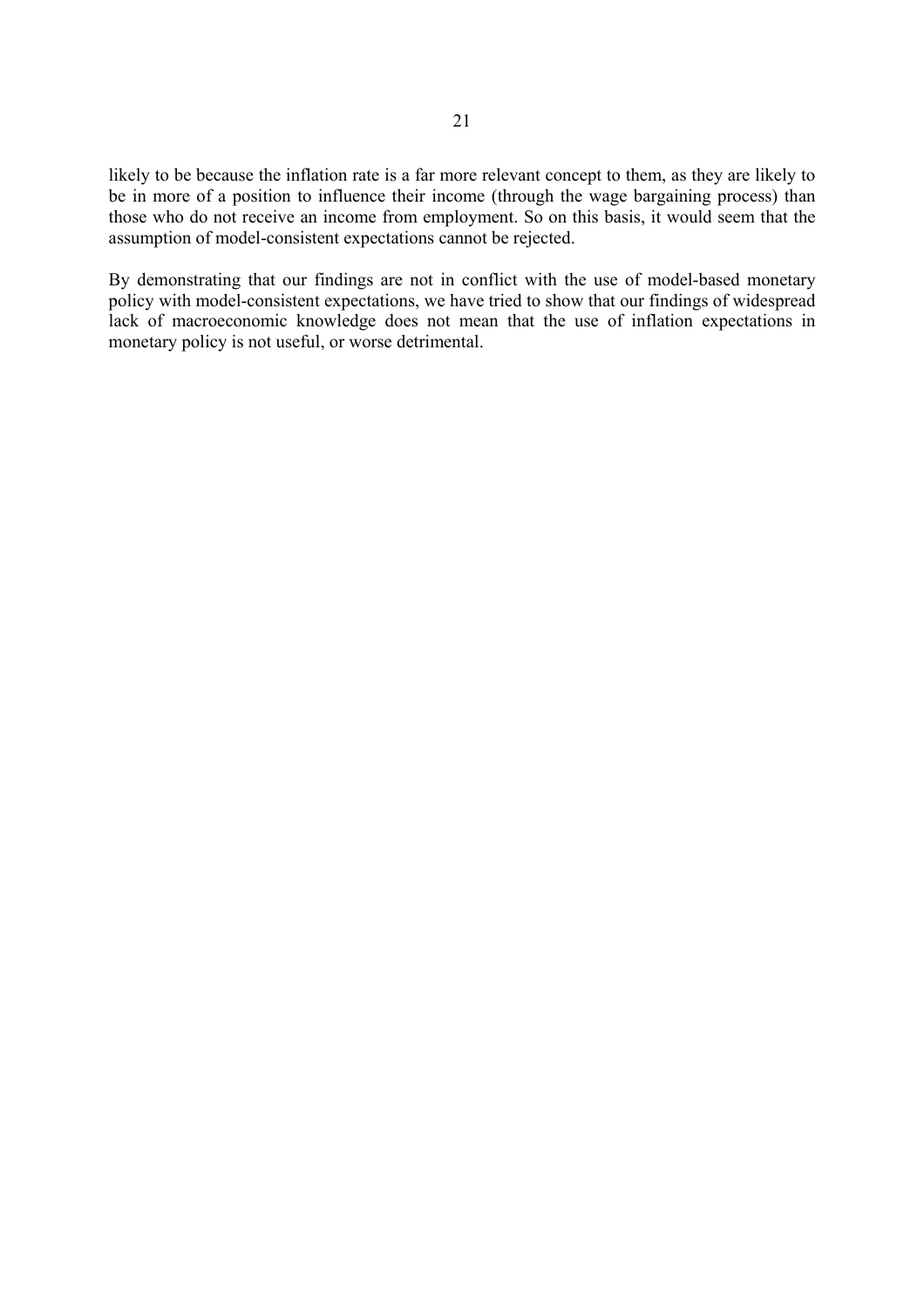likely to be because the inflation rate is a far more relevant concept to them, as they are likely to be in more of a position to influence their income (through the wage bargaining process) than those who do not receive an income from employment. So on this basis, it would seem that the assumption of model-consistent expectations cannot be rejected.

By demonstrating that our findings are not in conflict with the use of model-based monetary policy with model-consistent expectations, we have tried to show that our findings of widespread lack of macroeconomic knowledge does not mean that the use of inflation expectations in monetary policy is not useful, or worse detrimental.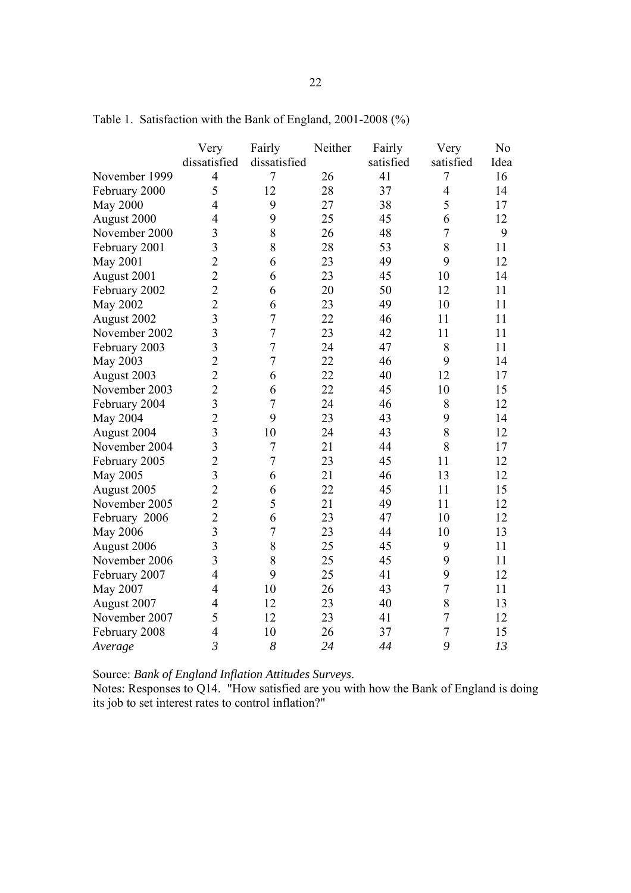Table 1. Satisfaction with the Bank of England, 2001-2008 (%)

| | Very dissatisfied | Fairly dissatisfied | Neither | Fairly satisfied | Very satisfied | No Idea |
|---|---|---|---|---|---|---|
| November 1999 | 4 | 7 | 26 | 41 | 7 | 16 |
| February 2000 | 5 | 12 | 28 | 37 | 4 | 14 |
| May 2000 | 4 | 9 | 27 | 38 | 5 | 17 |
| August 2000 | 4 | 9 | 25 | 45 | 6 | 12 |
| November 2000 | 3 | 8 | 26 | 48 | 7 | 9 |
| February 2001 | 3 | 8 | 28 | 53 | 8 | 11 |
| May 2001 | 2 | 6 | 23 | 49 | 9 | 12 |
| August 2001 | 2 | 6 | 23 | 45 | 10 | 14 |
| February 2002 | 2 | 6 | 20 | 50 | 12 | 11 |
| May 2002 | 2 | 6 | 23 | 49 | 10 | 11 |
| August 2002 | 3 | 7 | 22 | 46 | 11 | 11 |
| November 2002 | 3 | 7 | 23 | 42 | 11 | 11 |
| February 2003 | 3 | 7 | 24 | 47 | 8 | 11 |
| May 2003 | 2 | 7 | 22 | 46 | 9 | 14 |
| August 2003 | 2 | 6 | 22 | 40 | 12 | 17 |
| November 2003 | 2 | 6 | 22 | 45 | 10 | 15 |
| February 2004 | 3 | 7 | 24 | 46 | 8 | 12 |
| May 2004 | 2 | 9 | 23 | 43 | 9 | 14 |
| August 2004 | 3 | 10 | 24 | 43 | 8 | 12 |
| November 2004 | 3 | 7 | 21 | 44 | 8 | 17 |
| February 2005 | 2 | 7 | 23 | 45 | 11 | 12 |
| May 2005 | 3 | 6 | 21 | 46 | 13 | 12 |
| August 2005 | 2 | 6 | 22 | 45 | 11 | 15 |
| November 2005 | 2 | 5 | 21 | 49 | 11 | 12 |
| February 2006 | 2 | 6 | 23 | 47 | 10 | 12 |
| May 2006 | 3 | 7 | 23 | 44 | 10 | 13 |
| August 2006 | 3 | 8 | 25 | 45 | 9 | 11 |
| November 2006 | 3 | 8 | 25 | 45 | 9 | 11 |
| February 2007 | 4 | 9 | 25 | 41 | 9 | 12 |
| May 2007 | 4 | 10 | 26 | 43 | 7 | 11 |
| August 2007 | 4 | 12 | 23 | 40 | 8 | 13 |
| November 2007 | 5 | 12 | 23 | 41 | 7 | 12 |
| February 2008 | 4 | 10 | 26 | 37 | 7 | 15 |
| *Average* | *3* | *8* | *24* | *44* | *9* | *13* |

Source: *Bank of England Inflation Attitudes Surveys*.
Notes: Responses to Q14. "How satisfied are you with how the Bank of England is doing its job to set interest rates to control inflation?"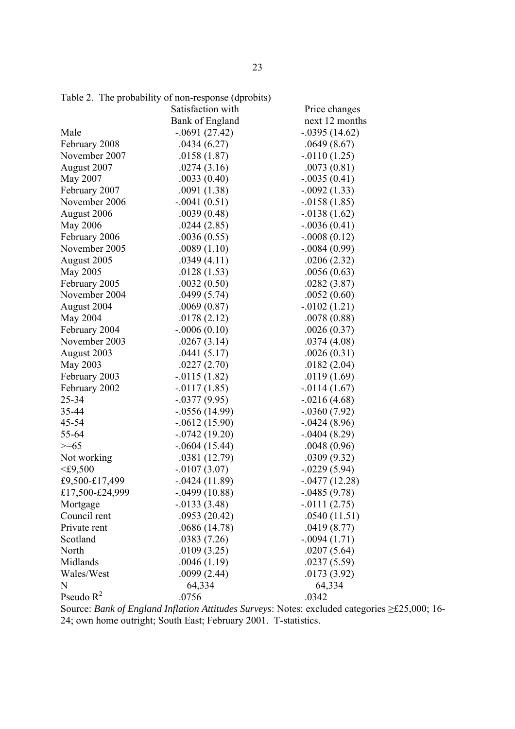Table 2. The probability of non-response (dprobits)

| | Satisfaction with Bank of England | Price changes next 12 months |
|---|---|---|
| Male | -.0691 (27.42) | -.0395 (14.62) |
| February 2008 | .0434 (6.27) | .0649 (8.67) |
| November 2007 | .0158 (1.87) | -.0110 (1.25) |
| August 2007 | .0274 (3.16) | .0073 (0.81) |
| May 2007 | .0033 (0.40) | -.0035 (0.41) |
| February 2007 | .0091 (1.38) | -.0092 (1.33) |
| November 2006 | -.0041 (0.51) | -.0158 (1.85) |
| August 2006 | .0039 (0.48) | -.0138 (1.62) |
| May 2006 | .0244 (2.85) | -.0036 (0.41) |
| February 2006 | .0036 (0.55) | -.0008 (0.12) |
| November 2005 | .0089 (1.10) | -.0084 (0.99) |
| August 2005 | .0349 (4.11) | .0206 (2.32) |
| May 2005 | .0128 (1.53) | .0056 (0.63) |
| February 2005 | .0032 (0.50) | .0282 (3.87) |
| November 2004 | .0499 (5.74) | .0052 (0.60) |
| August 2004 | .0069 (0.87) | -.0102 (1.21) |
| May 2004 | .0178 (2.12) | .0078 (0.88) |
| February 2004 | -.0006 (0.10) | .0026 (0.37) |
| November 2003 | .0267 (3.14) | .0374 (4.08) |
| August 2003 | .0441 (5.17) | .0026 (0.31) |
| May 2003 | .0227 (2.70) | .0182 (2.04) |
| February 2003 | -.0115 (1.82) | .0119 (1.69) |
| February 2002 | -.0117 (1.85) | -.0114 (1.67) |
| 25-34 | -.0377 (9.95) | -.0216 (4.68) |
| 35-44 | -.0556 (14.99) | -.0360 (7.92) |
| 45-54 | -.0612 (15.90) | -.0424 (8.96) |
| 55-64 | -.0742 (19.20) | -.0404 (8.29) |
| >=65 | -.0604 (15.44) | .0048 (0.96) |
| Not working | .0381 (12.79) | .0309 (9.32) |
| <£9,500 | -.0107 (3.07) | -.0229 (5.94) |
| £9,500-£17,499 | -.0424 (11.89) | -.0477 (12.28) |
| £17,500-£24,999 | -.0499 (10.88) | -.0485 (9.78) |
| Mortgage | -.0133 (3.48) | -.0111 (2.75) |
| Council rent | .0953 (20.42) | .0540 (11.51) |
| Private rent | .0686 (14.78) | .0419 (8.77) |
| Scotland | .0383 (7.26) | -.0094 (1.71) |
| North | .0109 (3.25) | .0207 (5.64) |
| Midlands | .0046 (1.19) | .0237 (5.59) |
| Wales/West | .0099 (2.44) | .0173 (3.92) |
| N | 64,334 | 64,334 |
| Pseudo $R^2$ | .0756 | .0342 |

Source: *Bank of England Inflation Attitudes Surveys*: Notes: excluded categories ≥£25,000; 16-24; own home outright; South East; February 2001. T-statistics.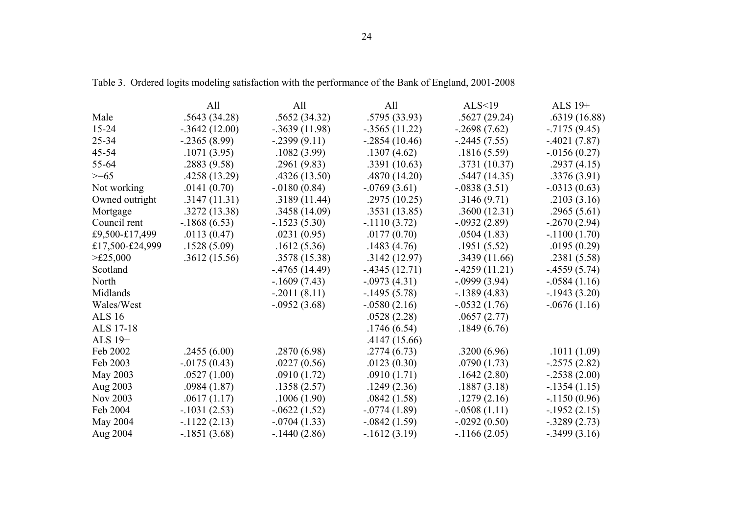Table 3. Ordered logits modeling satisfaction with the performance of the Bank of England, 2001-2008

| | All | All | All | ALS<19 | ALS 19+ |
|---|---|---|---|---|---|
| Male | .5643 (34.28) | .5652 (34.32) | .5795 (33.93) | .5627 (29.24) | .6319 (16.88) |
| 15-24 | -.3642 (12.00) | -.3639 (11.98) | -.3565 (11.22) | -.2698 (7.62) | -.7175 (9.45) |
| 25-34 | -.2365 (8.99) | -.2399 (9.11) | -.2854 (10.46) | -.2445 (7.55) | -.4021 (7.87) |
| 45-54 | .1071 (3.95) | .1082 (3.99) | .1307 (4.62) | .1816 (5.59) | -.0156 (0.27) |
| 55-64 | .2883 (9.58) | .2961 (9.83) | .3391 (10.63) | .3731 (10.37) | .2937 (4.15) |
| >=65 | .4258 (13.29) | .4326 (13.50) | .4870 (14.20) | .5447 (14.35) | .3376 (3.91) |
| Not working | .0141 (0.70) | -.0180 (0.84) | -.0769 (3.61) | -.0838 (3.51) | -.0313 (0.63) |
| Owned outright | .3147 (11.31) | .3189 (11.44) | .2975 (10.25) | .3146 (9.71) | .2103 (3.16) |
| Mortgage | .3272 (13.38) | .3458 (14.09) | .3531 (13.85) | .3600 (12.31) | .2965 (5.61) |
| Council rent | -.1868 (6.53) | -.1523 (5.30) | -.1110 (3.72) | -.0932 (2.89) | -.2670 (2.94) |
| £9,500-£17,499 | .0113 (0.47) | .0231 (0.95) | .0177 (0.70) | .0504 (1.83) | -.1100 (1.70) |
| £17,500-£24,999 | .1528 (5.09) | .1612 (5.36) | .1483 (4.76) | .1951 (5.52) | .0195 (0.29) |
| >£25,000 | .3612 (15.56) | .3578 (15.38) | .3142 (12.97) | .3439 (11.66) | .2381 (5.58) |
| Scotland | | -.4765 (14.49) | -.4345 (12.71) | -.4259 (11.21) | -.4559 (5.74) |
| North | | -.1609 (7.43) | -.0973 (4.31) | -.0999 (3.94) | -.0584 (1.16) |
| Midlands | | -.2011 (8.11) | -.1495 (5.78) | -.1389 (4.83) | -.1943 (3.20) |
| Wales/West | | -.0952 (3.68) | -.0580 (2.16) | -.0532 (1.76) | -.0676 (1.16) |
| ALS 16 | | | .0528 (2.28) | .0657 (2.77) | |
| ALS 17-18 | | | .1746 (6.54) | .1849 (6.76) | |
| ALS 19+ | | | .4147 (15.66) | | |
| Feb 2002 | .2455 (6.00) | .2870 (6.98) | .2774 (6.73) | .3200 (6.96) | .1011 (1.09) |
| Feb 2003 | -.0175 (0.43) | .0227 (0.56) | .0123 (0.30) | .0790 (1.73) | -.2575 (2.82) |
| May 2003 | .0527 (1.00) | .0910 (1.72) | .0910 (1.71) | .1642 (2.80) | -.2538 (2.00) |
| Aug 2003 | .0984 (1.87) | .1358 (2.57) | .1249 (2.36) | .1887 (3.18) | -.1354 (1.15) |
| Nov 2003 | .0617 (1.17) | .1006 (1.90) | .0842 (1.58) | .1279 (2.16) | -.1150 (0.96) |
| Feb 2004 | -.1031 (2.53) | -.0622 (1.52) | -.0774 (1.89) | -.0508 (1.11) | -.1952 (2.15) |
| May 2004 | -.1122 (2.13) | -.0704 (1.33) | -.0842 (1.59) | -.0292 (0.50) | -.3289 (2.73) |
| Aug 2004 | -.1851 (3.68) | -.1440 (2.86) | -.1612 (3.19) | -.1166 (2.05) | -.3499 (3.16) |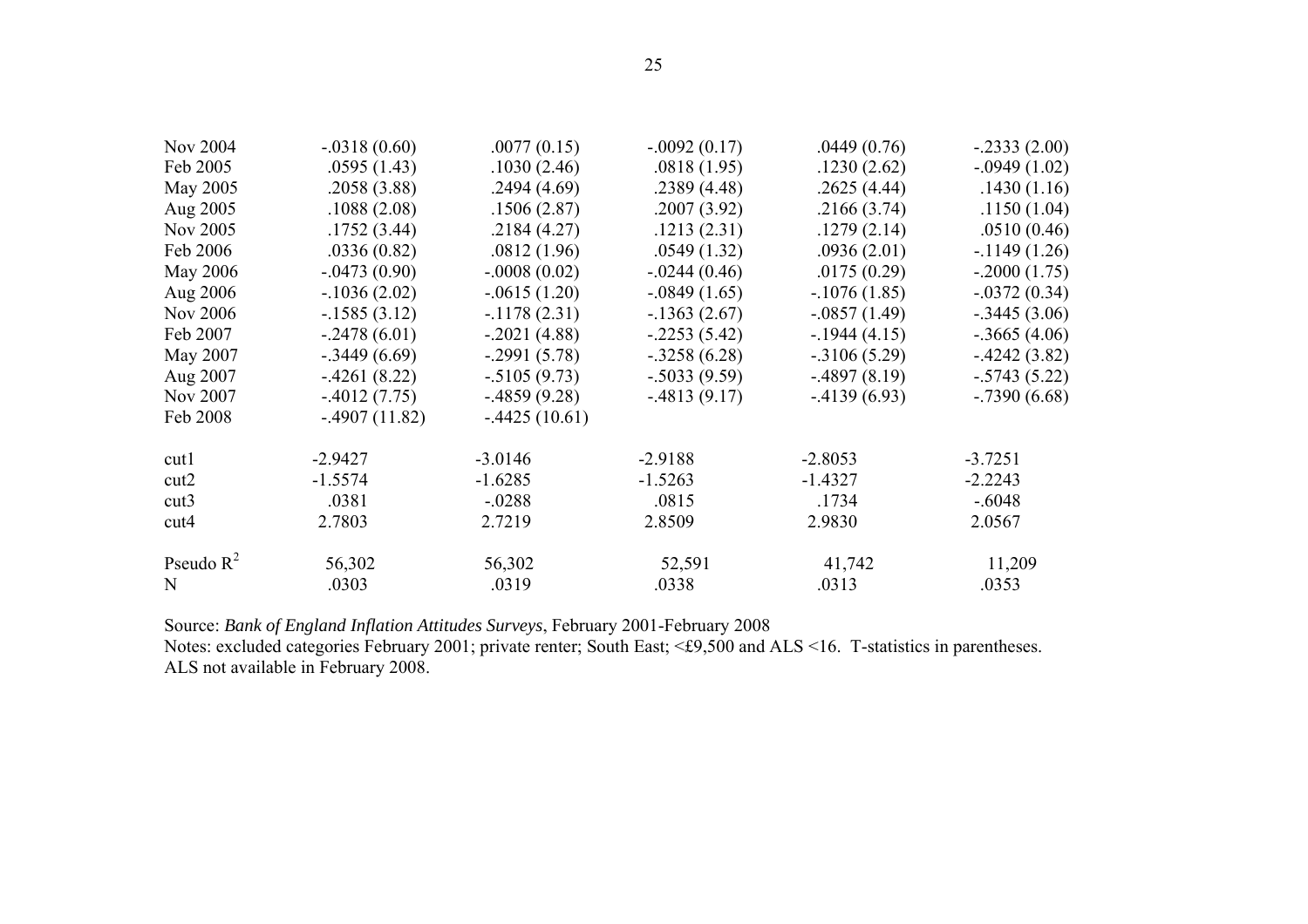| | | | | | |
|---|---|---|---|---|---|
| Nov 2004 | -.0318 (0.60) | .0077 (0.15) | -.0092 (0.17) | .0449 (0.76) | -.2333 (2.00) |
| Feb 2005 | .0595 (1.43) | .1030 (2.46) | .0818 (1.95) | .1230 (2.62) | -.0949 (1.02) |
| May 2005 | .2058 (3.88) | .2494 (4.69) | .2389 (4.48) | .2625 (4.44) | .1430 (1.16) |
| Aug 2005 | .1088 (2.08) | .1506 (2.87) | .2007 (3.92) | .2166 (3.74) | .1150 (1.04) |
| Nov 2005 | .1752 (3.44) | .2184 (4.27) | .1213 (2.31) | .1279 (2.14) | .0510 (0.46) |
| Feb 2006 | .0336 (0.82) | .0812 (1.96) | .0549 (1.32) | .0936 (2.01) | -.1149 (1.26) |
| May 2006 | -.0473 (0.90) | -.0008 (0.02) | -.0244 (0.46) | .0175 (0.29) | -.2000 (1.75) |
| Aug 2006 | -.1036 (2.02) | -.0615 (1.20) | -.0849 (1.65) | -.1076 (1.85) | -.0372 (0.34) |
| Nov 2006 | -.1585 (3.12) | -.1178 (2.31) | -.1363 (2.67) | -.0857 (1.49) | -.3445 (3.06) |
| Feb 2007 | -.2478 (6.01) | -.2021 (4.88) | -.2253 (5.42) | -.1944 (4.15) | -.3665 (4.06) |
| May 2007 | -.3449 (6.69) | -.2991 (5.78) | -.3258 (6.28) | -.3106 (5.29) | -.4242 (3.82) |
| Aug 2007 | -.4261 (8.22) | -.5105 (9.73) | -.5033 (9.59) | -.4897 (8.19) | -.5743 (5.22) |
| Nov 2007 | -.4012 (7.75) | -.4859 (9.28) | -.4813 (9.17) | -.4139 (6.93) | -.7390 (6.68) |
| Feb 2008 | -.4907 (11.82) | -.4425 (10.61) | | | |
| cut1 | -2.9427 | -3.0146 | -2.9188 | -2.8053 | -3.7251 |
| cut2 | -1.5574 | -1.6285 | -1.5263 | -1.4327 | -2.2243 |
| cut3 | .0381 | -.0288 | .0815 | .1734 | -.6048 |
| cut4 | 2.7803 | 2.7219 | 2.8509 | 2.9830 | 2.0567 |
| Pseudo $R^2$ | 56,302 | 56,302 | 52,591 | 41,742 | 11,209 |
| N | .0303 | .0319 | .0338 | .0313 | .0353 |

Source: *Bank of England Inflation Attitudes Surveys*, February 2001-February 2008

Notes: excluded categories February 2001; private renter; South East; <£9,500 and ALS <16. T-statistics in parentheses. ALS not available in February 2008.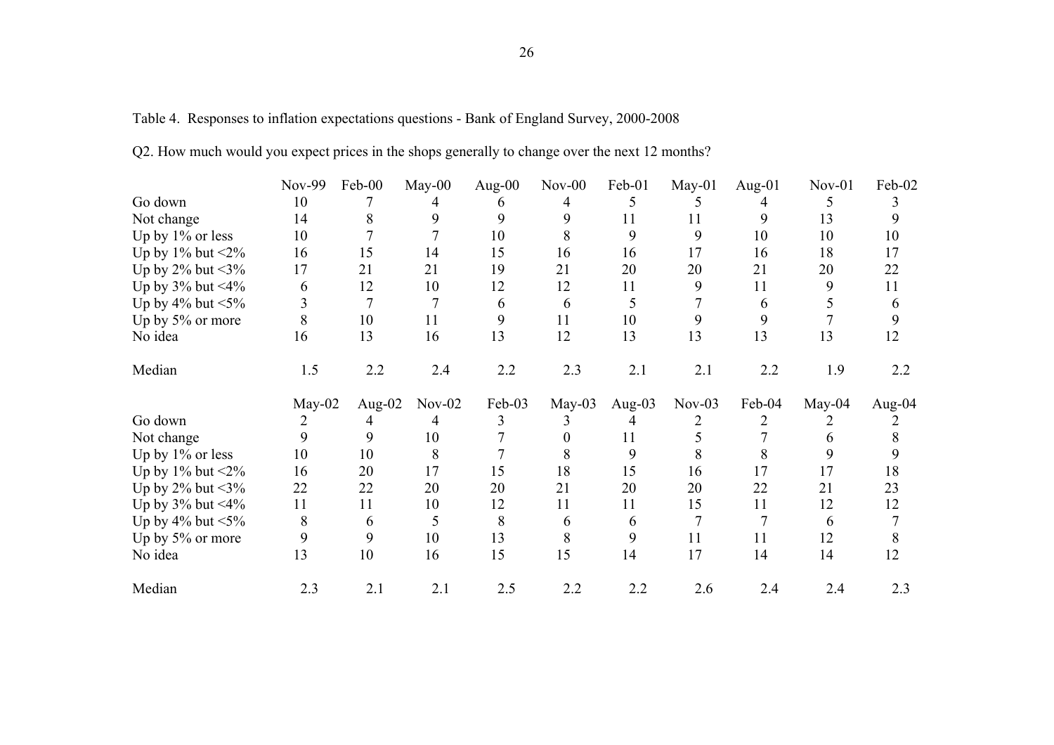Table 4. Responses to inflation expectations questions - Bank of England Survey, 2000-2008

Q2. How much would you expect prices in the shops generally to change over the next 12 months?

| | Nov-99 | Feb-00 | May-00 | Aug-00 | Nov-00 | Feb-01 | May-01 | Aug-01 | Nov-01 | Feb-02 |
|---|---|---|---|---|---|---|---|---|---|---|
| Go down | 10 | 7 | 4 | 6 | 4 | 5 | 5 | 4 | 5 | 3 |
| Not change | 14 | 8 | 9 | 9 | 9 | 11 | 11 | 9 | 13 | 9 |
| Up by 1% or less | 10 | 7 | 7 | 10 | 8 | 9 | 9 | 10 | 10 | 10 |
| Up by 1% but <2% | 16 | 15 | 14 | 15 | 16 | 16 | 17 | 16 | 18 | 17 |
| Up by 2% but <3% | 17 | 21 | 21 | 19 | 21 | 20 | 20 | 21 | 20 | 22 |
| Up by 3% but <4% | 6 | 12 | 10 | 12 | 12 | 11 | 9 | 11 | 9 | 11 |
| Up by 4% but <5% | 3 | 7 | 7 | 6 | 6 | 5 | 7 | 6 | 5 | 6 |
| Up by 5% or more | 8 | 10 | 11 | 9 | 11 | 10 | 9 | 9 | 7 | 9 |
| No idea | 16 | 13 | 16 | 13 | 12 | 13 | 13 | 13 | 13 | 12 |
| Median | 1.5 | 2.2 | 2.4 | 2.2 | 2.3 | 2.1 | 2.1 | 2.2 | 1.9 | 2.2 |

| | May-02 | Aug-02 | Nov-02 | Feb-03 | May-03 | Aug-03 | Nov-03 | Feb-04 | May-04 | Aug-04 |
|---|---|---|---|---|---|---|---|---|---|---|
| Go down | 2 | 4 | 4 | 3 | 3 | 4 | 2 | 2 | 2 | 2 |
| Not change | 9 | 9 | 10 | 7 | 0 | 11 | 5 | 7 | 6 | 8 |
| Up by 1% or less | 10 | 10 | 8 | 7 | 8 | 9 | 8 | 8 | 9 | 9 |
| Up by 1% but <2% | 16 | 20 | 17 | 15 | 18 | 15 | 16 | 17 | 17 | 18 |
| Up by 2% but <3% | 22 | 22 | 20 | 20 | 21 | 20 | 20 | 22 | 21 | 23 |
| Up by 3% but <4% | 11 | 11 | 10 | 12 | 11 | 11 | 15 | 11 | 12 | 12 |
| Up by 4% but <5% | 8 | 6 | 5 | 8 | 6 | 6 | 7 | 7 | 6 | 7 |
| Up by 5% or more | 9 | 9 | 10 | 13 | 8 | 9 | 11 | 11 | 12 | 8 |
| No idea | 13 | 10 | 16 | 15 | 15 | 14 | 17 | 14 | 14 | 12 |
| Median | 2.3 | 2.1 | 2.1 | 2.5 | 2.2 | 2.2 | 2.6 | 2.4 | 2.4 | 2.3 |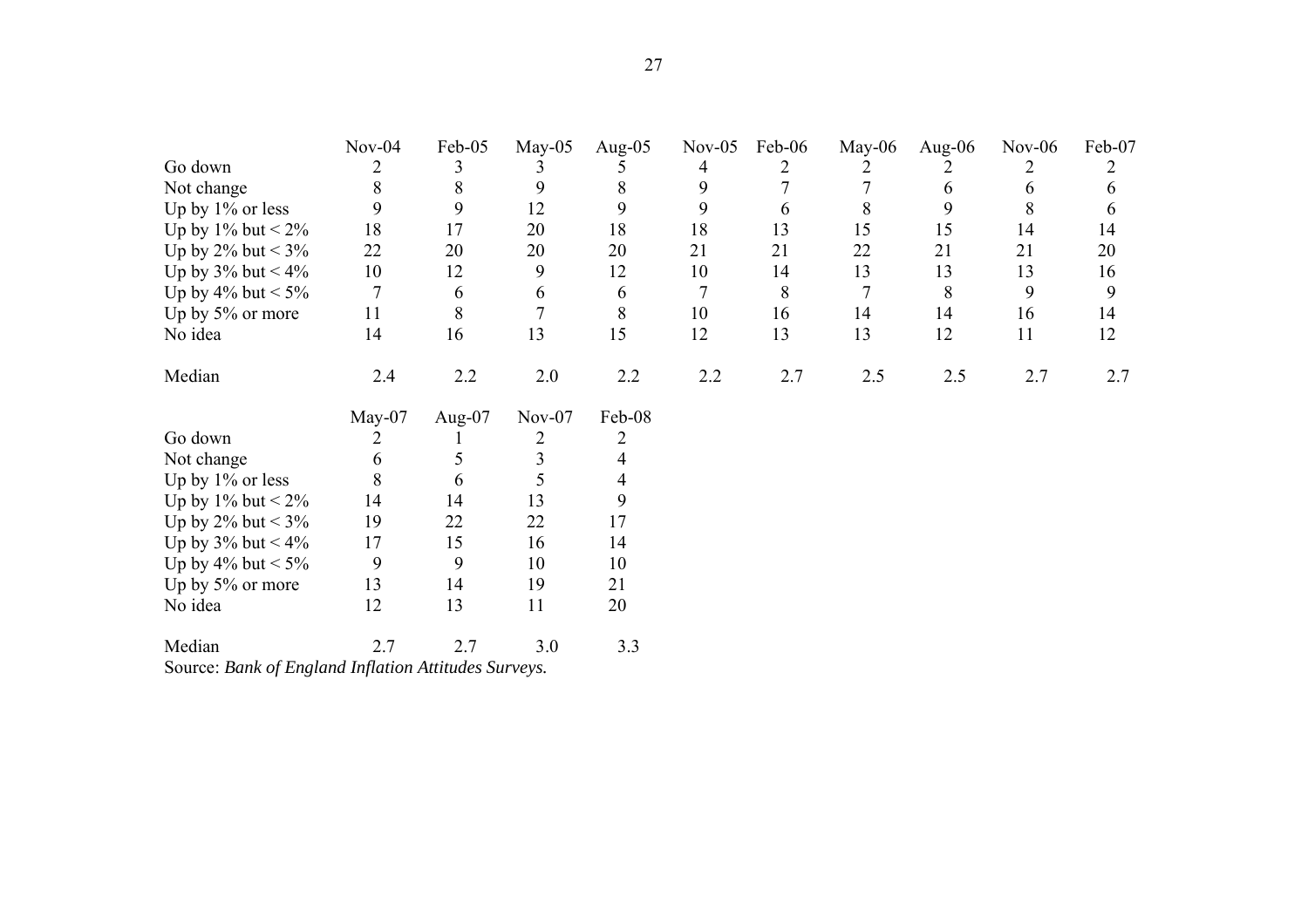| | Nov-04 | Feb-05 | May-05 | Aug-05 | Nov-05 | Feb-06 | May-06 | Aug-06 | Nov-06 | Feb-07 |
|---|---|---|---|---|---|---|---|---|---|---|
| Go down | 2 | 3 | 3 | 5 | 4 | 2 | 2 | 2 | 2 | 2 |
| Not change | 8 | 8 | 9 | 8 | 9 | 7 | 7 | 6 | 6 | 6 |
| Up by 1% or less | 9 | 9 | 12 | 9 | 9 | 6 | 8 | 9 | 8 | 6 |
| Up by 1% but < 2% | 18 | 17 | 20 | 18 | 18 | 13 | 15 | 15 | 14 | 14 |
| Up by 2% but < 3% | 22 | 20 | 20 | 20 | 21 | 21 | 22 | 21 | 21 | 20 |
| Up by 3% but < 4% | 10 | 12 | 9 | 12 | 10 | 14 | 13 | 13 | 13 | 16 |
| Up by 4% but < 5% | 7 | 6 | 6 | 6 | 7 | 8 | 7 | 8 | 9 | 9 |
| Up by 5% or more | 11 | 8 | 7 | 8 | 10 | 16 | 14 | 14 | 16 | 14 |
| No idea | 14 | 16 | 13 | 15 | 12 | 13 | 13 | 12 | 11 | 12 |
| Median | 2.4 | 2.2 | 2.0 | 2.2 | 2.2 | 2.7 | 2.5 | 2.5 | 2.7 | 2.7 |

| | May-07 | Aug-07 | Nov-07 | Feb-08 |
|---|---|---|---|---|
| Go down | 2 | 1 | 2 | 2 |
| Not change | 6 | 5 | 3 | 4 |
| Up by 1% or less | 8 | 6 | 5 | 4 |
| Up by 1% but < 2% | 14 | 14 | 13 | 9 |
| Up by 2% but < 3% | 19 | 22 | 22 | 17 |
| Up by 3% but < 4% | 17 | 15 | 16 | 14 |
| Up by 4% but < 5% | 9 | 9 | 10 | 10 |
| Up by 5% or more | 13 | 14 | 19 | 21 |
| No idea | 12 | 13 | 11 | 20 |
| Median | 2.7 | 2.7 | 3.0 | 3.3 |

Source: *Bank of England Inflation Attitudes Surveys.*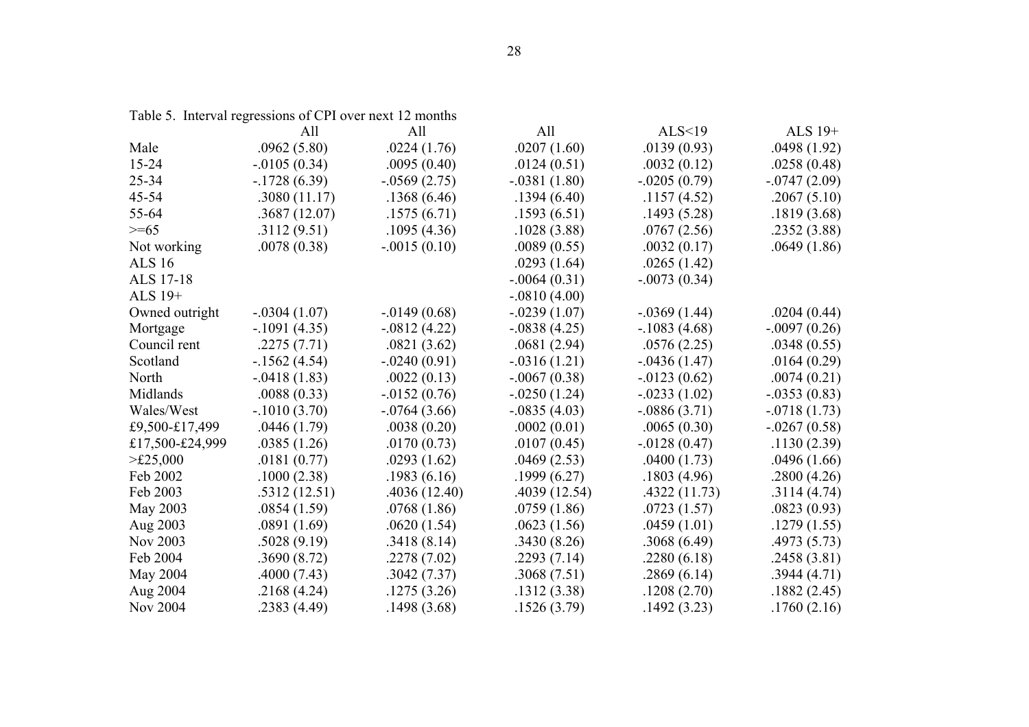Table 5. Interval regressions of CPI over next 12 months

| | All | All | All | ALS<19 | ALS 19+ |
|---|---|---|---|---|---|
| Male | .0962 (5.80) | .0224 (1.76) | .0207 (1.60) | .0139 (0.93) | .0498 (1.92) |
| 15-24 | -.0105 (0.34) | .0095 (0.40) | .0124 (0.51) | .0032 (0.12) | .0258 (0.48) |
| 25-34 | -.1728 (6.39) | -.0569 (2.75) | -.0381 (1.80) | -.0205 (0.79) | -.0747 (2.09) |
| 45-54 | .3080 (11.17) | .1368 (6.46) | .1394 (6.40) | .1157 (4.52) | .2067 (5.10) |
| 55-64 | .3687 (12.07) | .1575 (6.71) | .1593 (6.51) | .1493 (5.28) | .1819 (3.68) |
| >=65 | .3112 (9.51) | .1095 (4.36) | .1028 (3.88) | .0767 (2.56) | .2352 (3.88) |
| Not working | .0078 (0.38) | -.0015 (0.10) | .0089 (0.55) | .0032 (0.17) | .0649 (1.86) |
| ALS 16 | | | .0293 (1.64) | .0265 (1.42) | |
| ALS 17-18 | | | -.0064 (0.31) | -.0073 (0.34) | |
| ALS 19+ | | | -.0810 (4.00) | | |
| Owned outright | -.0304 (1.07) | -.0149 (0.68) | -.0239 (1.07) | -.0369 (1.44) | .0204 (0.44) |
| Mortgage | -.1091 (4.35) | -.0812 (4.22) | -.0838 (4.25) | -.1083 (4.68) | -.0097 (0.26) |
| Council rent | .2275 (7.71) | .0821 (3.62) | .0681 (2.94) | .0576 (2.25) | .0348 (0.55) |
| Scotland | -.1562 (4.54) | -.0240 (0.91) | -.0316 (1.21) | -.0436 (1.47) | .0164 (0.29) |
| North | -.0418 (1.83) | .0022 (0.13) | -.0067 (0.38) | -.0123 (0.62) | .0074 (0.21) |
| Midlands | .0088 (0.33) | -.0152 (0.76) | -.0250 (1.24) | -.0233 (1.02) | -.0353 (0.83) |
| Wales/West | -.1010 (3.70) | -.0764 (3.66) | -.0835 (4.03) | -.0886 (3.71) | -.0718 (1.73) |
| £9,500-£17,499 | .0446 (1.79) | .0038 (0.20) | .0002 (0.01) | .0065 (0.30) | -.0267 (0.58) |
| £17,500-£24,999 | .0385 (1.26) | .0170 (0.73) | .0107 (0.45) | -.0128 (0.47) | .1130 (2.39) |
| >£25,000 | .0181 (0.77) | .0293 (1.62) | .0469 (2.53) | .0400 (1.73) | .0496 (1.66) |
| Feb 2002 | .1000 (2.38) | .1983 (6.16) | .1999 (6.27) | .1803 (4.96) | .2800 (4.26) |
| Feb 2003 | .5312 (12.51) | .4036 (12.40) | .4039 (12.54) | .4322 (11.73) | .3114 (4.74) |
| May 2003 | .0854 (1.59) | .0768 (1.86) | .0759 (1.86) | .0723 (1.57) | .0823 (0.93) |
| Aug 2003 | .0891 (1.69) | .0620 (1.54) | .0623 (1.56) | .0459 (1.01) | .1279 (1.55) |
| Nov 2003 | .5028 (9.19) | .3418 (8.14) | .3430 (8.26) | .3068 (6.49) | .4973 (5.73) |
| Feb 2004 | .3690 (8.72) | .2278 (7.02) | .2293 (7.14) | .2280 (6.18) | .2458 (3.81) |
| May 2004 | .4000 (7.43) | .3042 (7.37) | .3068 (7.51) | .2869 (6.14) | .3944 (4.71) |
| Aug 2004 | .2168 (4.24) | .1275 (3.26) | .1312 (3.38) | .1208 (2.70) | .1882 (2.45) |
| Nov 2004 | .2383 (4.49) | .1498 (3.68) | .1526 (3.79) | .1492 (3.23) | .1760 (2.16) |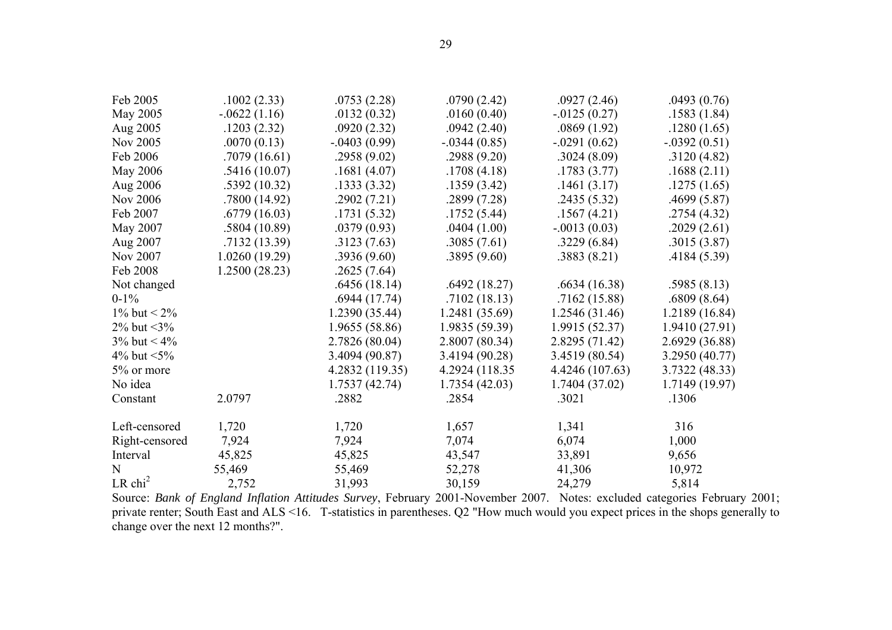| | | | | | |
|---|---|---|---|---|---|
| Feb 2005 | .1002 (2.33) | .0753 (2.28) | .0790 (2.42) | .0927 (2.46) | .0493 (0.76) |
| May 2005 | -.0622 (1.16) | .0132 (0.32) | .0160 (0.40) | -.0125 (0.27) | .1583 (1.84) |
| Aug 2005 | .1203 (2.32) | .0920 (2.32) | .0942 (2.40) | .0869 (1.92) | .1280 (1.65) |
| Nov 2005 | .0070 (0.13) | -.0403 (0.99) | -.0344 (0.85) | -.0291 (0.62) | -.0392 (0.51) |
| Feb 2006 | .7079 (16.61) | .2958 (9.02) | .2988 (9.20) | .3024 (8.09) | .3120 (4.82) |
| May 2006 | .5416 (10.07) | .1681 (4.07) | .1708 (4.18) | .1783 (3.77) | .1688 (2.11) |
| Aug 2006 | .5392 (10.32) | .1333 (3.32) | .1359 (3.42) | .1461 (3.17) | .1275 (1.65) |
| Nov 2006 | .7800 (14.92) | .2902 (7.21) | .2899 (7.28) | .2435 (5.32) | .4699 (5.87) |
| Feb 2007 | .6779 (16.03) | .1731 (5.32) | .1752 (5.44) | .1567 (4.21) | .2754 (4.32) |
| May 2007 | .5804 (10.89) | .0379 (0.93) | .0404 (1.00) | -.0013 (0.03) | .2029 (2.61) |
| Aug 2007 | .7132 (13.39) | .3123 (7.63) | .3085 (7.61) | .3229 (6.84) | .3015 (3.87) |
| Nov 2007 | 1.0260 (19.29) | .3936 (9.60) | .3895 (9.60) | .3883 (8.21) | .4184 (5.39) |
| Feb 2008 | 1.2500 (28.23) | .2625 (7.64) | | | |
| Not changed | | .6456 (18.14) | .6492 (18.27) | .6634 (16.38) | .5985 (8.13) |
| 0-1% | | .6944 (17.74) | .7102 (18.13) | .7162 (15.88) | .6809 (8.64) |
| 1% but < 2% | | 1.2390 (35.44) | 1.2481 (35.69) | 1.2546 (31.46) | 1.2189 (16.84) |
| 2% but <3% | | 1.9655 (58.86) | 1.9835 (59.39) | 1.9915 (52.37) | 1.9410 (27.91) |
| 3% but < 4% | | 2.7826 (80.04) | 2.8007 (80.34) | 2.8295 (71.42) | 2.6929 (36.88) |
| 4% but <5% | | 3.4094 (90.87) | 3.4194 (90.28) | 3.4519 (80.54) | 3.2950 (40.77) |
| 5% or more | | 4.2832 (119.35) | 4.2924 (118.35 | 4.4246 (107.63) | 3.7322 (48.33) |
| No idea | | 1.7537 (42.74) | 1.7354 (42.03) | 1.7404 (37.02) | 1.7149 (19.97) |
| Constant | 2.0797 | .2882 | .2854 | .3021 | .1306 |
| | | | | | |
| Left-censored | 1,720 | 1,720 | 1,657 | 1,341 | 316 |
| Right-censored | 7,924 | 7,924 | 7,074 | 6,074 | 1,000 |
| Interval | 45,825 | 45,825 | 43,547 | 33,891 | 9,656 |
| N | 55,469 | 55,469 | 52,278 | 41,306 | 10,972 |
| LR $chi^2$ | 2,752 | 31,993 | 30,159 | 24,279 | 5,814 |

Source: *Bank of England Inflation Attitudes Survey*, February 2001-November 2007. Notes: excluded categories February 2001; private renter; South East and ALS <16. T-statistics in parentheses. Q2 "How much would you expect prices in the shops generally to change over the next 12 months?".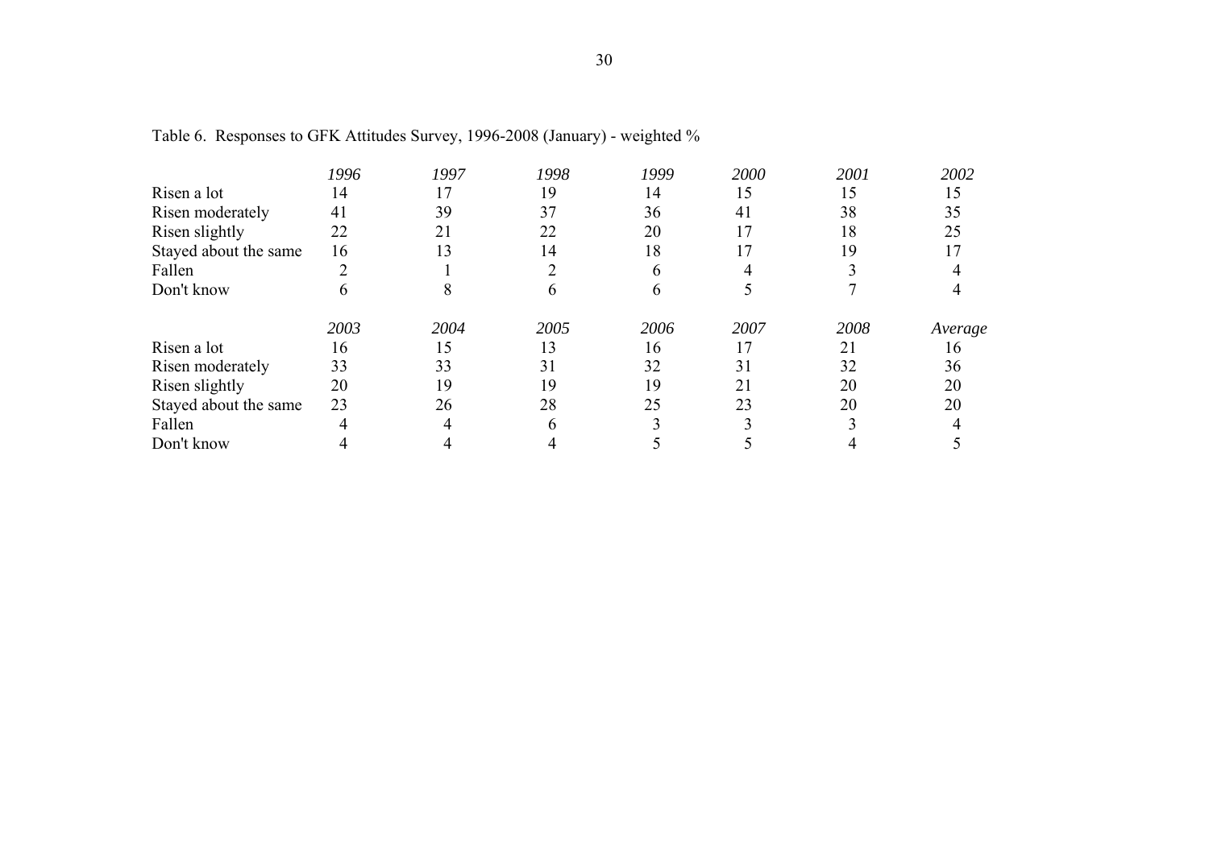Table 6. Responses to GFK Attitudes Survey, 1996-2008 (January) - weighted %

| | *1996* | *1997* | *1998* | *1999* | *2000* | *2001* | *2002* |
|---|---|---|---|---|---|---|---|
| Risen a lot | 14 | 17 | 19 | 14 | 15 | 15 | 15 |
| Risen moderately | 41 | 39 | 37 | 36 | 41 | 38 | 35 |
| Risen slightly | 22 | 21 | 22 | 20 | 17 | 18 | 25 |
| Stayed about the same | 16 | 13 | 14 | 18 | 17 | 19 | 17 |
| Fallen | 2 | 1 | 2 | 6 | 4 | 3 | 4 |
| Don't know | 6 | 8 | 6 | 6 | 5 | 7 | 4 |

| | *2003* | *2004* | *2005* | *2006* | *2007* | *2008* | *Average* |
|---|---|---|---|---|---|---|---|
| Risen a lot | 16 | 15 | 13 | 16 | 17 | 21 | 16 |
| Risen moderately | 33 | 33 | 31 | 32 | 31 | 32 | 36 |
| Risen slightly | 20 | 19 | 19 | 19 | 21 | 20 | 20 |
| Stayed about the same | 23 | 26 | 28 | 25 | 23 | 20 | 20 |
| Fallen | 4 | 4 | 6 | 3 | 3 | 3 | 4 |
| Don't know | 4 | 4 | 4 | 5 | 5 | 4 | 5 |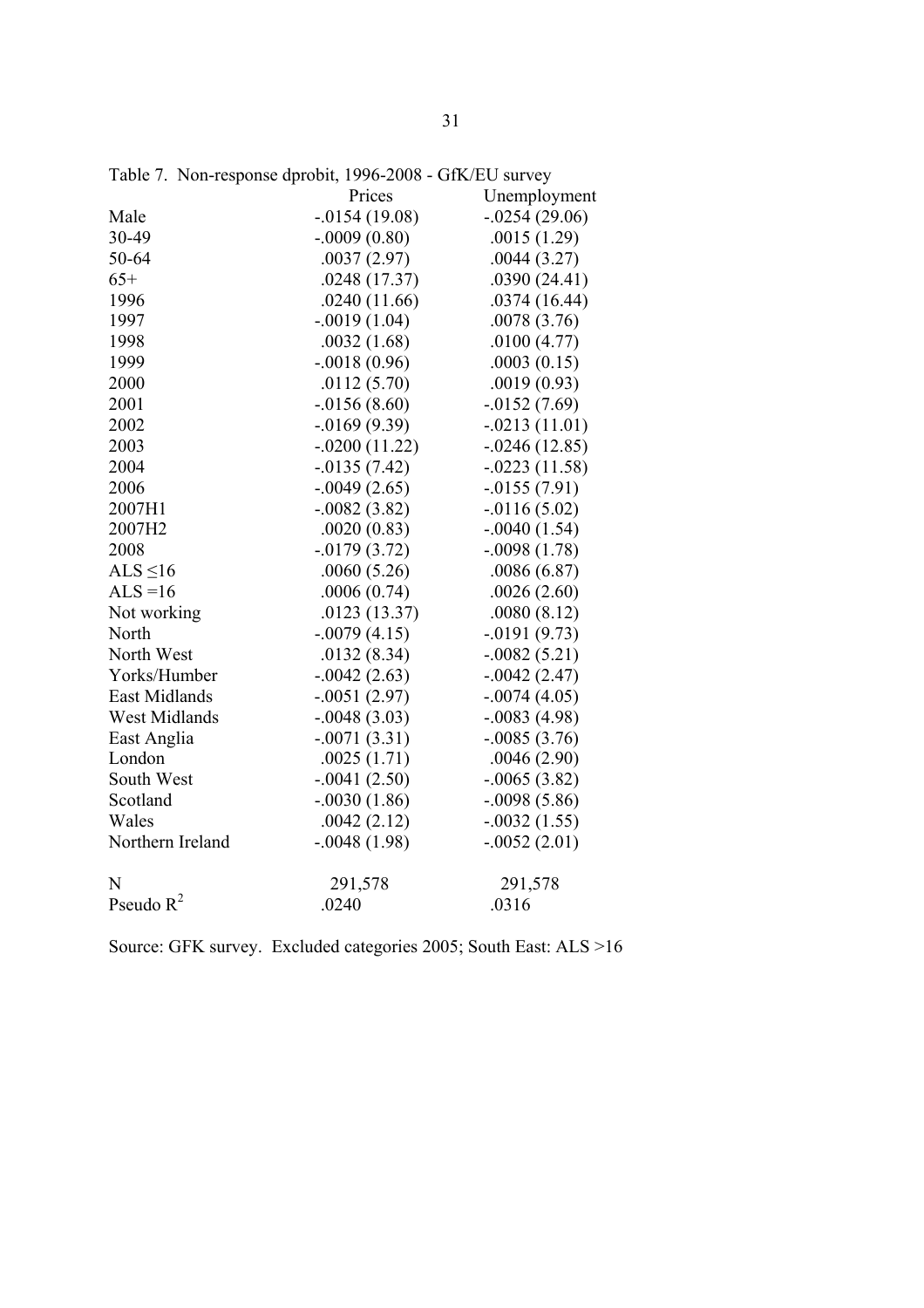Table 7. Non-response dprobit, 1996-2008 - GfK/EU survey

| | Prices | Unemployment |
|---|---|---|
| Male | -.0154 (19.08) | -.0254 (29.06) |
| 30-49 | -.0009 (0.80) | .0015 (1.29) |
| 50-64 | .0037 (2.97) | .0044 (3.27) |
| 65+ | .0248 (17.37) | .0390 (24.41) |
| 1996 | .0240 (11.66) | .0374 (16.44) |
| 1997 | -.0019 (1.04) | .0078 (3.76) |
| 1998 | .0032 (1.68) | .0100 (4.77) |
| 1999 | -.0018 (0.96) | .0003 (0.15) |
| 2000 | .0112 (5.70) | .0019 (0.93) |
| 2001 | -.0156 (8.60) | -.0152 (7.69) |
| 2002 | -.0169 (9.39) | -.0213 (11.01) |
| 2003 | -.0200 (11.22) | -.0246 (12.85) |
| 2004 | -.0135 (7.42) | -.0223 (11.58) |
| 2006 | -.0049 (2.65) | -.0155 (7.91) |
| 2007H1 | -.0082 (3.82) | -.0116 (5.02) |
| 2007H2 | .0020 (0.83) | -.0040 (1.54) |
| 2008 | -.0179 (3.72) | -.0098 (1.78) |
| ALS ≤16 | .0060 (5.26) | .0086 (6.87) |
| ALS =16 | .0006 (0.74) | .0026 (2.60) |
| Not working | .0123 (13.37) | .0080 (8.12) |
| North | -.0079 (4.15) | -.0191 (9.73) |
| North West | .0132 (8.34) | -.0082 (5.21) |
| Yorks/Humber | -.0042 (2.63) | -.0042 (2.47) |
| East Midlands | -.0051 (2.97) | -.0074 (4.05) |
| West Midlands | -.0048 (3.03) | -.0083 (4.98) |
| East Anglia | -.0071 (3.31) | -.0085 (3.76) |
| London | .0025 (1.71) | .0046 (2.90) |
| South West | -.0041 (2.50) | -.0065 (3.82) |
| Scotland | -.0030 (1.86) | -.0098 (5.86) |
| Wales | .0042 (2.12) | -.0032 (1.55) |
| Northern Ireland | -.0048 (1.98) | -.0052 (2.01) |
| | | |
| N | 291,578 | 291,578 |
| Pseudo $R^2$ | .0240 | .0316 |

Source: GFK survey. Excluded categories 2005; South East: ALS >16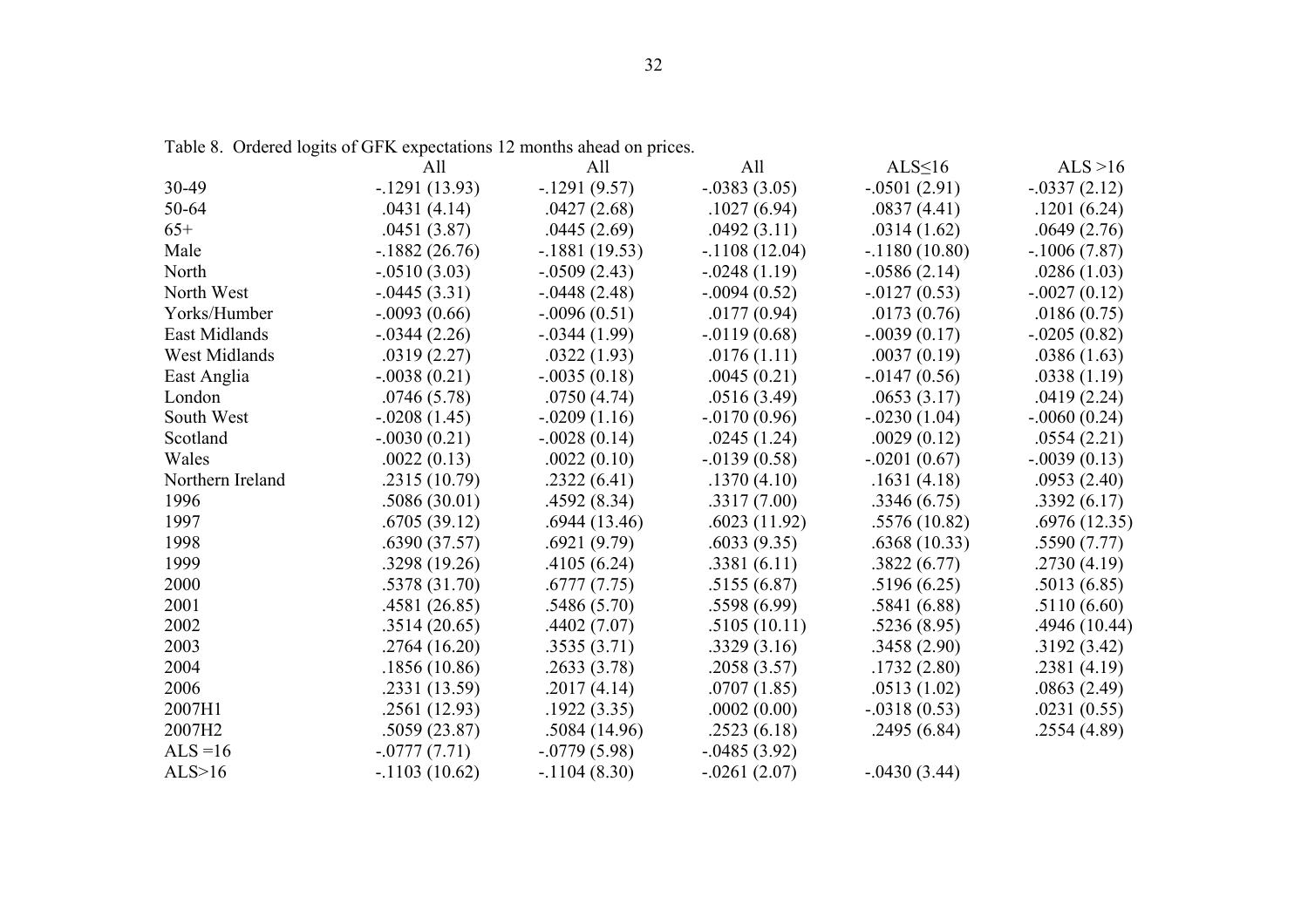Table 8. Ordered logits of GFK expectations 12 months ahead on prices.

| | All | All | All | ALS≤16 | ALS >16 |
|---|---|---|---|---|---|
| 30-49 | -.1291 (13.93) | -.1291 (9.57) | -.0383 (3.05) | -.0501 (2.91) | -.0337 (2.12) |
| 50-64 | .0431 (4.14) | .0427 (2.68) | .1027 (6.94) | .0837 (4.41) | .1201 (6.24) |
| 65+ | .0451 (3.87) | .0445 (2.69) | .0492 (3.11) | .0314 (1.62) | .0649 (2.76) |
| Male | -.1882 (26.76) | -.1881 (19.53) | -.1108 (12.04) | -.1180 (10.80) | -.1006 (7.87) |
| North | -.0510 (3.03) | -.0509 (2.43) | -.0248 (1.19) | -.0586 (2.14) | .0286 (1.03) |
| North West | -.0445 (3.31) | -.0448 (2.48) | -.0094 (0.52) | -.0127 (0.53) | -.0027 (0.12) |
| Yorks/Humber | -.0093 (0.66) | -.0096 (0.51) | .0177 (0.94) | .0173 (0.76) | .0186 (0.75) |
| East Midlands | -.0344 (2.26) | -.0344 (1.99) | -.0119 (0.68) | -.0039 (0.17) | -.0205 (0.82) |
| West Midlands | .0319 (2.27) | .0322 (1.93) | .0176 (1.11) | .0037 (0.19) | .0386 (1.63) |
| East Anglia | -.0038 (0.21) | -.0035 (0.18) | .0045 (0.21) | -.0147 (0.56) | .0338 (1.19) |
| London | .0746 (5.78) | .0750 (4.74) | .0516 (3.49) | .0653 (3.17) | .0419 (2.24) |
| South West | -.0208 (1.45) | -.0209 (1.16) | -.0170 (0.96) | -.0230 (1.04) | -.0060 (0.24) |
| Scotland | -.0030 (0.21) | -.0028 (0.14) | .0245 (1.24) | .0029 (0.12) | .0554 (2.21) |
| Wales | .0022 (0.13) | .0022 (0.10) | -.0139 (0.58) | -.0201 (0.67) | -.0039 (0.13) |
| Northern Ireland | .2315 (10.79) | .2322 (6.41) | .1370 (4.10) | .1631 (4.18) | .0953 (2.40) |
| 1996 | .5086 (30.01) | .4592 (8.34) | .3317 (7.00) | .3346 (6.75) | .3392 (6.17) |
| 1997 | .6705 (39.12) | .6944 (13.46) | .6023 (11.92) | .5576 (10.82) | .6976 (12.35) |
| 1998 | .6390 (37.57) | .6921 (9.79) | .6033 (9.35) | .6368 (10.33) | .5590 (7.77) |
| 1999 | .3298 (19.26) | .4105 (6.24) | .3381 (6.11) | .3822 (6.77) | .2730 (4.19) |
| 2000 | .5378 (31.70) | .6777 (7.75) | .5155 (6.87) | .5196 (6.25) | .5013 (6.85) |
| 2001 | .4581 (26.85) | .5486 (5.70) | .5598 (6.99) | .5841 (6.88) | .5110 (6.60) |
| 2002 | .3514 (20.65) | .4402 (7.07) | .5105 (10.11) | .5236 (8.95) | .4946 (10.44) |
| 2003 | .2764 (16.20) | .3535 (3.71) | .3329 (3.16) | .3458 (2.90) | .3192 (3.42) |
| 2004 | .1856 (10.86) | .2633 (3.78) | .2058 (3.57) | .1732 (2.80) | .2381 (4.19) |
| 2006 | .2331 (13.59) | .2017 (4.14) | .0707 (1.85) | .0513 (1.02) | .0863 (2.49) |
| 2007H1 | .2561 (12.93) | .1922 (3.35) | .0002 (0.00) | -.0318 (0.53) | .0231 (0.55) |
| 2007H2 | .5059 (23.87) | .5084 (14.96) | .2523 (6.18) | .2495 (6.84) | .2554 (4.89) |
| ALS =16 | -.0777 (7.71) | -.0779 (5.98) | -.0485 (3.92) | | |
| ALS>16 | -.1103 (10.62) | -.1104 (8.30) | -.0261 (2.07) | -.0430 (3.44) | |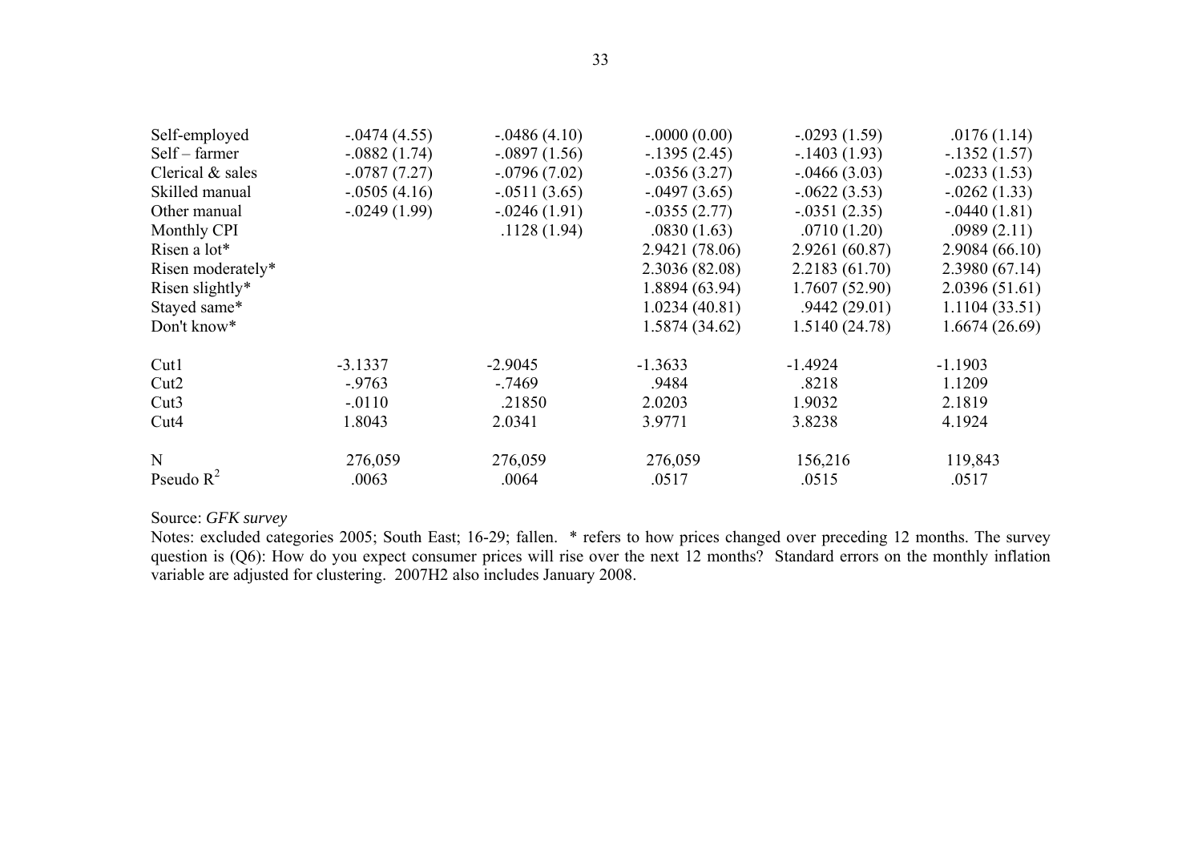| | | | | | |
|---|---|---|---|---|---|
| Self-employed | -.0474 (4.55) | -.0486 (4.10) | -.0000 (0.00) | -.0293 (1.59) | .0176 (1.14) |
| Self – farmer | -.0882 (1.74) | -.0897 (1.56) | -.1395 (2.45) | -.1403 (1.93) | -.1352 (1.57) |
| Clerical & sales | -.0787 (7.27) | -.0796 (7.02) | -.0356 (3.27) | -.0466 (3.03) | -.0233 (1.53) |
| Skilled manual | -.0505 (4.16) | -.0511 (3.65) | -.0497 (3.65) | -.0622 (3.53) | -.0262 (1.33) |
| Other manual | -.0249 (1.99) | -.0246 (1.91) | -.0355 (2.77) | -.0351 (2.35) | -.0440 (1.81) |
| Monthly CPI | | .1128 (1.94) | .0830 (1.63) | .0710 (1.20) | .0989 (2.11) |
| Risen a lot* | | | 2.9421 (78.06) | 2.9261 (60.87) | 2.9084 (66.10) |
| Risen moderately* | | | 2.3036 (82.08) | 2.2183 (61.70) | 2.3980 (67.14) |
| Risen slightly* | | | 1.8894 (63.94) | 1.7607 (52.90) | 2.0396 (51.61) |
| Stayed same* | | | 1.0234 (40.81) | .9442 (29.01) | 1.1104 (33.51) |
| Don't know* | | | 1.5874 (34.62) | 1.5140 (24.78) | 1.6674 (26.69) |
| | | | | | |
| Cut1 | -3.1337 | -2.9045 | -1.3633 | -1.4924 | -1.1903 |
| Cut2 | -.9763 | -.7469 | .9484 | .8218 | 1.1209 |
| Cut3 | -.0110 | .21850 | 2.0203 | 1.9032 | 2.1819 |
| Cut4 | 1.8043 | 2.0341 | 3.9771 | 3.8238 | 4.1924 |
| | | | | | |
| N | 276,059 | 276,059 | 276,059 | 156,216 | 119,843 |
| Pseudo $R^2$ | .0063 | .0064 | .0517 | .0515 | .0517 |

Source: *GFK survey*

Notes: excluded categories 2005; South East; 16-29; fallen. * refers to how prices changed over preceding 12 months. The survey question is (Q6): How do you expect consumer prices will rise over the next 12 months? Standard errors on the monthly inflation variable are adjusted for clustering. 2007H2 also includes January 2008.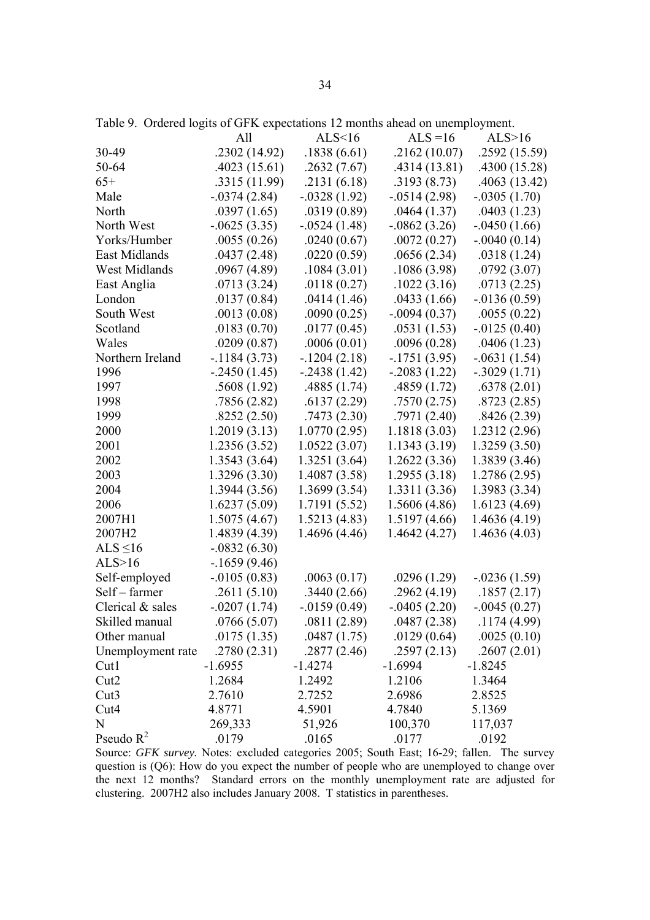Table 9. Ordered logits of GFK expectations 12 months ahead on unemployment.

| | All | ALS<16 | ALS =16 | ALS>16 |
|---|---|---|---|---|
| 30-49 | .2302 (14.92) | .1838 (6.61) | .2162 (10.07) | .2592 (15.59) |
| 50-64 | .4023 (15.61) | .2632 (7.67) | .4314 (13.81) | .4300 (15.28) |
| 65+ | .3315 (11.99) | .2131 (6.18) | .3193 (8.73) | .4063 (13.42) |
| Male | -.0374 (2.84) | -.0328 (1.92) | -.0514 (2.98) | -.0305 (1.70) |
| North | .0397 (1.65) | .0319 (0.89) | .0464 (1.37) | .0403 (1.23) |
| North West | -.0625 (3.35) | -.0524 (1.48) | -.0862 (3.26) | -.0450 (1.66) |
| Yorks/Humber | .0055 (0.26) | .0240 (0.67) | .0072 (0.27) | -.0040 (0.14) |
| East Midlands | .0437 (2.48) | .0220 (0.59) | .0656 (2.34) | .0318 (1.24) |
| West Midlands | .0967 (4.89) | .1084 (3.01) | .1086 (3.98) | .0792 (3.07) |
| East Anglia | .0713 (3.24) | .0118 (0.27) | .1022 (3.16) | .0713 (2.25) |
| London | .0137 (0.84) | .0414 (1.46) | .0433 (1.66) | -.0136 (0.59) |
| South West | .0013 (0.08) | .0090 (0.25) | -.0094 (0.37) | .0055 (0.22) |
| Scotland | .0183 (0.70) | .0177 (0.45) | .0531 (1.53) | -.0125 (0.40) |
| Wales | .0209 (0.87) | .0006 (0.01) | .0096 (0.28) | .0406 (1.23) |
| Northern Ireland | -.1184 (3.73) | -.1204 (2.18) | -.1751 (3.95) | -.0631 (1.54) |
| 1996 | -.2450 (1.45) | -.2438 (1.42) | -.2083 (1.22) | -.3029 (1.71) |
| 1997 | .5608 (1.92) | .4885 (1.74) | .4859 (1.72) | .6378 (2.01) |
| 1998 | .7856 (2.82) | .6137 (2.29) | .7570 (2.75) | .8723 (2.85) |
| 1999 | .8252 (2.50) | .7473 (2.30) | .7971 (2.40) | .8426 (2.39) |
| 2000 | 1.2019 (3.13) | 1.0770 (2.95) | 1.1818 (3.03) | 1.2312 (2.96) |
| 2001 | 1.2356 (3.52) | 1.0522 (3.07) | 1.1343 (3.19) | 1.3259 (3.50) |
| 2002 | 1.3543 (3.64) | 1.3251 (3.64) | 1.2622 (3.36) | 1.3839 (3.46) |
| 2003 | 1.3296 (3.30) | 1.4087 (3.58) | 1.2955 (3.18) | 1.2786 (2.95) |
| 2004 | 1.3944 (3.56) | 1.3699 (3.54) | 1.3311 (3.36) | 1.3983 (3.34) |
| 2006 | 1.6237 (5.09) | 1.7191 (5.52) | 1.5606 (4.86) | 1.6123 (4.69) |
| 2007H1 | 1.5075 (4.67) | 1.5213 (4.83) | 1.5197 (4.66) | 1.4636 (4.19) |
| 2007H2 | 1.4839 (4.39) | 1.4696 (4.46) | 1.4642 (4.27) | 1.4636 (4.03) |
| ALS ≤16 | -.0832 (6.30) | | | |
| ALS>16 | -.1659 (9.46) | | | |
| Self-employed | -.0105 (0.83) | .0063 (0.17) | .0296 (1.29) | -.0236 (1.59) |
| Self – farmer | .2611 (5.10) | .3440 (2.66) | .2962 (4.19) | .1857 (2.17) |
| Clerical & sales | -.0207 (1.74) | -.0159 (0.49) | -.0405 (2.20) | -.0045 (0.27) |
| Skilled manual | .0766 (5.07) | .0811 (2.89) | .0487 (2.38) | .1174 (4.99) |
| Other manual | .0175 (1.35) | .0487 (1.75) | .0129 (0.64) | .0025 (0.10) |
| Unemployment rate | .2780 (2.31) | .2877 (2.46) | .2597 (2.13) | .2607 (2.01) |
| Cut1 | -1.6955 | -1.4274 | -1.6994 | -1.8245 |
| Cut2 | 1.2684 | 1.2492 | 1.2106 | 1.3464 |
| Cut3 | 2.7610 | 2.7252 | 2.6986 | 2.8525 |
| Cut4 | 4.8771 | 4.5901 | 4.7840 | 5.1369 |
| N | 269,333 | 51,926 | 100,370 | 117,037 |
| Pseudo $R^2$ | .0179 | .0165 | .0177 | .0192 |

Source: *GFK survey.* Notes: excluded categories 2005; South East; 16-29; fallen. The survey question is (Q6): How do you expect the number of people who are unemployed to change over the next 12 months? Standard errors on the monthly unemployment rate are adjusted for clustering. 2007H2 also includes January 2008. T statistics in parentheses.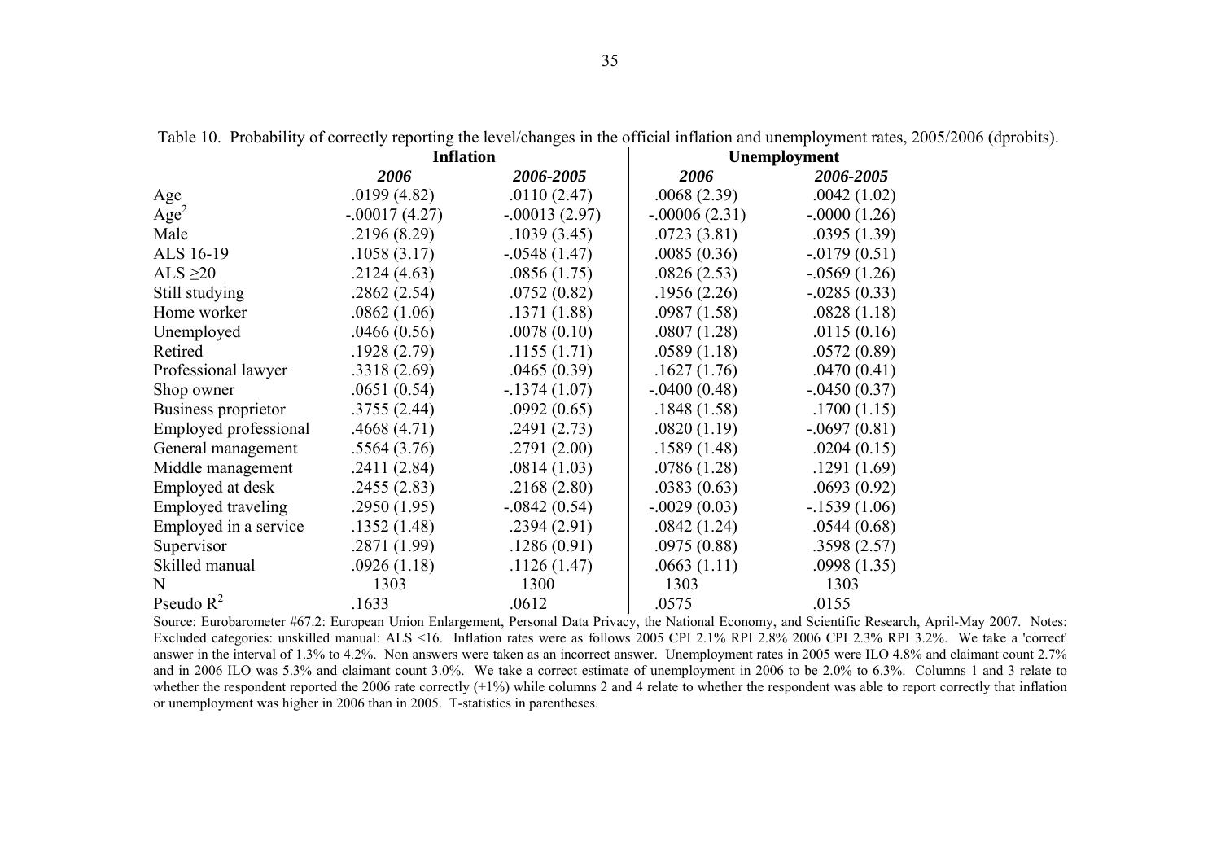Table 10. Probability of correctly reporting the level/changes in the official inflation and unemployment rates, 2005/2006 (dprobits).

| | Inflation | | Unemployment | |
|---|---|---|---|---|
| | *2006* | *2006-2005* | *2006* | *2006-2005* |
| Age | .0199 (4.82) | .0110 (2.47) | .0068 (2.39) | .0042 (1.02) |
| $Age^2$ | -.00017 (4.27) | -.00013 (2.97) | -.00006 (2.31) | -.0000 (1.26) |
| Male | .2196 (8.29) | .1039 (3.45) | .0723 (3.81) | .0395 (1.39) |
| ALS 16-19 | .1058 (3.17) | -.0548 (1.47) | .0085 (0.36) | -.0179 (0.51) |
| ALS ≥20 | .2124 (4.63) | .0856 (1.75) | .0826 (2.53) | -.0569 (1.26) |
| Still studying | .2862 (2.54) | .0752 (0.82) | .1956 (2.26) | -.0285 (0.33) |
| Home worker | .0862 (1.06) | .1371 (1.88) | .0987 (1.58) | .0828 (1.18) |
| Unemployed | .0466 (0.56) | .0078 (0.10) | .0807 (1.28) | .0115 (0.16) |
| Retired | .1928 (2.79) | .1155 (1.71) | .0589 (1.18) | .0572 (0.89) |
| Professional lawyer | .3318 (2.69) | .0465 (0.39) | .1627 (1.76) | .0470 (0.41) |
| Shop owner | .0651 (0.54) | -.1374 (1.07) | -.0400 (0.48) | -.0450 (0.37) |
| Business proprietor | .3755 (2.44) | .0992 (0.65) | .1848 (1.58) | .1700 (1.15) |
| Employed professional | .4668 (4.71) | .2491 (2.73) | .0820 (1.19) | -.0697 (0.81) |
| General management | .5564 (3.76) | .2791 (2.00) | .1589 (1.48) | .0204 (0.15) |
| Middle management | .2411 (2.84) | .0814 (1.03) | .0786 (1.28) | .1291 (1.69) |
| Employed at desk | .2455 (2.83) | .2168 (2.80) | .0383 (0.63) | .0693 (0.92) |
| Employed traveling | .2950 (1.95) | -.0842 (0.54) | -.0029 (0.03) | -.1539 (1.06) |
| Employed in a service | .1352 (1.48) | .2394 (2.91) | .0842 (1.24) | .0544 (0.68) |
| Supervisor | .2871 (1.99) | .1286 (0.91) | .0975 (0.88) | .3598 (2.57) |
| Skilled manual | .0926 (1.18) | .1126 (1.47) | .0663 (1.11) | .0998 (1.35) |
| N | 1303 | 1300 | 1303 | 1303 |
| Pseudo $R^2$ | .1633 | .0612 | .0575 | .0155 |

Source: Eurobarometer #67.2: European Union Enlargement, Personal Data Privacy, the National Economy, and Scientific Research, April-May 2007. Notes: Excluded categories: unskilled manual: ALS <16. Inflation rates were as follows 2005 CPI 2.1% RPI 2.8% 2006 CPI 2.3% RPI 3.2%. We take a 'correct' answer in the interval of 1.3% to 4.2%. Non answers were taken as an incorrect answer. Unemployment rates in 2005 were ILO 4.8% and claimant count 2.7% and in 2006 ILO was 5.3% and claimant count 3.0%. We take a correct estimate of unemployment in 2006 to be 2.0% to 6.3%. Columns 1 and 3 relate to whether the respondent reported the 2006 rate correctly (±1%) while columns 2 and 4 relate to whether the respondent was able to report correctly that inflation or unemployment was higher in 2006 than in 2005. T-statistics in parentheses.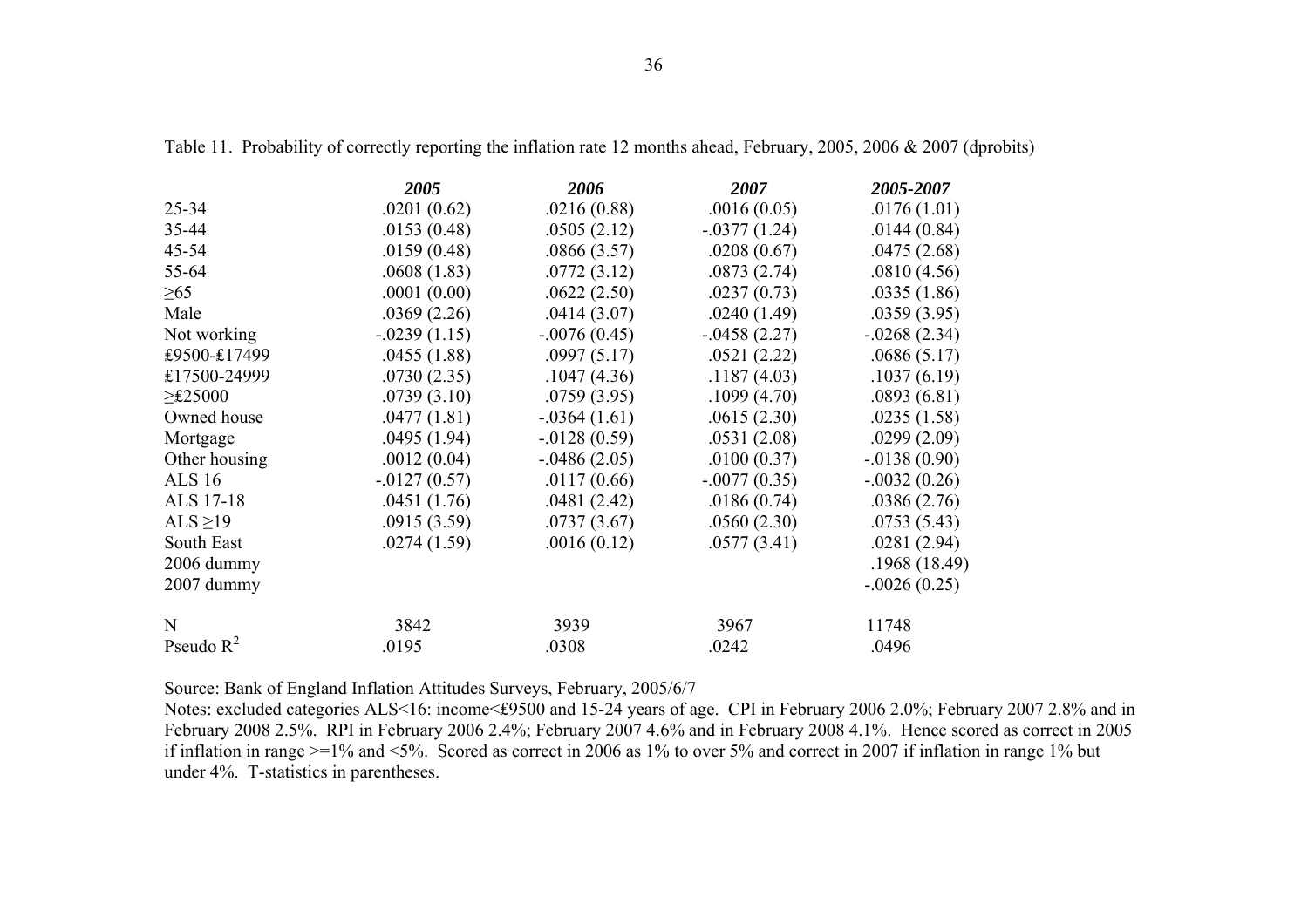Table 11. Probability of correctly reporting the inflation rate 12 months ahead, February, 2005, 2006 & 2007 (dprobits)

| | ***2005*** | ***2006*** | ***2007*** | ***2005-2007*** |
|---|---|---|---|---|
| 25-34 | .0201 (0.62) | .0216 (0.88) | .0016 (0.05) | .0176 (1.01) |
| 35-44 | .0153 (0.48) | .0505 (2.12) | -.0377 (1.24) | .0144 (0.84) |
| 45-54 | .0159 (0.48) | .0866 (3.57) | .0208 (0.67) | .0475 (2.68) |
| 55-64 | .0608 (1.83) | .0772 (3.12) | .0873 (2.74) | .0810 (4.56) |
| ≥65 | .0001 (0.00) | .0622 (2.50) | .0237 (0.73) | .0335 (1.86) |
| Male | .0369 (2.26) | .0414 (3.07) | .0240 (1.49) | .0359 (3.95) |
| Not working | -.0239 (1.15) | -.0076 (0.45) | -.0458 (2.27) | -.0268 (2.34) |
| £9500-£17499 | .0455 (1.88) | .0997 (5.17) | .0521 (2.22) | .0686 (5.17) |
| £17500-24999 | .0730 (2.35) | .1047 (4.36) | .1187 (4.03) | .1037 (6.19) |
| ≥£25000 | .0739 (3.10) | .0759 (3.95) | .1099 (4.70) | .0893 (6.81) |
| Owned house | .0477 (1.81) | -.0364 (1.61) | .0615 (2.30) | .0235 (1.58) |
| Mortgage | .0495 (1.94) | -.0128 (0.59) | .0531 (2.08) | .0299 (2.09) |
| Other housing | .0012 (0.04) | -.0486 (2.05) | .0100 (0.37) | -.0138 (0.90) |
| ALS 16 | -.0127 (0.57) | .0117 (0.66) | -.0077 (0.35) | -.0032 (0.26) |
| ALS 17-18 | .0451 (1.76) | .0481 (2.42) | .0186 (0.74) | .0386 (2.76) |
| ALS ≥19 | .0915 (3.59) | .0737 (3.67) | .0560 (2.30) | .0753 (5.43) |
| South East | .0274 (1.59) | .0016 (0.12) | .0577 (3.41) | .0281 (2.94) |
| 2006 dummy | | | | .1968 (18.49) |
| 2007 dummy | | | | -.0026 (0.25) |
| N | 3842 | 3939 | 3967 | 11748 |
| Pseudo $R^2$ | .0195 | .0308 | .0242 | .0496 |

Source: Bank of England Inflation Attitudes Surveys, February, 2005/6/7

Notes: excluded categories ALS<16: income<£9500 and 15-24 years of age. CPI in February 2006 2.0%; February 2007 2.8% and in February 2008 2.5%. RPI in February 2006 2.4%; February 2007 4.6% and in February 2008 4.1%. Hence scored as correct in 2005 if inflation in range >=1% and <5%. Scored as correct in 2006 as 1% to over 5% and correct in 2007 if inflation in range 1% but under 4%. T-statistics in parentheses.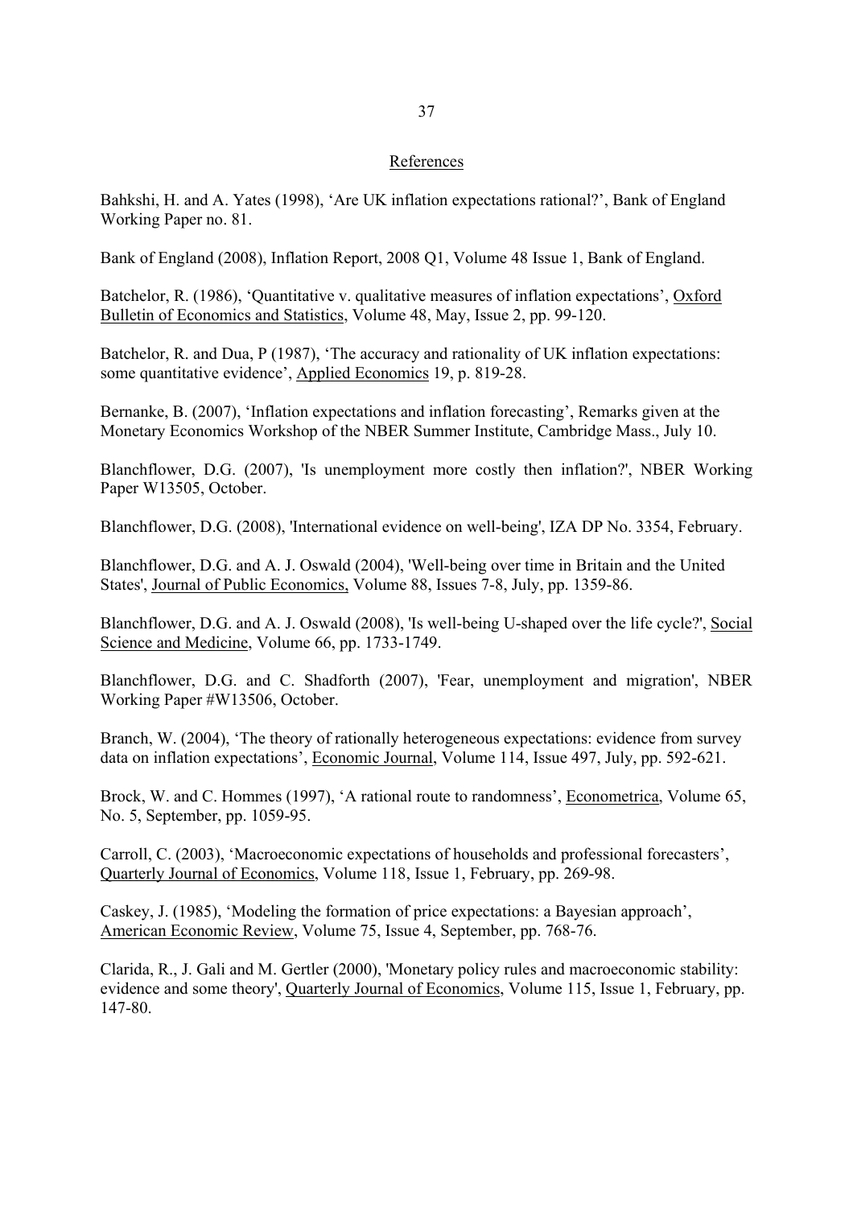## References

Bahkshi, H. and A. Yates (1998), 'Are UK inflation expectations rational?', Bank of England Working Paper no. 81.

Bank of England (2008), Inflation Report, 2008 Q1, Volume 48 Issue 1, Bank of England.

Batchelor, R. (1986), 'Quantitative v. qualitative measures of inflation expectations', Oxford Bulletin of Economics and Statistics, Volume 48, May, Issue 2, pp. 99-120.

Batchelor, R. and Dua, P (1987), 'The accuracy and rationality of UK inflation expectations: some quantitative evidence', Applied Economics 19, p. 819-28.

Bernanke, B. (2007), 'Inflation expectations and inflation forecasting', Remarks given at the Monetary Economics Workshop of the NBER Summer Institute, Cambridge Mass., July 10.

Blanchflower, D.G. (2007), 'Is unemployment more costly then inflation?', NBER Working Paper W13505, October.

Blanchflower, D.G. (2008), 'International evidence on well-being', IZA DP No. 3354, February.

Blanchflower, D.G. and A. J. Oswald (2004), 'Well-being over time in Britain and the United States', Journal of Public Economics, Volume 88, Issues 7-8, July, pp. 1359-86.

Blanchflower, D.G. and A. J. Oswald (2008), 'Is well-being U-shaped over the life cycle?', Social Science and Medicine, Volume 66, pp. 1733-1749.

Blanchflower, D.G. and C. Shadforth (2007), 'Fear, unemployment and migration', NBER Working Paper #W13506, October.

Branch, W. (2004), 'The theory of rationally heterogeneous expectations: evidence from survey data on inflation expectations', Economic Journal, Volume 114, Issue 497, July, pp. 592-621.

Brock, W. and C. Hommes (1997), 'A rational route to randomness', Econometrica, Volume 65, No. 5, September, pp. 1059-95.

Carroll, C. (2003), 'Macroeconomic expectations of households and professional forecasters', Quarterly Journal of Economics, Volume 118, Issue 1, February, pp. 269-98.

Caskey, J. (1985), 'Modeling the formation of price expectations: a Bayesian approach', American Economic Review, Volume 75, Issue 4, September, pp. 768-76.

Clarida, R., J. Gali and M. Gertler (2000), 'Monetary policy rules and macroeconomic stability: evidence and some theory', Quarterly Journal of Economics, Volume 115, Issue 1, February, pp. 147-80.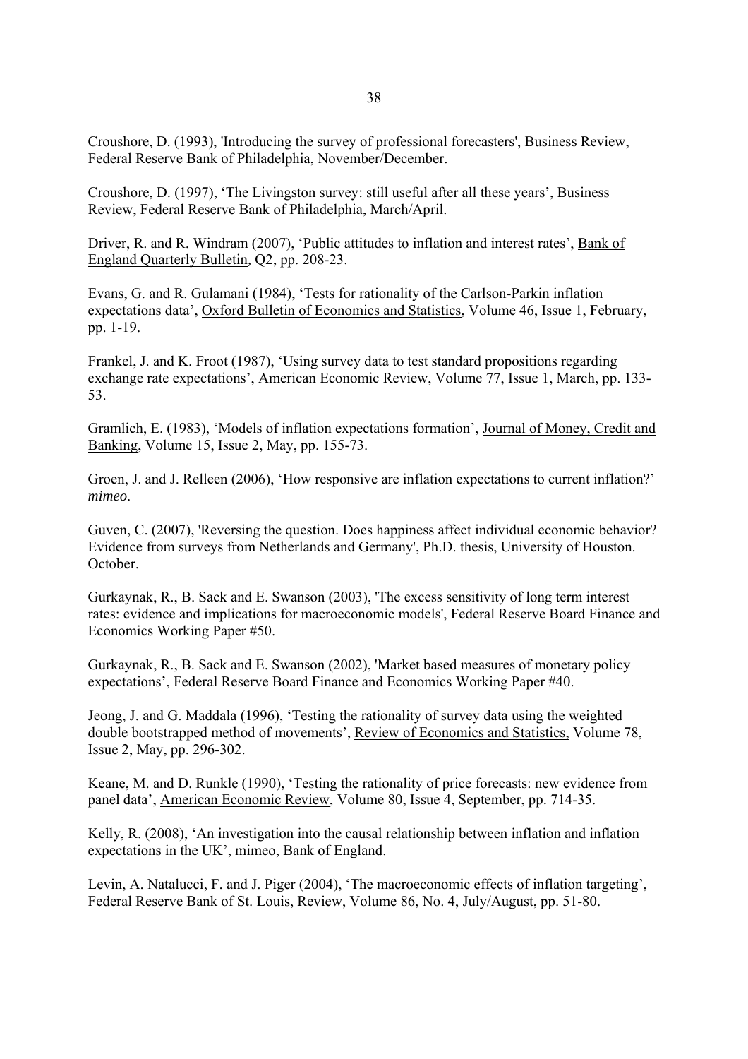Croushore, D. (1993), 'Introducing the survey of professional forecasters', Business Review, Federal Reserve Bank of Philadelphia, November/December.

Croushore, D. (1997), 'The Livingston survey: still useful after all these years', Business Review, Federal Reserve Bank of Philadelphia, March/April.

Driver, R. and R. Windram (2007), 'Public attitudes to inflation and interest rates', Bank of England Quarterly Bulletin, Q2, pp. 208-23.

Evans, G. and R. Gulamani (1984), 'Tests for rationality of the Carlson-Parkin inflation expectations data', Oxford Bulletin of Economics and Statistics, Volume 46, Issue 1, February, pp. 1-19.

Frankel, J. and K. Froot (1987), 'Using survey data to test standard propositions regarding exchange rate expectations', American Economic Review, Volume 77, Issue 1, March, pp. 133-53.

Gramlich, E. (1983), 'Models of inflation expectations formation', Journal of Money, Credit and Banking, Volume 15, Issue 2, May, pp. 155-73.

Groen, J. and J. Relleen (2006), 'How responsive are inflation expectations to current inflation?' *mimeo*.

Guven, C. (2007), 'Reversing the question. Does happiness affect individual economic behavior? Evidence from surveys from Netherlands and Germany', Ph.D. thesis, University of Houston. October.

Gurkaynak, R., B. Sack and E. Swanson (2003), 'The excess sensitivity of long term interest rates: evidence and implications for macroeconomic models', Federal Reserve Board Finance and Economics Working Paper #50.

Gurkaynak, R., B. Sack and E. Swanson (2002), 'Market based measures of monetary policy expectations', Federal Reserve Board Finance and Economics Working Paper #40.

Jeong, J. and G. Maddala (1996), 'Testing the rationality of survey data using the weighted double bootstrapped method of movements', Review of Economics and Statistics, Volume 78, Issue 2, May, pp. 296-302.

Keane, M. and D. Runkle (1990), 'Testing the rationality of price forecasts: new evidence from panel data', American Economic Review, Volume 80, Issue 4, September, pp. 714-35.

Kelly, R. (2008), 'An investigation into the causal relationship between inflation and inflation expectations in the UK', mimeo, Bank of England.

Levin, A. Natalucci, F. and J. Piger (2004), 'The macroeconomic effects of inflation targeting', Federal Reserve Bank of St. Louis, Review, Volume 86, No. 4, July/August, pp. 51-80.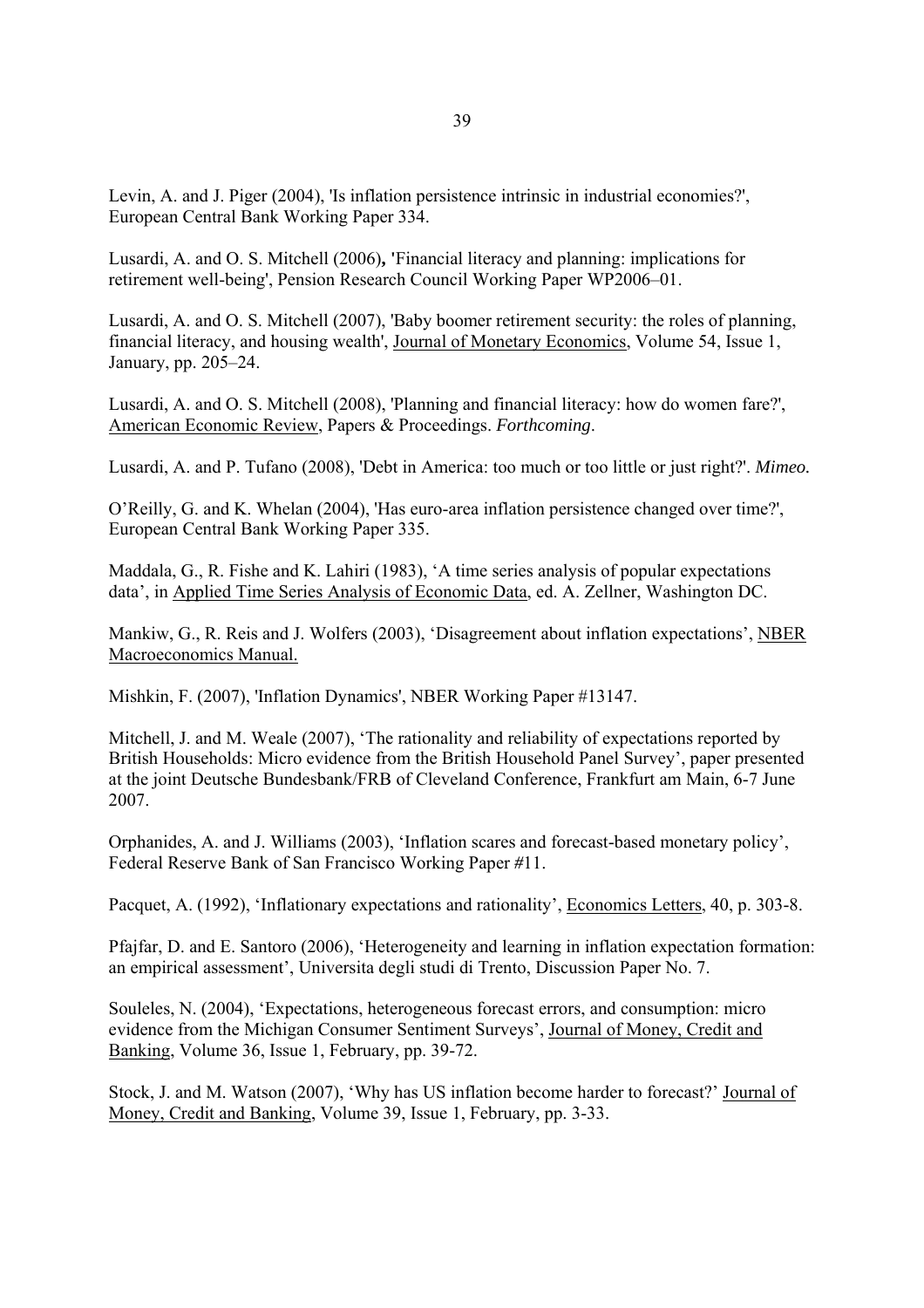Levin, A. and J. Piger (2004), 'Is inflation persistence intrinsic in industrial economies?', European Central Bank Working Paper 334.

Lusardi, A. and O. S. Mitchell (2006)**,** 'Financial literacy and planning: implications for retirement well-being', Pension Research Council Working Paper WP2006–01.

Lusardi, A. and O. S. Mitchell (2007), 'Baby boomer retirement security: the roles of planning, financial literacy, and housing wealth', Journal of Monetary Economics, Volume 54, Issue 1, January, pp. 205–24.

Lusardi, A. and O. S. Mitchell (2008), 'Planning and financial literacy: how do women fare?', American Economic Review, Papers & Proceedings. *Forthcoming*.

Lusardi, A. and P. Tufano (2008), 'Debt in America: too much or too little or just right?'. *Mimeo.*

O'Reilly, G. and K. Whelan (2004), 'Has euro-area inflation persistence changed over time?', European Central Bank Working Paper 335.

Maddala, G., R. Fishe and K. Lahiri (1983), 'A time series analysis of popular expectations data', in Applied Time Series Analysis of Economic Data, ed. A. Zellner, Washington DC.

Mankiw, G., R. Reis and J. Wolfers (2003), 'Disagreement about inflation expectations', NBER Macroeconomics Manual.

Mishkin, F. (2007), 'Inflation Dynamics', NBER Working Paper #13147.

Mitchell, J. and M. Weale (2007), 'The rationality and reliability of expectations reported by British Households: Micro evidence from the British Household Panel Survey', paper presented at the joint Deutsche Bundesbank/FRB of Cleveland Conference, Frankfurt am Main, 6-7 June 2007.

Orphanides, A. and J. Williams (2003), 'Inflation scares and forecast-based monetary policy', Federal Reserve Bank of San Francisco Working Paper #11.

Pacquet, A. (1992), 'Inflationary expectations and rationality', Economics Letters, 40, p. 303-8.

Pfajfar, D. and E. Santoro (2006), 'Heterogeneity and learning in inflation expectation formation: an empirical assessment', Universita degli studi di Trento, Discussion Paper No. 7.

Souleles, N. (2004), 'Expectations, heterogeneous forecast errors, and consumption: micro evidence from the Michigan Consumer Sentiment Surveys', Journal of Money, Credit and Banking, Volume 36, Issue 1, February, pp. 39-72.

Stock, J. and M. Watson (2007), 'Why has US inflation become harder to forecast?' Journal of Money, Credit and Banking, Volume 39, Issue 1, February, pp. 3-33.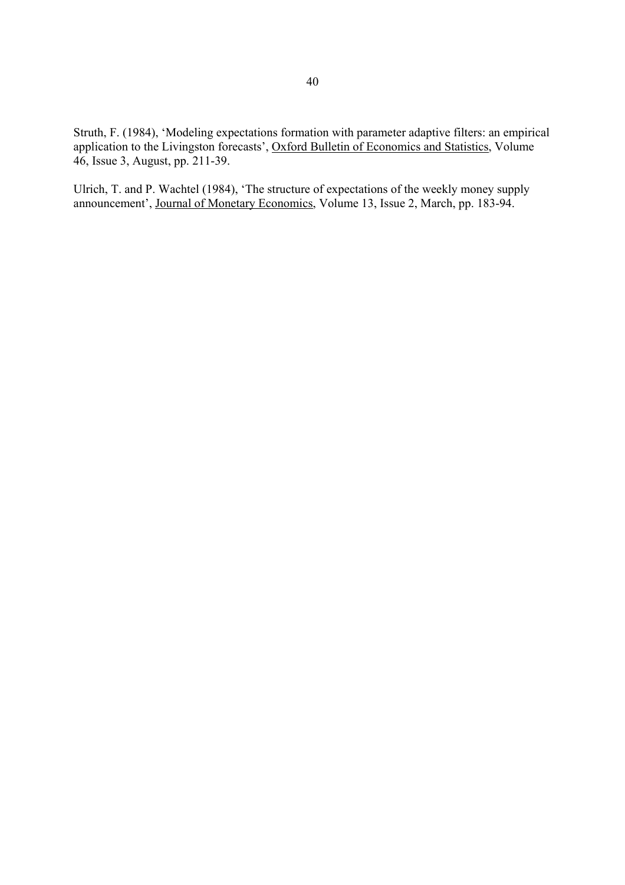Struth, F. (1984), 'Modeling expectations formation with parameter adaptive filters: an empirical application to the Livingston forecasts', Oxford Bulletin of Economics and Statistics, Volume 46, Issue 3, August, pp. 211-39.

Ulrich, T. and P. Wachtel (1984), 'The structure of expectations of the weekly money supply announcement', Journal of Monetary Economics, Volume 13, Issue 2, March, pp. 183-94.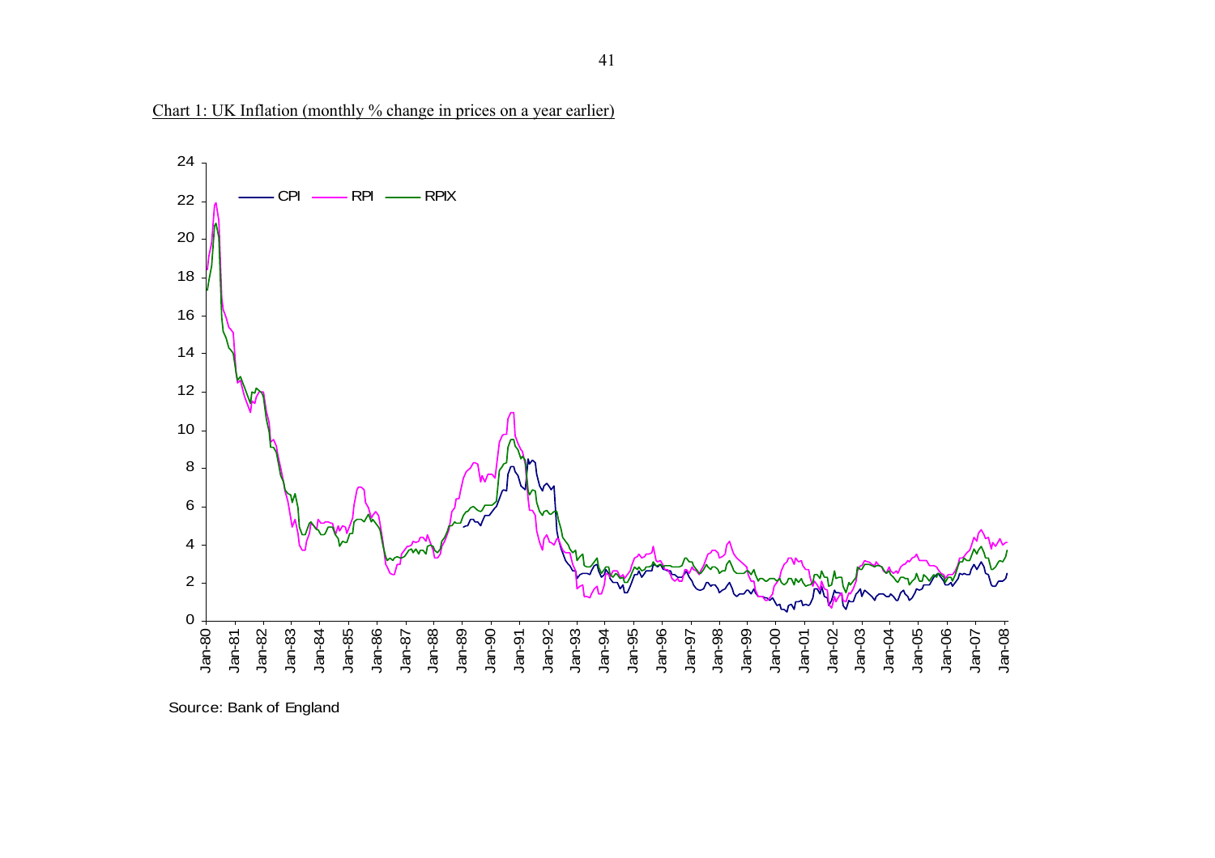Chart 1: UK Inflation (monthly % change in prices on a year earlier)

Source: Bank of England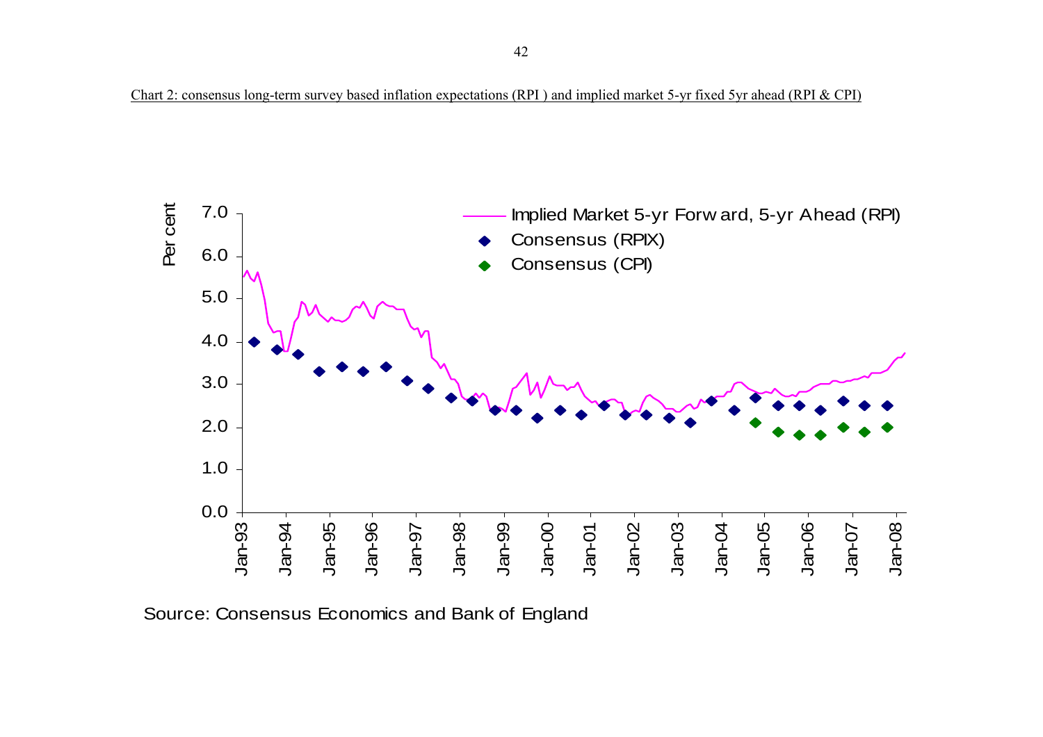Chart 2: consensus long-term survey based inflation expectations (RPI ) and implied market 5-yr fixed 5yr ahead (RPI & CPI)

Source: Consensus Economics and Bank of England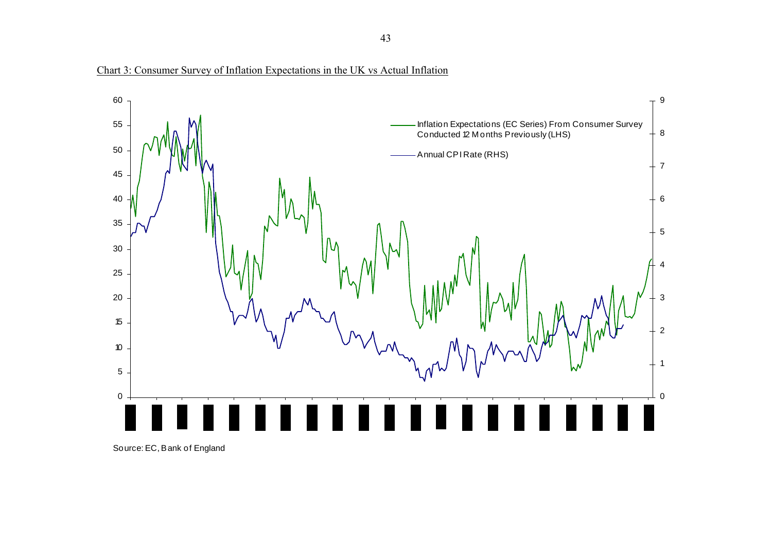Chart 3: Consumer Survey of Inflation Expectations in the UK vs Actual Inflation

Source: EC, Bank of England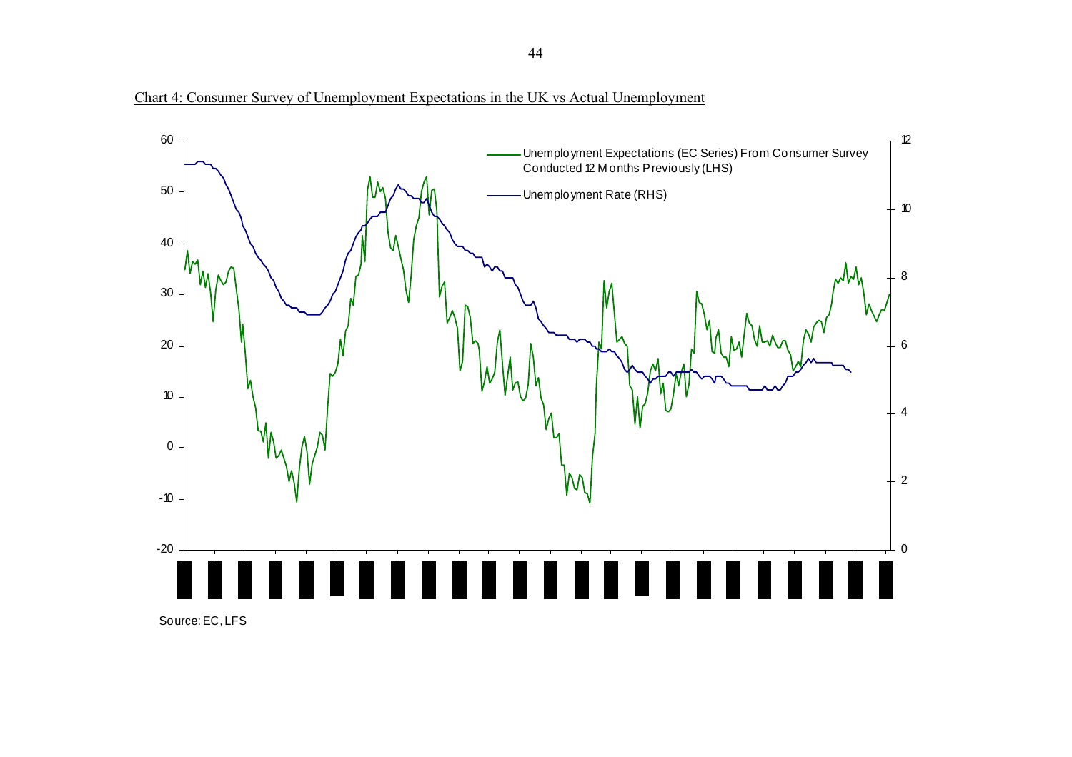Chart 4: Consumer Survey of Unemployment Expectations in the UK vs Actual Unemployment

Source: EC, LFS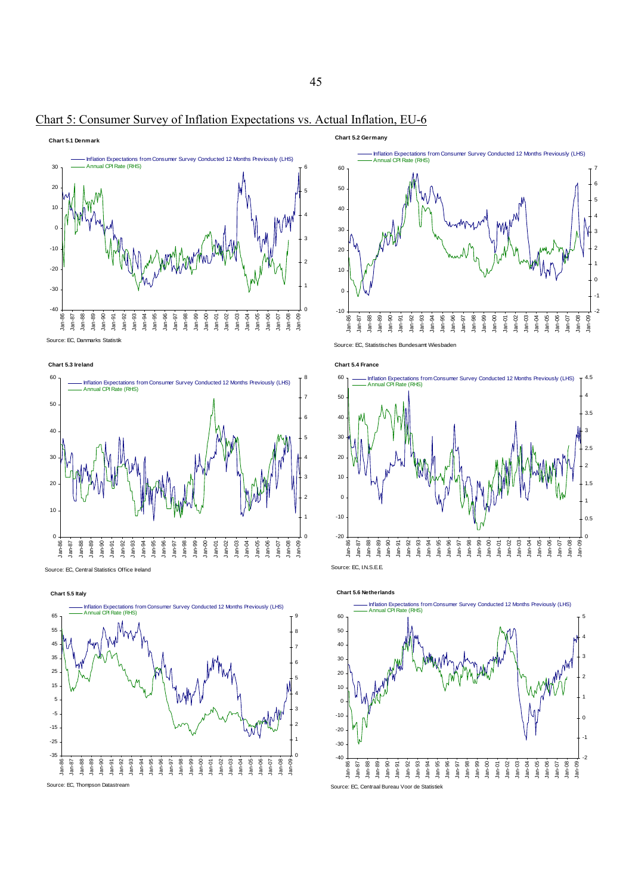# Chart 5: Consumer Survey of Inflation Expectations vs. Actual Inflation, EU-6

**Chart 5.1 Denmark**

Source: EC, Danmarks Statistik

**Chart 5.2 Germany**

Source: EC, Statistisches Bundesamt Wiesbaden

**Chart 5.3 Ireland**

Source: EC, Central Statistics Office Ireland

**Chart 5.4 France**

Source: EC, I.N.S.E.E.

**Chart 5.5 Italy**

Source: EC, Thompson Datastream

**Chart 5.6 Netherlands**

Source: EC, Centraal Bureau Voor de Statistiek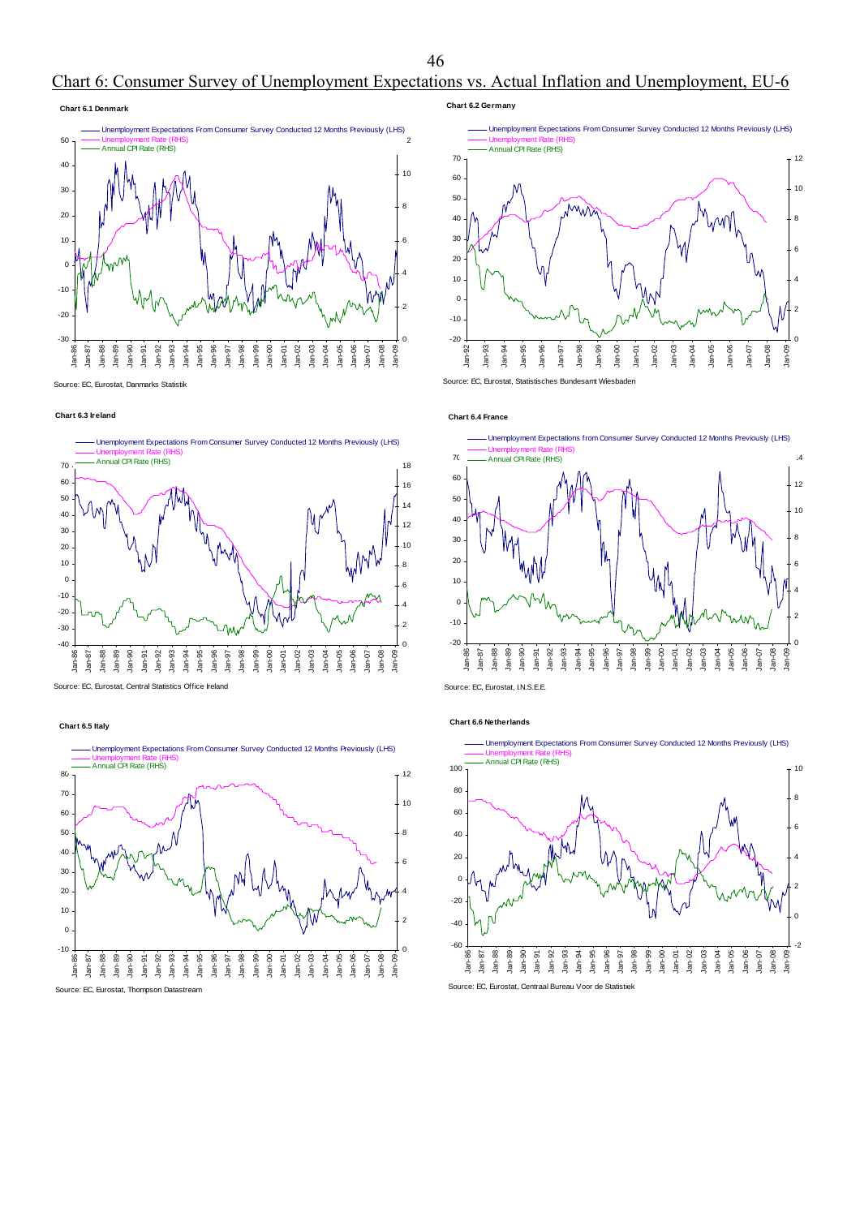# Chart 6: Consumer Survey of Unemployment Expectations vs. Actual Inflation and Unemployment, EU-6

**Chart 6.1 Denmark**

Unemployment Expectations From Consumer Survey Conducted 12 Months Previously (LHS)
Unemployment Rate (RHS)
Annual CPI Rate (RHS)

50
40
30
20
10
0
-10
-20
-30

12
10
8
6
4
2
0

Jan-86 Jan-87 Jan-88 Jan-89 Jan-90 Jan-91 Jan-92 Jan-93 Jan-94 Jan-95 Jan-96 Jan-97 Jan-98 Jan-99 Jan-00 Jan-01 Jan-02 Jan-03 Jan-04 Jan-05 Jan-06 Jan-07 Jan-08 Jan-09

Source: EC, Eurostat, Danmarks Statistik

**Chart 6.2 Germany**

Unemployment Expectations From Consumer Survey Conducted 12 Months Previously (LHS)
Unemployment Rate (RHS)
Annual CPI Rate (RHS)

70
60
50
40
30
20
10
0
-10
-20

12
10
8
6
4
2
0

Jan-92 Jan-93 Jan-94 Jan-95 Jan-96 Jan-97 Jan-98 Jan-99 Jan-00 Jan-01 Jan-02 Jan-03 Jan-04 Jan-05 Jan-06 Jan-07 Jan-08 Jan-09

Source: EC, Eurostat, Statistisches Bundesamt Wiesbaden

**Chart 6.3 Ireland**

Unemployment Expectations From Consumer Survey Conducted 12 Months Previously (LHS)
Unemployment Rate (RHS)
Annual CPI Rate (RHS)

70
60
50
40
30
20
10
0
-10
-20
-30
-40

18
16
14
12
10
8
6
4
2
0

Jan-86 Jan-87 Jan-88 Jan-89 Jan-90 Jan-91 Jan-92 Jan-93 Jan-94 Jan-95 Jan-96 Jan-97 Jan-98 Jan-99 Jan-00 Jan-01 Jan-02 Jan-03 Jan-04 Jan-05 Jan-06 Jan-07 Jan-08 Jan-09

Source: EC, Eurostat, Central Statistics Office Ireland

**Chart 6.4 France**

Unemployment Expectations from Consumer Survey Conducted 12 Months Previously (LHS)
Unemployment Rate (RHS)
Annual CPI Rate (RHS)

70
60
50
40
30
20
10
0
-10
-20

14
12
10
8
6
4
2
0

Jan-86 Jan-87 Jan-88 Jan-89 Jan-90 Jan-91 Jan-92 Jan-93 Jan-94 Jan-95 Jan-96 Jan-97 Jan-98 Jan-99 Jan-00 Jan-01 Jan-02 Jan-03 Jan-04 Jan-05 Jan-06 Jan-07 Jan-08 Jan-09

Source: EC, Eurostat, I.N.S.E.E.

**Chart 6.5 Italy**

Unemployment Expectations From Consumer Survey Conducted 12 Months Previously (LHS)
Unemployment Rate (RHS)
Annual CPI Rate (RHS)

80
70
60
50
40
30
20
10
0
-10

12
10
8
6
4
2
0

Jan-86 Jan-87 Jan-88 Jan-89 Jan-90 Jan-91 Jan-92 Jan-93 Jan-94 Jan-95 Jan-96 Jan-97 Jan-98 Jan-99 Jan-00 Jan-01 Jan-02 Jan-03 Jan-04 Jan-05 Jan-06 Jan-07 Jan-08 Jan-09

Source: EC, Eurostat, Thompson Datastream

**Chart 6.6 Netherlands**

Unemployment Expectations From Consumer Survey Conducted 12 Months Previously (LHS)
Unemployment Rate (RHS)
Annual CPI Rate (RHS)

100
80
60
40
20
0
-20
-40
-60

10
8
6
4
2
0
-2

Jan-86 Jan-87 Jan-88 Jan-89 Jan-90 Jan-91 Jan-92 Jan-93 Jan-94 Jan-95 Jan-96 Jan-97 Jan-98 Jan-99 Jan-00 Jan-01 Jan-02 Jan-03 Jan-04 Jan-05 Jan-06 Jan-07 Jan-08 Jan-09

Source: EC, Eurostat, Centraal Bureau Voor de Statistiek